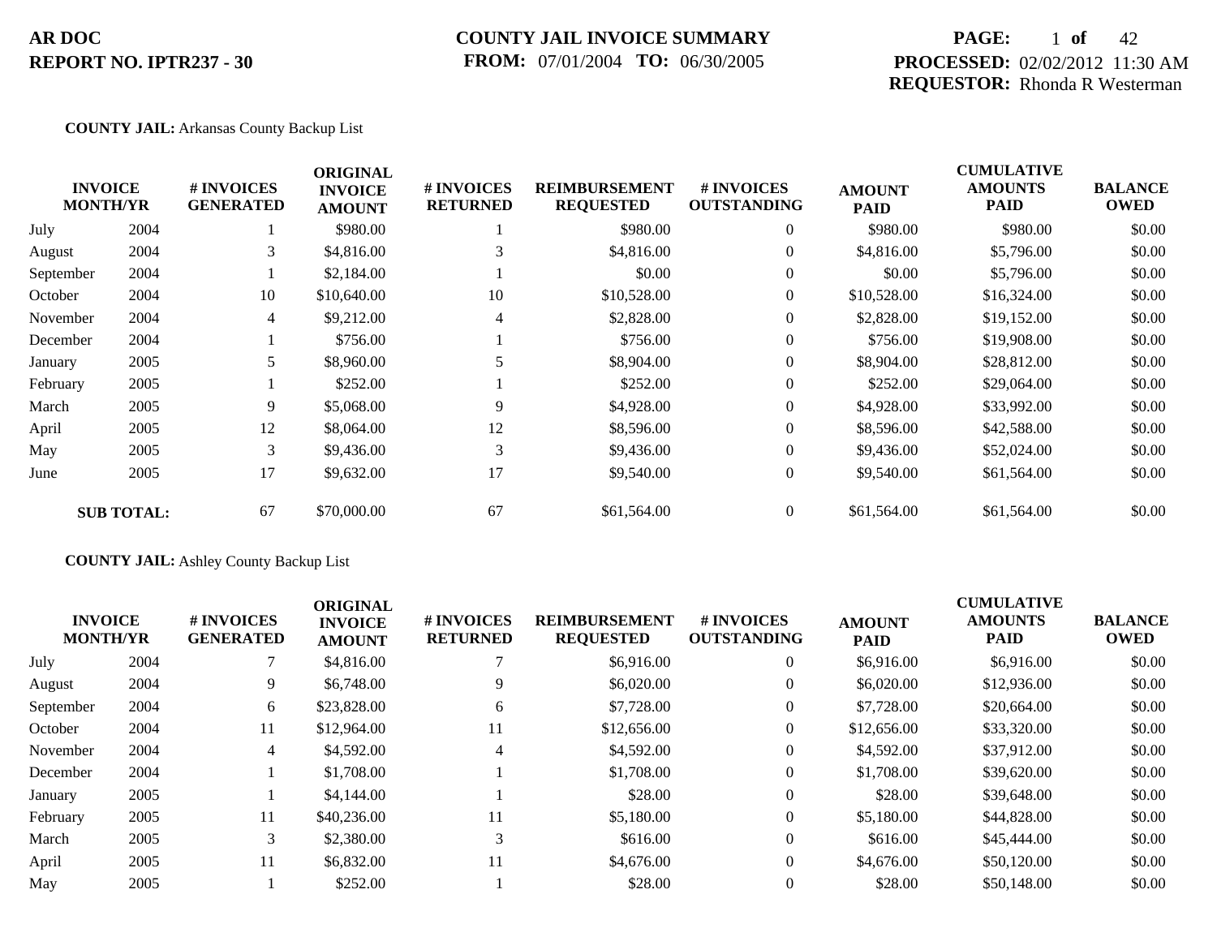**AR DOC**
**REPORT NO. IPTR237 - 30**

**COUNTY JAIL INVOICE SUMMARY**
**FROM:** 07/01/2004 **TO:** 06/30/2005

**PROCESSED:** 02/02/2012 11:30 AM
**REQUESTOR:** Rhonda R Westerman

**COUNTY JAIL:** Arkansas County Backup List

| INVOICE MONTH/YR | | # INVOICES GENERATED | ORIGINAL INVOICE AMOUNT | # INVOICES RETURNED | REIMBURSEMENT REQUESTED | # INVOICES OUTSTANDING | AMOUNT PAID | CUMULATIVE AMOUNTS PAID | BALANCE OWED |
|---|---|---|---|---|---|---|---|---|---|
| July | 2004 | 1 | $980.00 | 1 | $980.00 | 0 | $980.00 | $980.00 | $0.00 |
| August | 2004 | 3 | $4,816.00 | 3 | $4,816.00 | 0 | $4,816.00 | $5,796.00 | $0.00 |
| September | 2004 | 1 | $2,184.00 | 1 | $0.00 | 0 | $0.00 | $5,796.00 | $0.00 |
| October | 2004 | 10 | $10,640.00 | 10 | $10,528.00 | 0 | $10,528.00 | $16,324.00 | $0.00 |
| November | 2004 | 4 | $9,212.00 | 4 | $2,828.00 | 0 | $2,828.00 | $19,152.00 | $0.00 |
| December | 2004 | 1 | $756.00 | 1 | $756.00 | 0 | $756.00 | $19,908.00 | $0.00 |
| January | 2005 | 5 | $8,960.00 | 5 | $8,904.00 | 0 | $8,904.00 | $28,812.00 | $0.00 |
| February | 2005 | 1 | $252.00 | 1 | $252.00 | 0 | $252.00 | $29,064.00 | $0.00 |
| March | 2005 | 9 | $5,068.00 | 9 | $4,928.00 | 0 | $4,928.00 | $33,992.00 | $0.00 |
| April | 2005 | 12 | $8,064.00 | 12 | $8,596.00 | 0 | $8,596.00 | $42,588.00 | $0.00 |
| May | 2005 | 3 | $9,436.00 | 3 | $9,436.00 | 0 | $9,436.00 | $52,024.00 | $0.00 |
| June | 2005 | 17 | $9,632.00 | 17 | $9,540.00 | 0 | $9,540.00 | $61,564.00 | $0.00 |
| **SUB TOTAL:** | | 67 | $70,000.00 | 67 | $61,564.00 | 0 | $61,564.00 | $61,564.00 | $0.00 |

**COUNTY JAIL:** Ashley County Backup List

| INVOICE MONTH/YR | | # INVOICES GENERATED | ORIGINAL INVOICE AMOUNT | # INVOICES RETURNED | REIMBURSEMENT REQUESTED | # INVOICES OUTSTANDING | AMOUNT PAID | CUMULATIVE AMOUNTS PAID | BALANCE OWED |
|---|---|---|---|---|---|---|---|---|---|
| July | 2004 | 7 | $4,816.00 | 7 | $6,916.00 | 0 | $6,916.00 | $6,916.00 | $0.00 |
| August | 2004 | 9 | $6,748.00 | 9 | $6,020.00 | 0 | $6,020.00 | $12,936.00 | $0.00 |
| September | 2004 | 6 | $23,828.00 | 6 | $7,728.00 | 0 | $7,728.00 | $20,664.00 | $0.00 |
| October | 2004 | 11 | $12,964.00 | 11 | $12,656.00 | 0 | $12,656.00 | $33,320.00 | $0.00 |
| November | 2004 | 4 | $4,592.00 | 4 | $4,592.00 | 0 | $4,592.00 | $37,912.00 | $0.00 |
| December | 2004 | 1 | $1,708.00 | 1 | $1,708.00 | 0 | $1,708.00 | $39,620.00 | $0.00 |
| January | 2005 | 1 | $4,144.00 | 1 | $28.00 | 0 | $28.00 | $39,648.00 | $0.00 |
| February | 2005 | 11 | $40,236.00 | 11 | $5,180.00 | 0 | $5,180.00 | $44,828.00 | $0.00 |
| March | 2005 | 3 | $2,380.00 | 3 | $616.00 | 0 | $616.00 | $45,444.00 | $0.00 |
| April | 2005 | 11 | $6,832.00 | 11 | $4,676.00 | 0 | $4,676.00 | $50,120.00 | $0.00 |
| May | 2005 | 1 | $252.00 | 1 | $28.00 | 0 | $28.00 | $50,148.00 | $0.00 |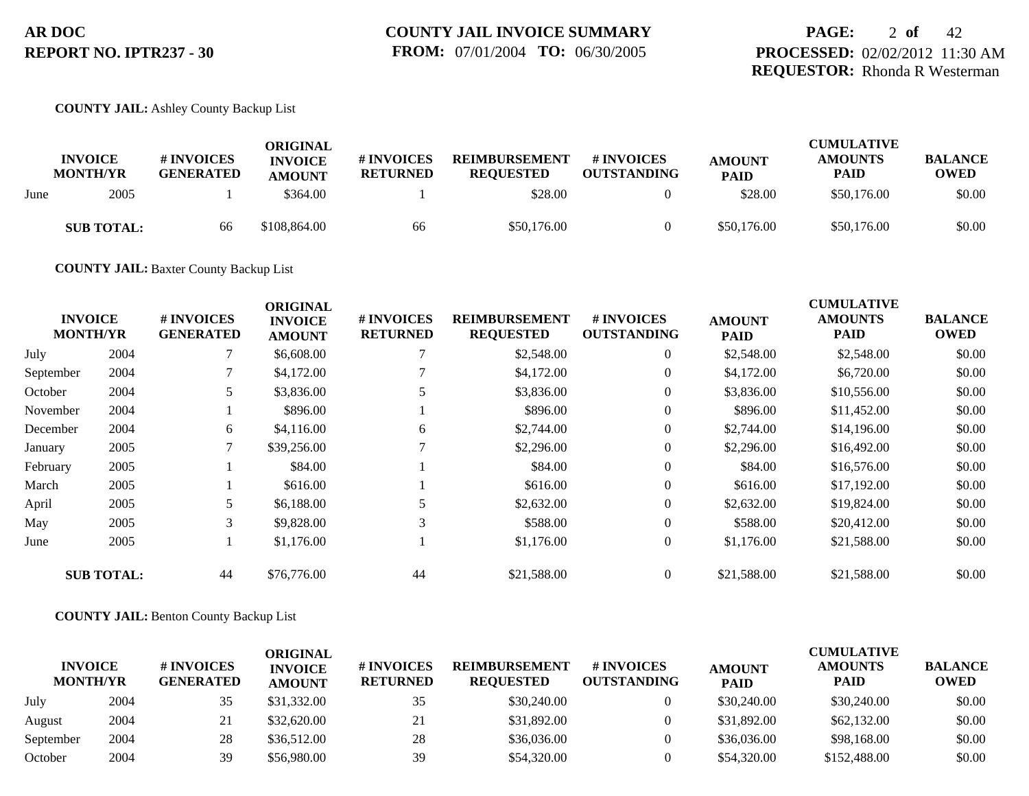**COUNTY JAIL:** Ashley County Backup List

| INVOICE MONTH/YR | | # INVOICES GENERATED | ORIGINAL INVOICE AMOUNT | # INVOICES RETURNED | REIMBURSEMENT REQUESTED | # INVOICES OUTSTANDING | AMOUNT PAID | CUMULATIVE AMOUNTS PAID | BALANCE OWED |
|---|---|---|---|---|---|---|---|---|---|
| June | 2005 | 1 | $364.00 | 1 | $28.00 | 0 | $28.00 | $50,176.00 | $0.00 |
| **SUB TOTAL:** | | 66 | $108,864.00 | 66 | $50,176.00 | 0 | $50,176.00 | $50,176.00 | $0.00 |

**COUNTY JAIL:** Baxter County Backup List

| INVOICE MONTH/YR | | # INVOICES GENERATED | ORIGINAL INVOICE AMOUNT | # INVOICES RETURNED | REIMBURSEMENT REQUESTED | # INVOICES OUTSTANDING | AMOUNT PAID | CUMULATIVE AMOUNTS PAID | BALANCE OWED |
|---|---|---|---|---|---|---|---|---|---|
| July | 2004 | 7 | $6,608.00 | 7 | $2,548.00 | 0 | $2,548.00 | $2,548.00 | $0.00 |
| September | 2004 | 7 | $4,172.00 | 7 | $4,172.00 | 0 | $4,172.00 | $6,720.00 | $0.00 |
| October | 2004 | 5 | $3,836.00 | 5 | $3,836.00 | 0 | $3,836.00 | $10,556.00 | $0.00 |
| November | 2004 | 1 | $896.00 | 1 | $896.00 | 0 | $896.00 | $11,452.00 | $0.00 |
| December | 2004 | 6 | $4,116.00 | 6 | $2,744.00 | 0 | $2,744.00 | $14,196.00 | $0.00 |
| January | 2005 | 7 | $39,256.00 | 7 | $2,296.00 | 0 | $2,296.00 | $16,492.00 | $0.00 |
| February | 2005 | 1 | $84.00 | 1 | $84.00 | 0 | $84.00 | $16,576.00 | $0.00 |
| March | 2005 | 1 | $616.00 | 1 | $616.00 | 0 | $616.00 | $17,192.00 | $0.00 |
| April | 2005 | 5 | $6,188.00 | 5 | $2,632.00 | 0 | $2,632.00 | $19,824.00 | $0.00 |
| May | 2005 | 3 | $9,828.00 | 3 | $588.00 | 0 | $588.00 | $20,412.00 | $0.00 |
| June | 2005 | 1 | $1,176.00 | 1 | $1,176.00 | 0 | $1,176.00 | $21,588.00 | $0.00 |
| **SUB TOTAL:** | | 44 | $76,776.00 | 44 | $21,588.00 | 0 | $21,588.00 | $21,588.00 | $0.00 |

**COUNTY JAIL:** Benton County Backup List

| INVOICE MONTH/YR | | # INVOICES GENERATED | ORIGINAL INVOICE AMOUNT | # INVOICES RETURNED | REIMBURSEMENT REQUESTED | # INVOICES OUTSTANDING | AMOUNT PAID | CUMULATIVE AMOUNTS PAID | BALANCE OWED |
|---|---|---|---|---|---|---|---|---|---|
| July | 2004 | 35 | $31,332.00 | 35 | $30,240.00 | 0 | $30,240.00 | $30,240.00 | $0.00 |
| August | 2004 | 21 | $32,620.00 | 21 | $31,892.00 | 0 | $31,892.00 | $62,132.00 | $0.00 |
| September | 2004 | 28 | $36,512.00 | 28 | $36,036.00 | 0 | $36,036.00 | $98,168.00 | $0.00 |
| October | 2004 | 39 | $56,980.00 | 39 | $54,320.00 | 0 | $54,320.00 | $152,488.00 | $0.00 |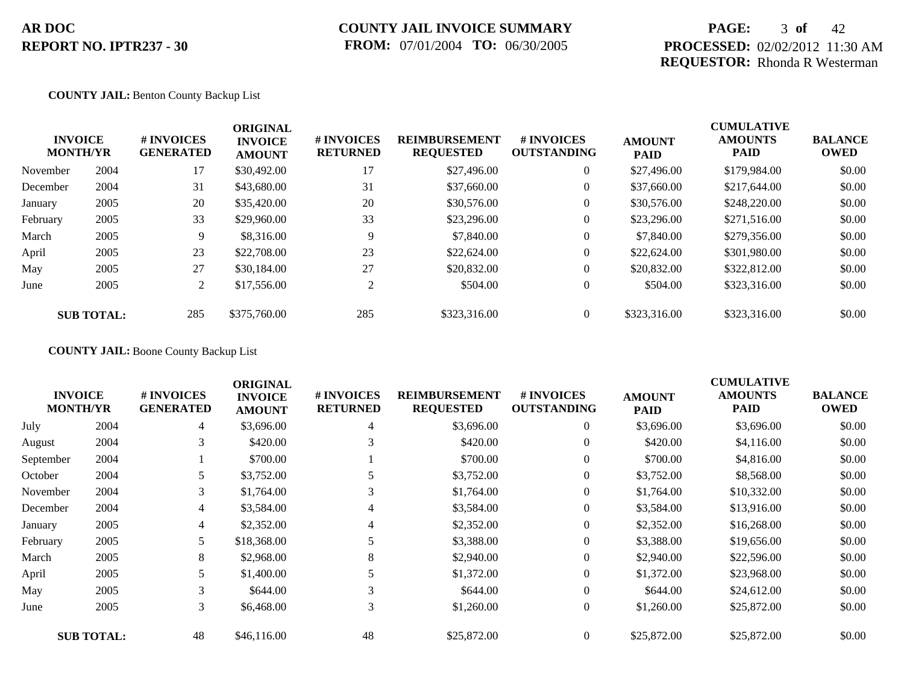**COUNTY JAIL:** Benton County Backup List

| INVOICE MONTH/YR | | # INVOICES GENERATED | ORIGINAL INVOICE AMOUNT | # INVOICES RETURNED | REIMBURSEMENT REQUESTED | # INVOICES OUTSTANDING | AMOUNT PAID | CUMULATIVE AMOUNTS PAID | BALANCE OWED |
|---|---|---|---|---|---|---|---|---|---|
| November | 2004 | 17 | $30,492.00 | 17 | $27,496.00 | 0 | $27,496.00 | $179,984.00 | $0.00 |
| December | 2004 | 31 | $43,680.00 | 31 | $37,660.00 | 0 | $37,660.00 | $217,644.00 | $0.00 |
| January | 2005 | 20 | $35,420.00 | 20 | $30,576.00 | 0 | $30,576.00 | $248,220.00 | $0.00 |
| February | 2005 | 33 | $29,960.00 | 33 | $23,296.00 | 0 | $23,296.00 | $271,516.00 | $0.00 |
| March | 2005 | 9 | $8,316.00 | 9 | $7,840.00 | 0 | $7,840.00 | $279,356.00 | $0.00 |
| April | 2005 | 23 | $22,708.00 | 23 | $22,624.00 | 0 | $22,624.00 | $301,980.00 | $0.00 |
| May | 2005 | 27 | $30,184.00 | 27 | $20,832.00 | 0 | $20,832.00 | $322,812.00 | $0.00 |
| June | 2005 | 2 | $17,556.00 | 2 | $504.00 | 0 | $504.00 | $323,316.00 | $0.00 |
| **SUB TOTAL:** | | 285 | $375,760.00 | 285 | $323,316.00 | 0 | $323,316.00 | $323,316.00 | $0.00 |

**COUNTY JAIL:** Boone County Backup List

| INVOICE MONTH/YR | | # INVOICES GENERATED | ORIGINAL INVOICE AMOUNT | # INVOICES RETURNED | REIMBURSEMENT REQUESTED | # INVOICES OUTSTANDING | AMOUNT PAID | CUMULATIVE AMOUNTS PAID | BALANCE OWED |
|---|---|---|---|---|---|---|---|---|---|
| July | 2004 | 4 | $3,696.00 | 4 | $3,696.00 | 0 | $3,696.00 | $3,696.00 | $0.00 |
| August | 2004 | 3 | $420.00 | 3 | $420.00 | 0 | $420.00 | $4,116.00 | $0.00 |
| September | 2004 | 1 | $700.00 | 1 | $700.00 | 0 | $700.00 | $4,816.00 | $0.00 |
| October | 2004 | 5 | $3,752.00 | 5 | $3,752.00 | 0 | $3,752.00 | $8,568.00 | $0.00 |
| November | 2004 | 3 | $1,764.00 | 3 | $1,764.00 | 0 | $1,764.00 | $10,332.00 | $0.00 |
| December | 2004 | 4 | $3,584.00 | 4 | $3,584.00 | 0 | $3,584.00 | $13,916.00 | $0.00 |
| January | 2005 | 4 | $2,352.00 | 4 | $2,352.00 | 0 | $2,352.00 | $16,268.00 | $0.00 |
| February | 2005 | 5 | $18,368.00 | 5 | $3,388.00 | 0 | $3,388.00 | $19,656.00 | $0.00 |
| March | 2005 | 8 | $2,968.00 | 8 | $2,940.00 | 0 | $2,940.00 | $22,596.00 | $0.00 |
| April | 2005 | 5 | $1,400.00 | 5 | $1,372.00 | 0 | $1,372.00 | $23,968.00 | $0.00 |
| May | 2005 | 3 | $644.00 | 3 | $644.00 | 0 | $644.00 | $24,612.00 | $0.00 |
| June | 2005 | 3 | $6,468.00 | 3 | $1,260.00 | 0 | $1,260.00 | $25,872.00 | $0.00 |
| **SUB TOTAL:** | | 48 | $46,116.00 | 48 | $25,872.00 | 0 | $25,872.00 | $25,872.00 | $0.00 |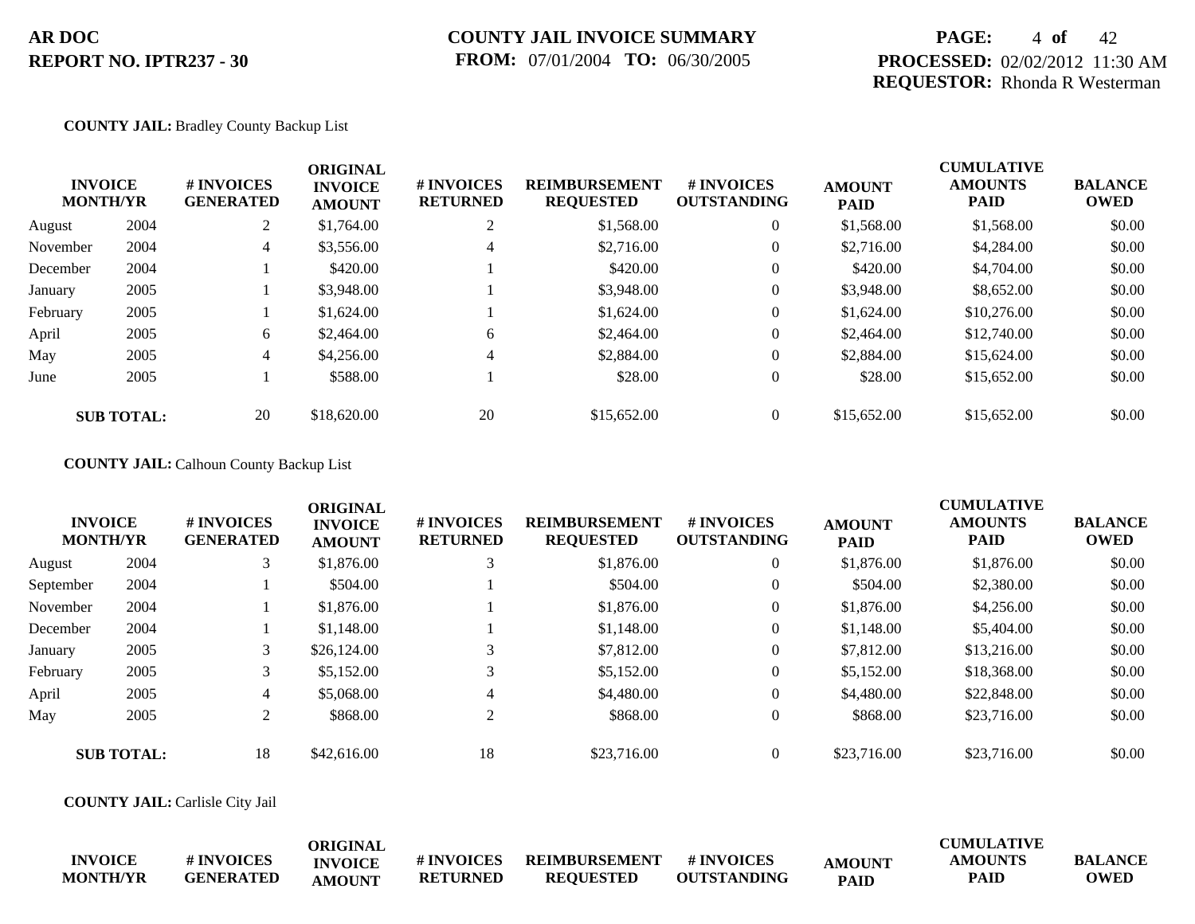**COUNTY JAIL:** Bradley County Backup List

| INVOICE MONTH/YR | | # INVOICES GENERATED | ORIGINAL INVOICE AMOUNT | # INVOICES RETURNED | REIMBURSEMENT REQUESTED | # INVOICES OUTSTANDING | AMOUNT PAID | CUMULATIVE AMOUNTS PAID | BALANCE OWED |
|---|---|---|---|---|---|---|---|---|---|
| August | 2004 | 2 | $1,764.00 | 2 | $1,568.00 | 0 | $1,568.00 | $1,568.00 | $0.00 |
| November | 2004 | 4 | $3,556.00 | 4 | $2,716.00 | 0 | $2,716.00 | $4,284.00 | $0.00 |
| December | 2004 | 1 | $420.00 | 1 | $420.00 | 0 | $420.00 | $4,704.00 | $0.00 |
| January | 2005 | 1 | $3,948.00 | 1 | $3,948.00 | 0 | $3,948.00 | $8,652.00 | $0.00 |
| February | 2005 | 1 | $1,624.00 | 1 | $1,624.00 | 0 | $1,624.00 | $10,276.00 | $0.00 |
| April | 2005 | 6 | $2,464.00 | 6 | $2,464.00 | 0 | $2,464.00 | $12,740.00 | $0.00 |
| May | 2005 | 4 | $4,256.00 | 4 | $2,884.00 | 0 | $2,884.00 | $15,624.00 | $0.00 |
| June | 2005 | 1 | $588.00 | 1 | $28.00 | 0 | $28.00 | $15,652.00 | $0.00 |
| **SUB TOTAL:** | | 20 | $18,620.00 | 20 | $15,652.00 | 0 | $15,652.00 | $15,652.00 | $0.00 |

**COUNTY JAIL:** Calhoun County Backup List

| INVOICE MONTH/YR | | # INVOICES GENERATED | ORIGINAL INVOICE AMOUNT | # INVOICES RETURNED | REIMBURSEMENT REQUESTED | # INVOICES OUTSTANDING | AMOUNT PAID | CUMULATIVE AMOUNTS PAID | BALANCE OWED |
|---|---|---|---|---|---|---|---|---|---|
| August | 2004 | 3 | $1,876.00 | 3 | $1,876.00 | 0 | $1,876.00 | $1,876.00 | $0.00 |
| September | 2004 | 1 | $504.00 | 1 | $504.00 | 0 | $504.00 | $2,380.00 | $0.00 |
| November | 2004 | 1 | $1,876.00 | 1 | $1,876.00 | 0 | $1,876.00 | $4,256.00 | $0.00 |
| December | 2004 | 1 | $1,148.00 | 1 | $1,148.00 | 0 | $1,148.00 | $5,404.00 | $0.00 |
| January | 2005 | 3 | $26,124.00 | 3 | $7,812.00 | 0 | $7,812.00 | $13,216.00 | $0.00 |
| February | 2005 | 3 | $5,152.00 | 3 | $5,152.00 | 0 | $5,152.00 | $18,368.00 | $0.00 |
| April | 2005 | 4 | $5,068.00 | 4 | $4,480.00 | 0 | $4,480.00 | $22,848.00 | $0.00 |
| May | 2005 | 2 | $868.00 | 2 | $868.00 | 0 | $868.00 | $23,716.00 | $0.00 |
| **SUB TOTAL:** | | 18 | $42,616.00 | 18 | $23,716.00 | 0 | $23,716.00 | $23,716.00 | $0.00 |

**COUNTY JAIL:** Carlisle City Jail

| INVOICE MONTH/YR | # INVOICES GENERATED | ORIGINAL INVOICE AMOUNT | # INVOICES RETURNED | REIMBURSEMENT REQUESTED | # INVOICES OUTSTANDING | AMOUNT PAID | CUMULATIVE AMOUNTS PAID | BALANCE OWED |
|---|---|---|---|---|---|---|---|---|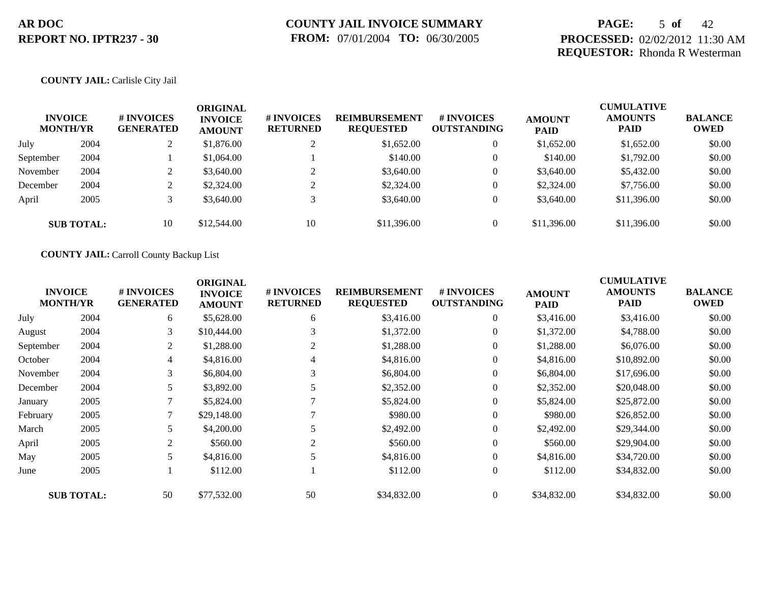**AR DOC**
**REPORT NO. IPTR237 - 30**

**COUNTY JAIL INVOICE SUMMARY**
**FROM:** 07/01/2004 **TO:** 06/30/2005

**PROCESSED:** 02/02/2012 11:30 AM
**REQUESTOR:** Rhonda R Westerman

**COUNTY JAIL:** Carlisle City Jail

| INVOICE MONTH | /YR | # INVOICES GENERATED | ORIGINAL INVOICE AMOUNT | # INVOICES RETURNED | REIMBURSEMENT REQUESTED | # INVOICES OUTSTANDING | AMOUNT PAID | CUMULATIVE AMOUNTS PAID | BALANCE OWED |
|---|---|---|---|---|---|---|---|---|---|
| July | 2004 | 2 | $1,876.00 | 2 | $1,652.00 | 0 | $1,652.00 | $1,652.00 | $0.00 |
| September | 2004 | 1 | $1,064.00 | 1 | $140.00 | 0 | $140.00 | $1,792.00 | $0.00 |
| November | 2004 | 2 | $3,640.00 | 2 | $3,640.00 | 0 | $3,640.00 | $5,432.00 | $0.00 |
| December | 2004 | 2 | $2,324.00 | 2 | $2,324.00 | 0 | $2,324.00 | $7,756.00 | $0.00 |
| April | 2005 | 3 | $3,640.00 | 3 | $3,640.00 | 0 | $3,640.00 | $11,396.00 | $0.00 |
| **SUB TOTAL:** | | 10 | $12,544.00 | 10 | $11,396.00 | 0 | $11,396.00 | $11,396.00 | $0.00 |

**COUNTY JAIL:** Carroll County Backup List

| INVOICE MONTH | /YR | # INVOICES GENERATED | ORIGINAL INVOICE AMOUNT | # INVOICES RETURNED | REIMBURSEMENT REQUESTED | # INVOICES OUTSTANDING | AMOUNT PAID | CUMULATIVE AMOUNTS PAID | BALANCE OWED |
|---|---|---|---|---|---|---|---|---|---|
| July | 2004 | 6 | $5,628.00 | 6 | $3,416.00 | 0 | $3,416.00 | $3,416.00 | $0.00 |
| August | 2004 | 3 | $10,444.00 | 3 | $1,372.00 | 0 | $1,372.00 | $4,788.00 | $0.00 |
| September | 2004 | 2 | $1,288.00 | 2 | $1,288.00 | 0 | $1,288.00 | $6,076.00 | $0.00 |
| October | 2004 | 4 | $4,816.00 | 4 | $4,816.00 | 0 | $4,816.00 | $10,892.00 | $0.00 |
| November | 2004 | 3 | $6,804.00 | 3 | $6,804.00 | 0 | $6,804.00 | $17,696.00 | $0.00 |
| December | 2004 | 5 | $3,892.00 | 5 | $2,352.00 | 0 | $2,352.00 | $20,048.00 | $0.00 |
| January | 2005 | 7 | $5,824.00 | 7 | $5,824.00 | 0 | $5,824.00 | $25,872.00 | $0.00 |
| February | 2005 | 7 | $29,148.00 | 7 | $980.00 | 0 | $980.00 | $26,852.00 | $0.00 |
| March | 2005 | 5 | $4,200.00 | 5 | $2,492.00 | 0 | $2,492.00 | $29,344.00 | $0.00 |
| April | 2005 | 2 | $560.00 | 2 | $560.00 | 0 | $560.00 | $29,904.00 | $0.00 |
| May | 2005 | 5 | $4,816.00 | 5 | $4,816.00 | 0 | $4,816.00 | $34,720.00 | $0.00 |
| June | 2005 | 1 | $112.00 | 1 | $112.00 | 0 | $112.00 | $34,832.00 | $0.00 |
| **SUB TOTAL:** | | 50 | $77,532.00 | 50 | $34,832.00 | 0 | $34,832.00 | $34,832.00 | $0.00 |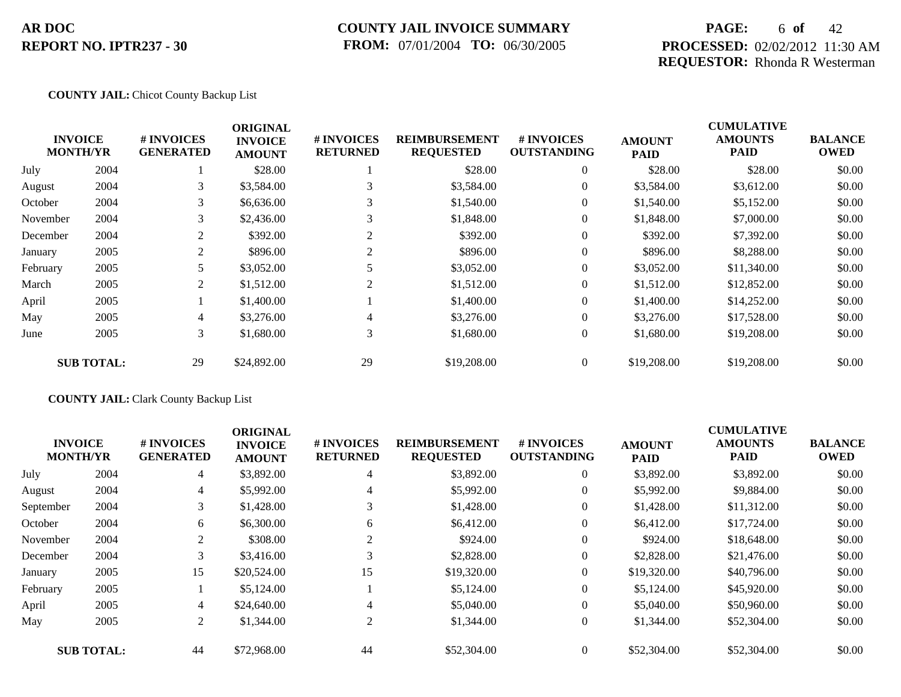**AR DOC**
**REPORT NO. IPTR237 - 30**

**COUNTY JAIL INVOICE SUMMARY**
**FROM:** 07/01/2004 **TO:** 06/30/2005

**PROCESSED:** 02/02/2012 11:30 AM
**REQUESTOR:** Rhonda R Westerman

**COUNTY JAIL:** Chicot County Backup List

| INVOICE MONTH/YR | | # INVOICES GENERATED | ORIGINAL INVOICE AMOUNT | # INVOICES RETURNED | REIMBURSEMENT REQUESTED | # INVOICES OUTSTANDING | AMOUNT PAID | CUMULATIVE AMOUNTS PAID | BALANCE OWED |
|---|---|---|---|---|---|---|---|---|---|
| July | 2004 | 1 | $28.00 | 1 | $28.00 | 0 | $28.00 | $28.00 | $0.00 |
| August | 2004 | 3 | $3,584.00 | 3 | $3,584.00 | 0 | $3,584.00 | $3,612.00 | $0.00 |
| October | 2004 | 3 | $6,636.00 | 3 | $1,540.00 | 0 | $1,540.00 | $5,152.00 | $0.00 |
| November | 2004 | 3 | $2,436.00 | 3 | $1,848.00 | 0 | $1,848.00 | $7,000.00 | $0.00 |
| December | 2004 | 2 | $392.00 | 2 | $392.00 | 0 | $392.00 | $7,392.00 | $0.00 |
| January | 2005 | 2 | $896.00 | 2 | $896.00 | 0 | $896.00 | $8,288.00 | $0.00 |
| February | 2005 | 5 | $3,052.00 | 5 | $3,052.00 | 0 | $3,052.00 | $11,340.00 | $0.00 |
| March | 2005 | 2 | $1,512.00 | 2 | $1,512.00 | 0 | $1,512.00 | $12,852.00 | $0.00 |
| April | 2005 | 1 | $1,400.00 | 1 | $1,400.00 | 0 | $1,400.00 | $14,252.00 | $0.00 |
| May | 2005 | 4 | $3,276.00 | 4 | $3,276.00 | 0 | $3,276.00 | $17,528.00 | $0.00 |
| June | 2005 | 3 | $1,680.00 | 3 | $1,680.00 | 0 | $1,680.00 | $19,208.00 | $0.00 |
| **SUB TOTAL:** | | 29 | $24,892.00 | 29 | $19,208.00 | 0 | $19,208.00 | $19,208.00 | $0.00 |

**COUNTY JAIL:** Clark County Backup List

| INVOICE MONTH/YR | | # INVOICES GENERATED | ORIGINAL INVOICE AMOUNT | # INVOICES RETURNED | REIMBURSEMENT REQUESTED | # INVOICES OUTSTANDING | AMOUNT PAID | CUMULATIVE AMOUNTS PAID | BALANCE OWED |
|---|---|---|---|---|---|---|---|---|---|
| July | 2004 | 4 | $3,892.00 | 4 | $3,892.00 | 0 | $3,892.00 | $3,892.00 | $0.00 |
| August | 2004 | 4 | $5,992.00 | 4 | $5,992.00 | 0 | $5,992.00 | $9,884.00 | $0.00 |
| September | 2004 | 3 | $1,428.00 | 3 | $1,428.00 | 0 | $1,428.00 | $11,312.00 | $0.00 |
| October | 2004 | 6 | $6,300.00 | 6 | $6,412.00 | 0 | $6,412.00 | $17,724.00 | $0.00 |
| November | 2004 | 2 | $308.00 | 2 | $924.00 | 0 | $924.00 | $18,648.00 | $0.00 |
| December | 2004 | 3 | $3,416.00 | 3 | $2,828.00 | 0 | $2,828.00 | $21,476.00 | $0.00 |
| January | 2005 | 15 | $20,524.00 | 15 | $19,320.00 | 0 | $19,320.00 | $40,796.00 | $0.00 |
| February | 2005 | 1 | $5,124.00 | 1 | $5,124.00 | 0 | $5,124.00 | $45,920.00 | $0.00 |
| April | 2005 | 4 | $24,640.00 | 4 | $5,040.00 | 0 | $5,040.00 | $50,960.00 | $0.00 |
| May | 2005 | 2 | $1,344.00 | 2 | $1,344.00 | 0 | $1,344.00 | $52,304.00 | $0.00 |
| **SUB TOTAL:** | | 44 | $72,968.00 | 44 | $52,304.00 | 0 | $52,304.00 | $52,304.00 | $0.00 |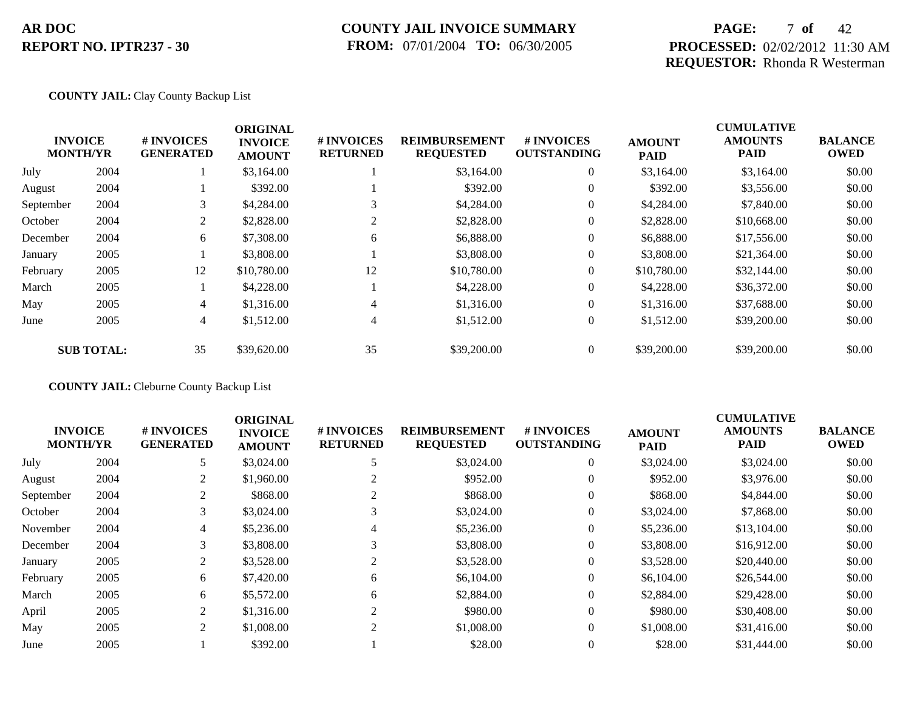**COUNTY JAIL:** Clay County Backup List

| INVOICE MONTH/YR | | # INVOICES GENERATED | ORIGINAL INVOICE AMOUNT | # INVOICES RETURNED | REIMBURSEMENT REQUESTED | # INVOICES OUTSTANDING | AMOUNT PAID | CUMULATIVE AMOUNTS PAID | BALANCE OWED |
|---|---|---|---|---|---|---|---|---|---|
| July | 2004 | 1 | $3,164.00 | 1 | $3,164.00 | 0 | $3,164.00 | $3,164.00 | $0.00 |
| August | 2004 | 1 | $392.00 | 1 | $392.00 | 0 | $392.00 | $3,556.00 | $0.00 |
| September | 2004 | 3 | $4,284.00 | 3 | $4,284.00 | 0 | $4,284.00 | $7,840.00 | $0.00 |
| October | 2004 | 2 | $2,828.00 | 2 | $2,828.00 | 0 | $2,828.00 | $10,668.00 | $0.00 |
| December | 2004 | 6 | $7,308.00 | 6 | $6,888.00 | 0 | $6,888.00 | $17,556.00 | $0.00 |
| January | 2005 | 1 | $3,808.00 | 1 | $3,808.00 | 0 | $3,808.00 | $21,364.00 | $0.00 |
| February | 2005 | 12 | $10,780.00 | 12 | $10,780.00 | 0 | $10,780.00 | $32,144.00 | $0.00 |
| March | 2005 | 1 | $4,228.00 | 1 | $4,228.00 | 0 | $4,228.00 | $36,372.00 | $0.00 |
| May | 2005 | 4 | $1,316.00 | 4 | $1,316.00 | 0 | $1,316.00 | $37,688.00 | $0.00 |
| June | 2005 | 4 | $1,512.00 | 4 | $1,512.00 | 0 | $1,512.00 | $39,200.00 | $0.00 |
| **SUB TOTAL:** | | 35 | $39,620.00 | 35 | $39,200.00 | 0 | $39,200.00 | $39,200.00 | $0.00 |

**COUNTY JAIL:** Cleburne County Backup List

| INVOICE MONTH/YR | | # INVOICES GENERATED | ORIGINAL INVOICE AMOUNT | # INVOICES RETURNED | REIMBURSEMENT REQUESTED | # INVOICES OUTSTANDING | AMOUNT PAID | CUMULATIVE AMOUNTS PAID | BALANCE OWED |
|---|---|---|---|---|---|---|---|---|---|
| July | 2004 | 5 | $3,024.00 | 5 | $3,024.00 | 0 | $3,024.00 | $3,024.00 | $0.00 |
| August | 2004 | 2 | $1,960.00 | 2 | $952.00 | 0 | $952.00 | $3,976.00 | $0.00 |
| September | 2004 | 2 | $868.00 | 2 | $868.00 | 0 | $868.00 | $4,844.00 | $0.00 |
| October | 2004 | 3 | $3,024.00 | 3 | $3,024.00 | 0 | $3,024.00 | $7,868.00 | $0.00 |
| November | 2004 | 4 | $5,236.00 | 4 | $5,236.00 | 0 | $5,236.00 | $13,104.00 | $0.00 |
| December | 2004 | 3 | $3,808.00 | 3 | $3,808.00 | 0 | $3,808.00 | $16,912.00 | $0.00 |
| January | 2005 | 2 | $3,528.00 | 2 | $3,528.00 | 0 | $3,528.00 | $20,440.00 | $0.00 |
| February | 2005 | 6 | $7,420.00 | 6 | $6,104.00 | 0 | $6,104.00 | $26,544.00 | $0.00 |
| March | 2005 | 6 | $5,572.00 | 6 | $2,884.00 | 0 | $2,884.00 | $29,428.00 | $0.00 |
| April | 2005 | 2 | $1,316.00 | 2 | $980.00 | 0 | $980.00 | $30,408.00 | $0.00 |
| May | 2005 | 2 | $1,008.00 | 2 | $1,008.00 | 0 | $1,008.00 | $31,416.00 | $0.00 |
| June | 2005 | 1 | $392.00 | 1 | $28.00 | 0 | $28.00 | $31,444.00 | $0.00 |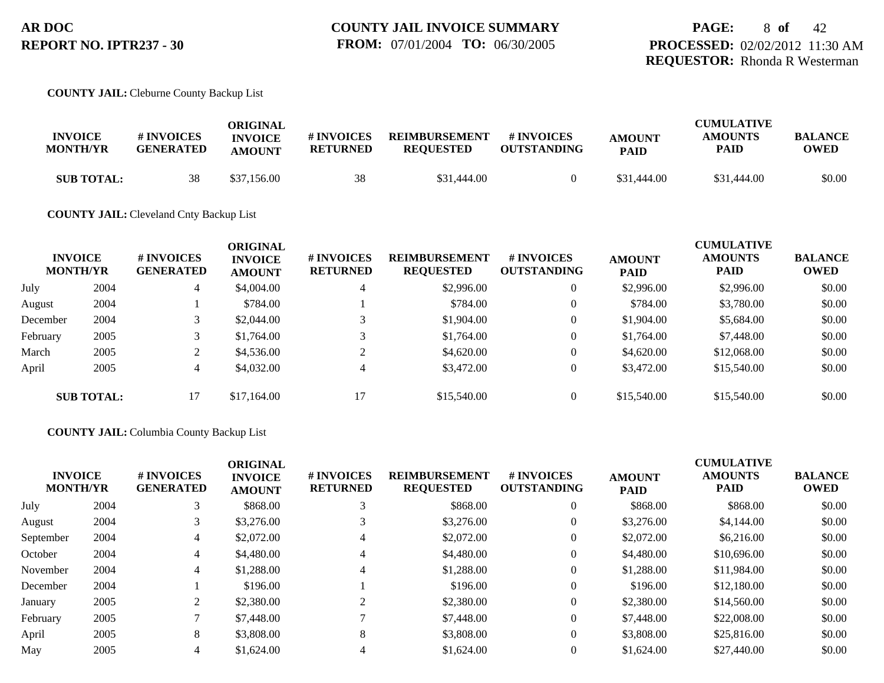**COUNTY JAIL:** Cleburne County Backup List

| INVOICE MONTH/YR | | # INVOICES GENERATED | ORIGINAL INVOICE AMOUNT | # INVOICES RETURNED | REIMBURSEMENT REQUESTED | # INVOICES OUTSTANDING | AMOUNT PAID | CUMULATIVE AMOUNTS PAID | BALANCE OWED |
|---|---|---|---|---|---|---|---|---|---|
| **SUB TOTAL:** | | 38 | $37,156.00 | 38 | $31,444.00 | 0 | $31,444.00 | $31,444.00 | $0.00 |

**COUNTY JAIL:** Cleveland Cnty Backup List

| INVOICE MONTH/YR | | # INVOICES GENERATED | ORIGINAL INVOICE AMOUNT | # INVOICES RETURNED | REIMBURSEMENT REQUESTED | # INVOICES OUTSTANDING | AMOUNT PAID | CUMULATIVE AMOUNTS PAID | BALANCE OWED |
|---|---|---|---|---|---|---|---|---|---|
| July | 2004 | 4 | $4,004.00 | 4 | $2,996.00 | 0 | $2,996.00 | $2,996.00 | $0.00 |
| August | 2004 | 1 | $784.00 | 1 | $784.00 | 0 | $784.00 | $3,780.00 | $0.00 |
| December | 2004 | 3 | $2,044.00 | 3 | $1,904.00 | 0 | $1,904.00 | $5,684.00 | $0.00 |
| February | 2005 | 3 | $1,764.00 | 3 | $1,764.00 | 0 | $1,764.00 | $7,448.00 | $0.00 |
| March | 2005 | 2 | $4,536.00 | 2 | $4,620.00 | 0 | $4,620.00 | $12,068.00 | $0.00 |
| April | 2005 | 4 | $4,032.00 | 4 | $3,472.00 | 0 | $3,472.00 | $15,540.00 | $0.00 |
| **SUB TOTAL:** | | 17 | $17,164.00 | 17 | $15,540.00 | 0 | $15,540.00 | $15,540.00 | $0.00 |

**COUNTY JAIL:** Columbia County Backup List

| INVOICE MONTH/YR | | # INVOICES GENERATED | ORIGINAL INVOICE AMOUNT | # INVOICES RETURNED | REIMBURSEMENT REQUESTED | # INVOICES OUTSTANDING | AMOUNT PAID | CUMULATIVE AMOUNTS PAID | BALANCE OWED |
|---|---|---|---|---|---|---|---|---|---|
| July | 2004 | 3 | $868.00 | 3 | $868.00 | 0 | $868.00 | $868.00 | $0.00 |
| August | 2004 | 3 | $3,276.00 | 3 | $3,276.00 | 0 | $3,276.00 | $4,144.00 | $0.00 |
| September | 2004 | 4 | $2,072.00 | 4 | $2,072.00 | 0 | $2,072.00 | $6,216.00 | $0.00 |
| October | 2004 | 4 | $4,480.00 | 4 | $4,480.00 | 0 | $4,480.00 | $10,696.00 | $0.00 |
| November | 2004 | 4 | $1,288.00 | 4 | $1,288.00 | 0 | $1,288.00 | $11,984.00 | $0.00 |
| December | 2004 | 1 | $196.00 | 1 | $196.00 | 0 | $196.00 | $12,180.00 | $0.00 |
| January | 2005 | 2 | $2,380.00 | 2 | $2,380.00 | 0 | $2,380.00 | $14,560.00 | $0.00 |
| February | 2005 | 7 | $7,448.00 | 7 | $7,448.00 | 0 | $7,448.00 | $22,008.00 | $0.00 |
| April | 2005 | 8 | $3,808.00 | 8 | $3,808.00 | 0 | $3,808.00 | $25,816.00 | $0.00 |
| May | 2005 | 4 | $1,624.00 | 4 | $1,624.00 | 0 | $1,624.00 | $27,440.00 | $0.00 |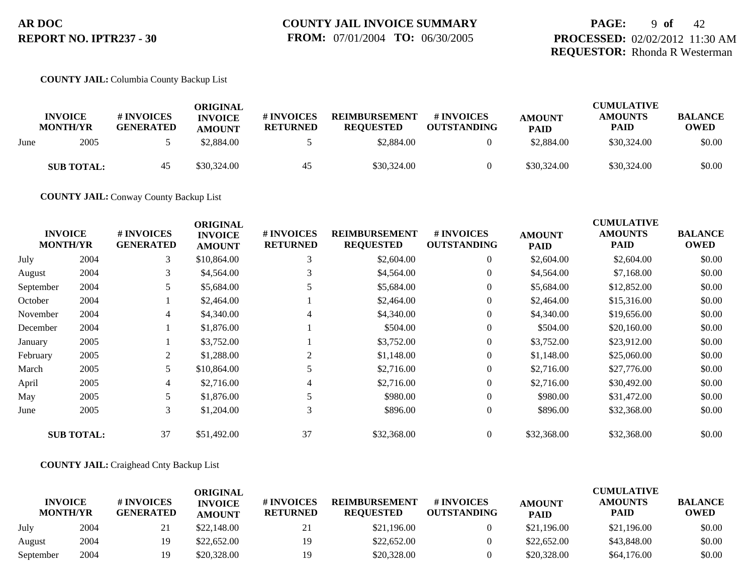**COUNTY JAIL:** Columbia County Backup List

| INVOICE MONTH/YR | | # INVOICES GENERATED | ORIGINAL INVOICE AMOUNT | # INVOICES RETURNED | REIMBURSEMENT REQUESTED | # INVOICES OUTSTANDING | AMOUNT PAID | CUMULATIVE AMOUNTS PAID | BALANCE OWED |
|---|---|---|---|---|---|---|---|---|---|
| June | 2005 | 5 | $2,884.00 | 5 | $2,884.00 | 0 | $2,884.00 | $30,324.00 | $0.00 |
| **SUB TOTAL:** | | 45 | $30,324.00 | 45 | $30,324.00 | 0 | $30,324.00 | $30,324.00 | $0.00 |

**COUNTY JAIL:** Conway County Backup List

| INVOICE MONTH/YR | | # INVOICES GENERATED | ORIGINAL INVOICE AMOUNT | # INVOICES RETURNED | REIMBURSEMENT REQUESTED | # INVOICES OUTSTANDING | AMOUNT PAID | CUMULATIVE AMOUNTS PAID | BALANCE OWED |
|---|---|---|---|---|---|---|---|---|---|
| July | 2004 | 3 | $10,864.00 | 3 | $2,604.00 | 0 | $2,604.00 | $2,604.00 | $0.00 |
| August | 2004 | 3 | $4,564.00 | 3 | $4,564.00 | 0 | $4,564.00 | $7,168.00 | $0.00 |
| September | 2004 | 5 | $5,684.00 | 5 | $5,684.00 | 0 | $5,684.00 | $12,852.00 | $0.00 |
| October | 2004 | 1 | $2,464.00 | 1 | $2,464.00 | 0 | $2,464.00 | $15,316.00 | $0.00 |
| November | 2004 | 4 | $4,340.00 | 4 | $4,340.00 | 0 | $4,340.00 | $19,656.00 | $0.00 |
| December | 2004 | 1 | $1,876.00 | 1 | $504.00 | 0 | $504.00 | $20,160.00 | $0.00 |
| January | 2005 | 1 | $3,752.00 | 1 | $3,752.00 | 0 | $3,752.00 | $23,912.00 | $0.00 |
| February | 2005 | 2 | $1,288.00 | 2 | $1,148.00 | 0 | $1,148.00 | $25,060.00 | $0.00 |
| March | 2005 | 5 | $10,864.00 | 5 | $2,716.00 | 0 | $2,716.00 | $27,776.00 | $0.00 |
| April | 2005 | 4 | $2,716.00 | 4 | $2,716.00 | 0 | $2,716.00 | $30,492.00 | $0.00 |
| May | 2005 | 5 | $1,876.00 | 5 | $980.00 | 0 | $980.00 | $31,472.00 | $0.00 |
| June | 2005 | 3 | $1,204.00 | 3 | $896.00 | 0 | $896.00 | $32,368.00 | $0.00 |
| **SUB TOTAL:** | | 37 | $51,492.00 | 37 | $32,368.00 | 0 | $32,368.00 | $32,368.00 | $0.00 |

**COUNTY JAIL:** Craighead Cnty Backup List

| INVOICE MONTH/YR | | # INVOICES GENERATED | ORIGINAL INVOICE AMOUNT | # INVOICES RETURNED | REIMBURSEMENT REQUESTED | # INVOICES OUTSTANDING | AMOUNT PAID | CUMULATIVE AMOUNTS PAID | BALANCE OWED |
|---|---|---|---|---|---|---|---|---|---|
| July | 2004 | 21 | $22,148.00 | 21 | $21,196.00 | 0 | $21,196.00 | $21,196.00 | $0.00 |
| August | 2004 | 19 | $22,652.00 | 19 | $22,652.00 | 0 | $22,652.00 | $43,848.00 | $0.00 |
| September | 2004 | 19 | $20,328.00 | 19 | $20,328.00 | 0 | $20,328.00 | $64,176.00 | $0.00 |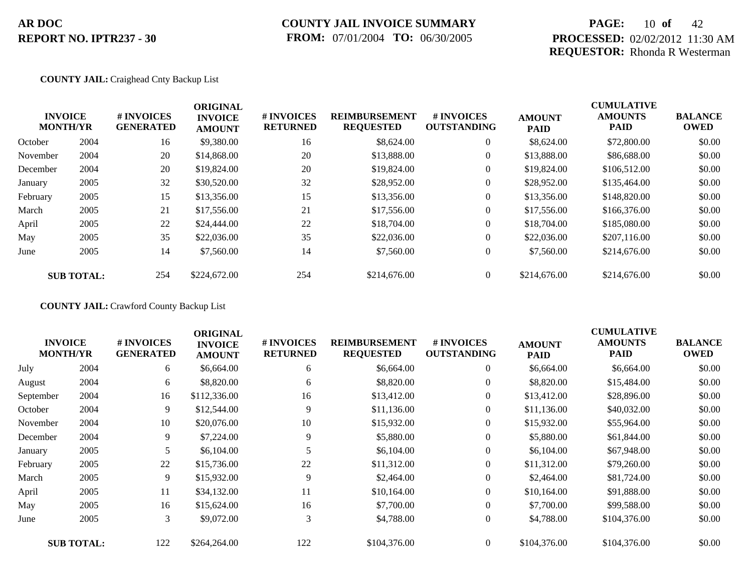**COUNTY JAIL:** Craighead Cnty Backup List

| INVOICE MONTH/YR | | # INVOICES GENERATED | ORIGINAL INVOICE AMOUNT | # INVOICES RETURNED | REIMBURSEMENT REQUESTED | # INVOICES OUTSTANDING | AMOUNT PAID | CUMULATIVE AMOUNTS PAID | BALANCE OWED |
|---|---|---|---|---|---|---|---|---|---|
| October | 2004 | 16 | $9,380.00 | 16 | $8,624.00 | 0 | $8,624.00 | $72,800.00 | $0.00 |
| November | 2004 | 20 | $14,868.00 | 20 | $13,888.00 | 0 | $13,888.00 | $86,688.00 | $0.00 |
| December | 2004 | 20 | $19,824.00 | 20 | $19,824.00 | 0 | $19,824.00 | $106,512.00 | $0.00 |
| January | 2005 | 32 | $30,520.00 | 32 | $28,952.00 | 0 | $28,952.00 | $135,464.00 | $0.00 |
| February | 2005 | 15 | $13,356.00 | 15 | $13,356.00 | 0 | $13,356.00 | $148,820.00 | $0.00 |
| March | 2005 | 21 | $17,556.00 | 21 | $17,556.00 | 0 | $17,556.00 | $166,376.00 | $0.00 |
| April | 2005 | 22 | $24,444.00 | 22 | $18,704.00 | 0 | $18,704.00 | $185,080.00 | $0.00 |
| May | 2005 | 35 | $22,036.00 | 35 | $22,036.00 | 0 | $22,036.00 | $207,116.00 | $0.00 |
| June | 2005 | 14 | $7,560.00 | 14 | $7,560.00 | 0 | $7,560.00 | $214,676.00 | $0.00 |
| **SUB TOTAL:** | | 254 | $224,672.00 | 254 | $214,676.00 | 0 | $214,676.00 | $214,676.00 | $0.00 |

**COUNTY JAIL:** Crawford County Backup List

| INVOICE MONTH/YR | | # INVOICES GENERATED | ORIGINAL INVOICE AMOUNT | # INVOICES RETURNED | REIMBURSEMENT REQUESTED | # INVOICES OUTSTANDING | AMOUNT PAID | CUMULATIVE AMOUNTS PAID | BALANCE OWED |
|---|---|---|---|---|---|---|---|---|---|
| July | 2004 | 6 | $6,664.00 | 6 | $6,664.00 | 0 | $6,664.00 | $6,664.00 | $0.00 |
| August | 2004 | 6 | $8,820.00 | 6 | $8,820.00 | 0 | $8,820.00 | $15,484.00 | $0.00 |
| September | 2004 | 16 | $112,336.00 | 16 | $13,412.00 | 0 | $13,412.00 | $28,896.00 | $0.00 |
| October | 2004 | 9 | $12,544.00 | 9 | $11,136.00 | 0 | $11,136.00 | $40,032.00 | $0.00 |
| November | 2004 | 10 | $20,076.00 | 10 | $15,932.00 | 0 | $15,932.00 | $55,964.00 | $0.00 |
| December | 2004 | 9 | $7,224.00 | 9 | $5,880.00 | 0 | $5,880.00 | $61,844.00 | $0.00 |
| January | 2005 | 5 | $6,104.00 | 5 | $6,104.00 | 0 | $6,104.00 | $67,948.00 | $0.00 |
| February | 2005 | 22 | $15,736.00 | 22 | $11,312.00 | 0 | $11,312.00 | $79,260.00 | $0.00 |
| March | 2005 | 9 | $15,932.00 | 9 | $2,464.00 | 0 | $2,464.00 | $81,724.00 | $0.00 |
| April | 2005 | 11 | $34,132.00 | 11 | $10,164.00 | 0 | $10,164.00 | $91,888.00 | $0.00 |
| May | 2005 | 16 | $15,624.00 | 16 | $7,700.00 | 0 | $7,700.00 | $99,588.00 | $0.00 |
| June | 2005 | 3 | $9,072.00 | 3 | $4,788.00 | 0 | $4,788.00 | $104,376.00 | $0.00 |
| **SUB TOTAL:** | | 122 | $264,264.00 | 122 | $104,376.00 | 0 | $104,376.00 | $104,376.00 | $0.00 |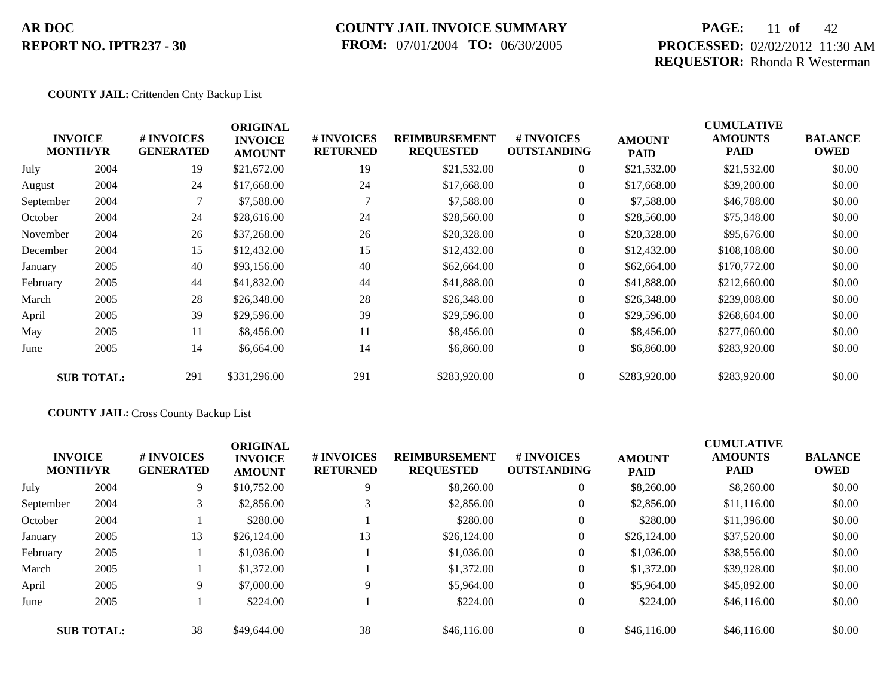AR DOC
REPORT NO. IPTR237 - 30

COUNTY JAIL INVOICE SUMMARY
FROM: 07/01/2004 TO: 06/30/2005

PROCESSED: 02/02/2012 11:30 AM
REQUESTOR: Rhonda R Westerman

**COUNTY JAIL:** Crittenden Cnty Backup List

| INVOICE MONTH/YR | | # INVOICES GENERATED | ORIGINAL INVOICE AMOUNT | # INVOICES RETURNED | REIMBURSEMENT REQUESTED | # INVOICES OUTSTANDING | AMOUNT PAID | CUMULATIVE AMOUNTS PAID | BALANCE OWED |
|---|---|---|---|---|---|---|---|---|---|
| July | 2004 | 19 | $21,672.00 | 19 | $21,532.00 | 0 | $21,532.00 | $21,532.00 | $0.00 |
| August | 2004 | 24 | $17,668.00 | 24 | $17,668.00 | 0 | $17,668.00 | $39,200.00 | $0.00 |
| September | 2004 | 7 | $7,588.00 | 7 | $7,588.00 | 0 | $7,588.00 | $46,788.00 | $0.00 |
| October | 2004 | 24 | $28,616.00 | 24 | $28,560.00 | 0 | $28,560.00 | $75,348.00 | $0.00 |
| November | 2004 | 26 | $37,268.00 | 26 | $20,328.00 | 0 | $20,328.00 | $95,676.00 | $0.00 |
| December | 2004 | 15 | $12,432.00 | 15 | $12,432.00 | 0 | $12,432.00 | $108,108.00 | $0.00 |
| January | 2005 | 40 | $93,156.00 | 40 | $62,664.00 | 0 | $62,664.00 | $170,772.00 | $0.00 |
| February | 2005 | 44 | $41,832.00 | 44 | $41,888.00 | 0 | $41,888.00 | $212,660.00 | $0.00 |
| March | 2005 | 28 | $26,348.00 | 28 | $26,348.00 | 0 | $26,348.00 | $239,008.00 | $0.00 |
| April | 2005 | 39 | $29,596.00 | 39 | $29,596.00 | 0 | $29,596.00 | $268,604.00 | $0.00 |
| May | 2005 | 11 | $8,456.00 | 11 | $8,456.00 | 0 | $8,456.00 | $277,060.00 | $0.00 |
| June | 2005 | 14 | $6,664.00 | 14 | $6,860.00 | 0 | $6,860.00 | $283,920.00 | $0.00 |
| **SUB TOTAL:** | | 291 | $331,296.00 | 291 | $283,920.00 | 0 | $283,920.00 | $283,920.00 | $0.00 |

**COUNTY JAIL:** Cross County Backup List

| INVOICE MONTH/YR | | # INVOICES GENERATED | ORIGINAL INVOICE AMOUNT | # INVOICES RETURNED | REIMBURSEMENT REQUESTED | # INVOICES OUTSTANDING | AMOUNT PAID | CUMULATIVE AMOUNTS PAID | BALANCE OWED |
|---|---|---|---|---|---|---|---|---|---|
| July | 2004 | 9 | $10,752.00 | 9 | $8,260.00 | 0 | $8,260.00 | $8,260.00 | $0.00 |
| September | 2004 | 3 | $2,856.00 | 3 | $2,856.00 | 0 | $2,856.00 | $11,116.00 | $0.00 |
| October | 2004 | 1 | $280.00 | 1 | $280.00 | 0 | $280.00 | $11,396.00 | $0.00 |
| January | 2005 | 13 | $26,124.00 | 13 | $26,124.00 | 0 | $26,124.00 | $37,520.00 | $0.00 |
| February | 2005 | 1 | $1,036.00 | 1 | $1,036.00 | 0 | $1,036.00 | $38,556.00 | $0.00 |
| March | 2005 | 1 | $1,372.00 | 1 | $1,372.00 | 0 | $1,372.00 | $39,928.00 | $0.00 |
| April | 2005 | 9 | $7,000.00 | 9 | $5,964.00 | 0 | $5,964.00 | $45,892.00 | $0.00 |
| June | 2005 | 1 | $224.00 | 1 | $224.00 | 0 | $224.00 | $46,116.00 | $0.00 |
| **SUB TOTAL:** | | 38 | $49,644.00 | 38 | $46,116.00 | 0 | $46,116.00 | $46,116.00 | $0.00 |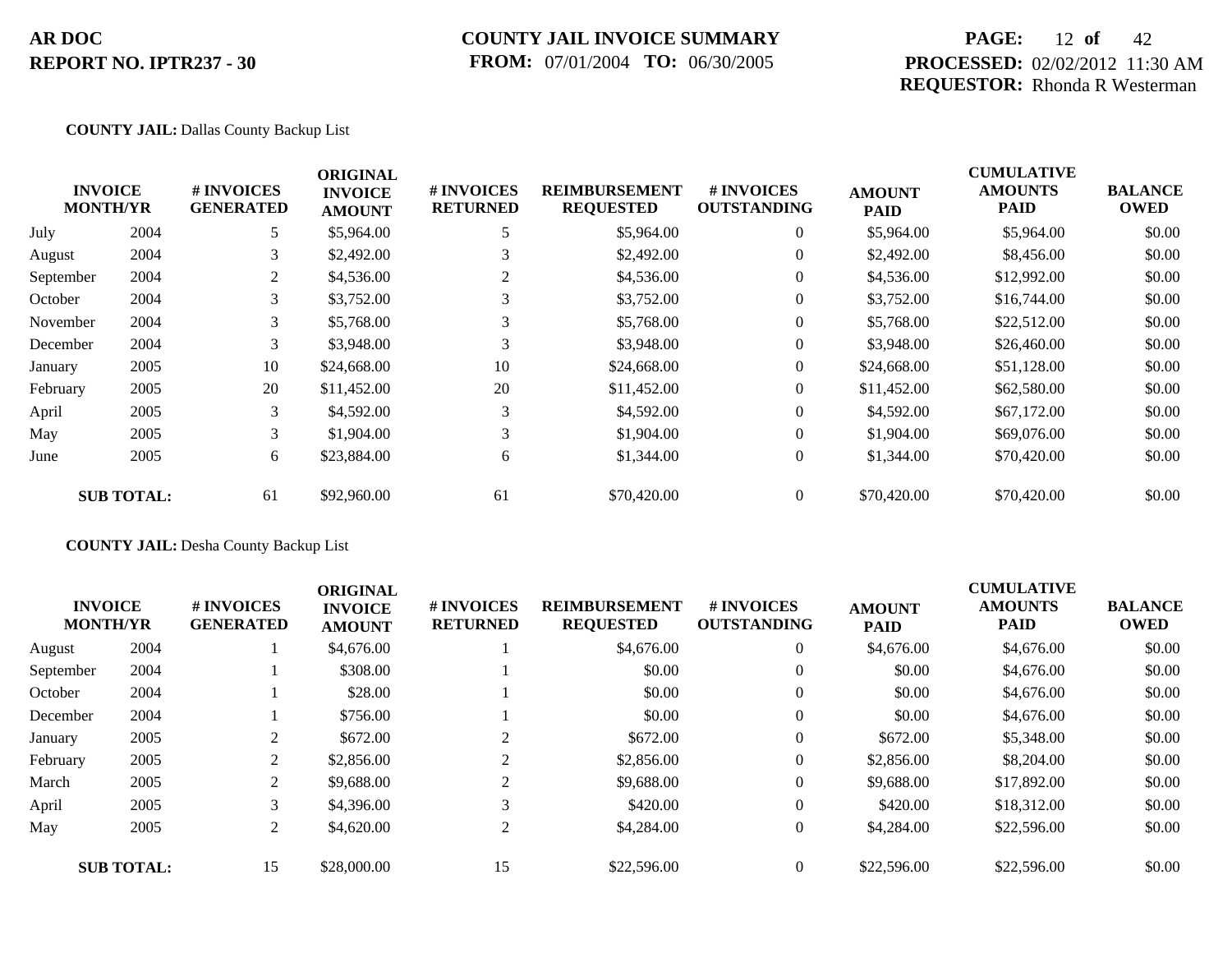**AR DOC**
**REPORT NO. IPTR237 - 30**

**COUNTY JAIL INVOICE SUMMARY**
**FROM:** 07/01/2004 **TO:** 06/30/2005

**PROCESSED:** 02/02/2012 11:30 AM
**REQUESTOR:** Rhonda R Westerman

**COUNTY JAIL:** Dallas County Backup List

| INVOICE MONTH/YR | | # INVOICES GENERATED | ORIGINAL INVOICE AMOUNT | # INVOICES RETURNED | REIMBURSEMENT REQUESTED | # INVOICES OUTSTANDING | AMOUNT PAID | CUMULATIVE AMOUNTS PAID | BALANCE OWED |
|---|---|---|---|---|---|---|---|---|---|
| July | 2004 | 5 | $5,964.00 | 5 | $5,964.00 | 0 | $5,964.00 | $5,964.00 | $0.00 |
| August | 2004 | 3 | $2,492.00 | 3 | $2,492.00 | 0 | $2,492.00 | $8,456.00 | $0.00 |
| September | 2004 | 2 | $4,536.00 | 2 | $4,536.00 | 0 | $4,536.00 | $12,992.00 | $0.00 |
| October | 2004 | 3 | $3,752.00 | 3 | $3,752.00 | 0 | $3,752.00 | $16,744.00 | $0.00 |
| November | 2004 | 3 | $5,768.00 | 3 | $5,768.00 | 0 | $5,768.00 | $22,512.00 | $0.00 |
| December | 2004 | 3 | $3,948.00 | 3 | $3,948.00 | 0 | $3,948.00 | $26,460.00 | $0.00 |
| January | 2005 | 10 | $24,668.00 | 10 | $24,668.00 | 0 | $24,668.00 | $51,128.00 | $0.00 |
| February | 2005 | 20 | $11,452.00 | 20 | $11,452.00 | 0 | $11,452.00 | $62,580.00 | $0.00 |
| April | 2005 | 3 | $4,592.00 | 3 | $4,592.00 | 0 | $4,592.00 | $67,172.00 | $0.00 |
| May | 2005 | 3 | $1,904.00 | 3 | $1,904.00 | 0 | $1,904.00 | $69,076.00 | $0.00 |
| June | 2005 | 6 | $23,884.00 | 6 | $1,344.00 | 0 | $1,344.00 | $70,420.00 | $0.00 |
| **SUB TOTAL:** | | 61 | $92,960.00 | 61 | $70,420.00 | 0 | $70,420.00 | $70,420.00 | $0.00 |

**COUNTY JAIL:** Desha County Backup List

| INVOICE MONTH/YR | | # INVOICES GENERATED | ORIGINAL INVOICE AMOUNT | # INVOICES RETURNED | REIMBURSEMENT REQUESTED | # INVOICES OUTSTANDING | AMOUNT PAID | CUMULATIVE AMOUNTS PAID | BALANCE OWED |
|---|---|---|---|---|---|---|---|---|---|
| August | 2004 | 1 | $4,676.00 | 1 | $4,676.00 | 0 | $4,676.00 | $4,676.00 | $0.00 |
| September | 2004 | 1 | $308.00 | 1 | $0.00 | 0 | $0.00 | $4,676.00 | $0.00 |
| October | 2004 | 1 | $28.00 | 1 | $0.00 | 0 | $0.00 | $4,676.00 | $0.00 |
| December | 2004 | 1 | $756.00 | 1 | $0.00 | 0 | $0.00 | $4,676.00 | $0.00 |
| January | 2005 | 2 | $672.00 | 2 | $672.00 | 0 | $672.00 | $5,348.00 | $0.00 |
| February | 2005 | 2 | $2,856.00 | 2 | $2,856.00 | 0 | $2,856.00 | $8,204.00 | $0.00 |
| March | 2005 | 2 | $9,688.00 | 2 | $9,688.00 | 0 | $9,688.00 | $17,892.00 | $0.00 |
| April | 2005 | 3 | $4,396.00 | 3 | $420.00 | 0 | $420.00 | $18,312.00 | $0.00 |
| May | 2005 | 2 | $4,620.00 | 2 | $4,284.00 | 0 | $4,284.00 | $22,596.00 | $0.00 |
| **SUB TOTAL:** | | 15 | $28,000.00 | 15 | $22,596.00 | 0 | $22,596.00 | $22,596.00 | $0.00 |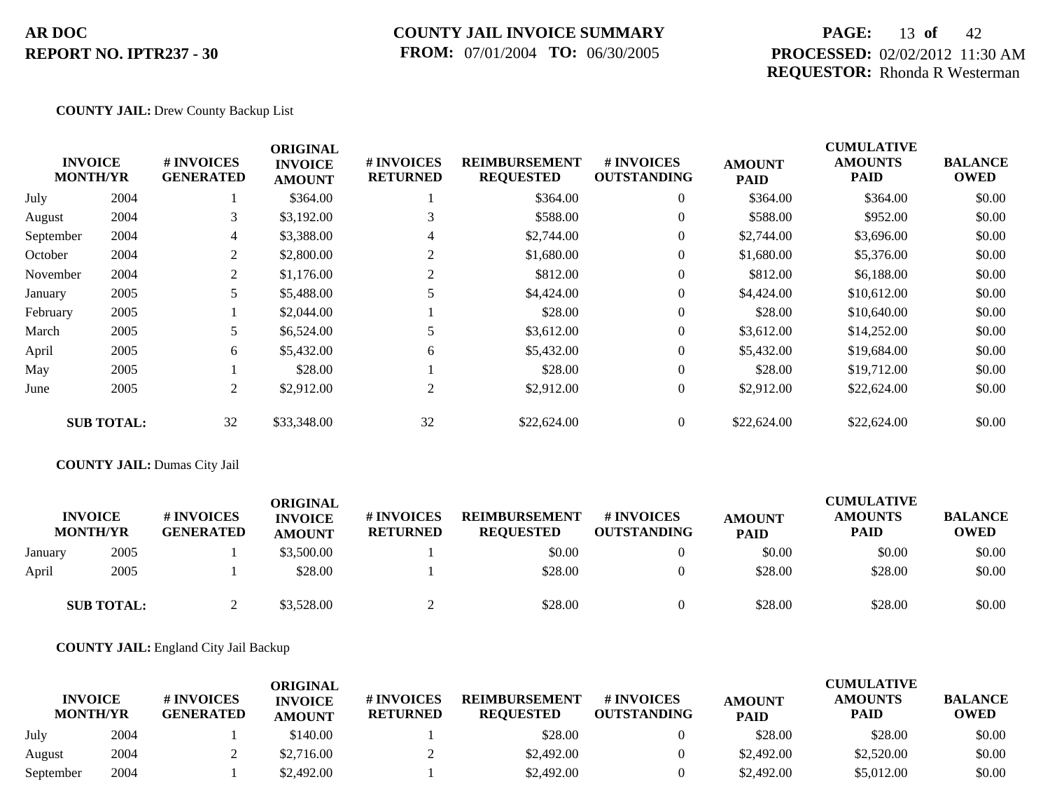**COUNTY JAIL:** Drew County Backup List

| INVOICE MONTH/YR | | # INVOICES GENERATED | ORIGINAL INVOICE AMOUNT | # INVOICES RETURNED | REIMBURSEMENT REQUESTED | # INVOICES OUTSTANDING | AMOUNT PAID | CUMULATIVE AMOUNTS PAID | BALANCE OWED |
|---|---|---|---|---|---|---|---|---|---|
| July | 2004 | 1 | $364.00 | 1 | $364.00 | 0 | $364.00 | $364.00 | $0.00 |
| August | 2004 | 3 | $3,192.00 | 3 | $588.00 | 0 | $588.00 | $952.00 | $0.00 |
| September | 2004 | 4 | $3,388.00 | 4 | $2,744.00 | 0 | $2,744.00 | $3,696.00 | $0.00 |
| October | 2004 | 2 | $2,800.00 | 2 | $1,680.00 | 0 | $1,680.00 | $5,376.00 | $0.00 |
| November | 2004 | 2 | $1,176.00 | 2 | $812.00 | 0 | $812.00 | $6,188.00 | $0.00 |
| January | 2005 | 5 | $5,488.00 | 5 | $4,424.00 | 0 | $4,424.00 | $10,612.00 | $0.00 |
| February | 2005 | 1 | $2,044.00 | 1 | $28.00 | 0 | $28.00 | $10,640.00 | $0.00 |
| March | 2005 | 5 | $6,524.00 | 5 | $3,612.00 | 0 | $3,612.00 | $14,252.00 | $0.00 |
| April | 2005 | 6 | $5,432.00 | 6 | $5,432.00 | 0 | $5,432.00 | $19,684.00 | $0.00 |
| May | 2005 | 1 | $28.00 | 1 | $28.00 | 0 | $28.00 | $19,712.00 | $0.00 |
| June | 2005 | 2 | $2,912.00 | 2 | $2,912.00 | 0 | $2,912.00 | $22,624.00 | $0.00 |
| **SUB TOTAL:** | | 32 | $33,348.00 | 32 | $22,624.00 | 0 | $22,624.00 | $22,624.00 | $0.00 |

**COUNTY JAIL:** Dumas City Jail

| INVOICE MONTH/YR | | # INVOICES GENERATED | ORIGINAL INVOICE AMOUNT | # INVOICES RETURNED | REIMBURSEMENT REQUESTED | # INVOICES OUTSTANDING | AMOUNT PAID | CUMULATIVE AMOUNTS PAID | BALANCE OWED |
|---|---|---|---|---|---|---|---|---|---|
| January | 2005 | 1 | $3,500.00 | 1 | $0.00 | 0 | $0.00 | $0.00 | $0.00 |
| April | 2005 | 1 | $28.00 | 1 | $28.00 | 0 | $28.00 | $28.00 | $0.00 |
| **SUB TOTAL:** | | 2 | $3,528.00 | 2 | $28.00 | 0 | $28.00 | $28.00 | $0.00 |

**COUNTY JAIL:** England City Jail Backup

| INVOICE MONTH/YR | | # INVOICES GENERATED | ORIGINAL INVOICE AMOUNT | # INVOICES RETURNED | REIMBURSEMENT REQUESTED | # INVOICES OUTSTANDING | AMOUNT PAID | CUMULATIVE AMOUNTS PAID | BALANCE OWED |
|---|---|---|---|---|---|---|---|---|---|
| July | 2004 | 1 | $140.00 | 1 | $28.00 | 0 | $28.00 | $28.00 | $0.00 |
| August | 2004 | 2 | $2,716.00 | 2 | $2,492.00 | 0 | $2,492.00 | $2,520.00 | $0.00 |
| September | 2004 | 1 | $2,492.00 | 1 | $2,492.00 | 0 | $2,492.00 | $5,012.00 | $0.00 |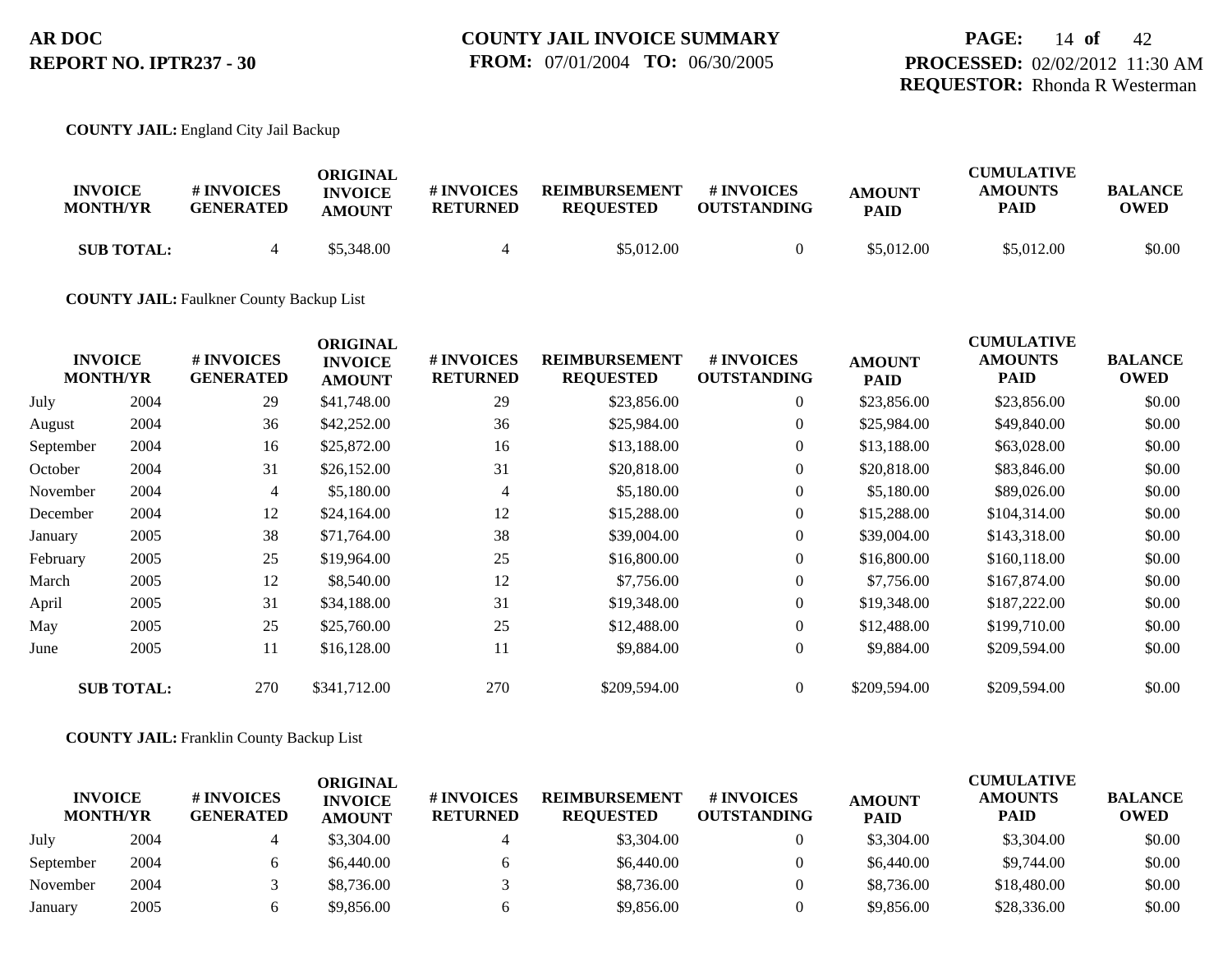**COUNTY JAIL:** England City Jail Backup

| INVOICE MONTH/YR | | # INVOICES GENERATED | ORIGINAL INVOICE AMOUNT | # INVOICES RETURNED | REIMBURSEMENT REQUESTED | # INVOICES OUTSTANDING | AMOUNT PAID | CUMULATIVE AMOUNTS PAID | BALANCE OWED |
|---|---|---|---|---|---|---|---|---|---|
| **SUB TOTAL:** | | 4 | $5,348.00 | 4 | $5,012.00 | 0 | $5,012.00 | $5,012.00 | $0.00 |

**COUNTY JAIL:** Faulkner County Backup List

| INVOICE MONTH/YR | | # INVOICES GENERATED | ORIGINAL INVOICE AMOUNT | # INVOICES RETURNED | REIMBURSEMENT REQUESTED | # INVOICES OUTSTANDING | AMOUNT PAID | CUMULATIVE AMOUNTS PAID | BALANCE OWED |
|---|---|---|---|---|---|---|---|---|---|
| July | 2004 | 29 | $41,748.00 | 29 | $23,856.00 | 0 | $23,856.00 | $23,856.00 | $0.00 |
| August | 2004 | 36 | $42,252.00 | 36 | $25,984.00 | 0 | $25,984.00 | $49,840.00 | $0.00 |
| September | 2004 | 16 | $25,872.00 | 16 | $13,188.00 | 0 | $13,188.00 | $63,028.00 | $0.00 |
| October | 2004 | 31 | $26,152.00 | 31 | $20,818.00 | 0 | $20,818.00 | $83,846.00 | $0.00 |
| November | 2004 | 4 | $5,180.00 | 4 | $5,180.00 | 0 | $5,180.00 | $89,026.00 | $0.00 |
| December | 2004 | 12 | $24,164.00 | 12 | $15,288.00 | 0 | $15,288.00 | $104,314.00 | $0.00 |
| January | 2005 | 38 | $71,764.00 | 38 | $39,004.00 | 0 | $39,004.00 | $143,318.00 | $0.00 |
| February | 2005 | 25 | $19,964.00 | 25 | $16,800.00 | 0 | $16,800.00 | $160,118.00 | $0.00 |
| March | 2005 | 12 | $8,540.00 | 12 | $7,756.00 | 0 | $7,756.00 | $167,874.00 | $0.00 |
| April | 2005 | 31 | $34,188.00 | 31 | $19,348.00 | 0 | $19,348.00 | $187,222.00 | $0.00 |
| May | 2005 | 25 | $25,760.00 | 25 | $12,488.00 | 0 | $12,488.00 | $199,710.00 | $0.00 |
| June | 2005 | 11 | $16,128.00 | 11 | $9,884.00 | 0 | $9,884.00 | $209,594.00 | $0.00 |
| **SUB TOTAL:** | | 270 | $341,712.00 | 270 | $209,594.00 | 0 | $209,594.00 | $209,594.00 | $0.00 |

**COUNTY JAIL:** Franklin County Backup List

| INVOICE MONTH/YR | | # INVOICES GENERATED | ORIGINAL INVOICE AMOUNT | # INVOICES RETURNED | REIMBURSEMENT REQUESTED | # INVOICES OUTSTANDING | AMOUNT PAID | CUMULATIVE AMOUNTS PAID | BALANCE OWED |
|---|---|---|---|---|---|---|---|---|---|
| July | 2004 | 4 | $3,304.00 | 4 | $3,304.00 | 0 | $3,304.00 | $3,304.00 | $0.00 |
| September | 2004 | 6 | $6,440.00 | 6 | $6,440.00 | 0 | $6,440.00 | $9,744.00 | $0.00 |
| November | 2004 | 3 | $8,736.00 | 3 | $8,736.00 | 0 | $8,736.00 | $18,480.00 | $0.00 |
| January | 2005 | 6 | $9,856.00 | 6 | $9,856.00 | 0 | $9,856.00 | $28,336.00 | $0.00 |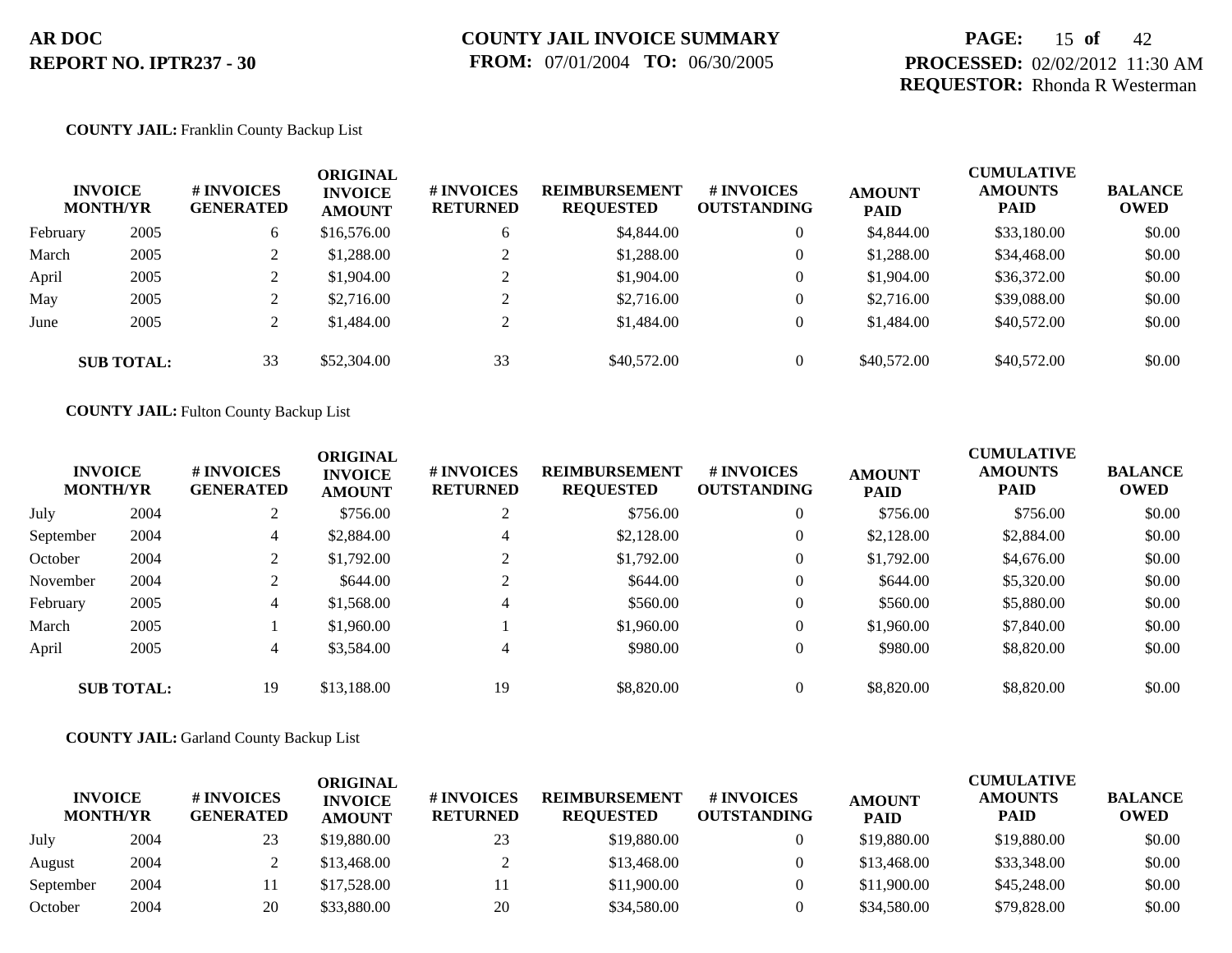**AR DOC**
**REPORT NO. IPTR237 - 30**

**COUNTY JAIL INVOICE SUMMARY**
**FROM:** 07/01/2004 **TO:** 06/30/2005

**PROCESSED:** 02/02/2012 11:30 AM
**REQUESTOR:** Rhonda R Westerman

**COUNTY JAIL:** Franklin County Backup List

| INVOICE MONTH/YR | | # INVOICES GENERATED | ORIGINAL INVOICE AMOUNT | # INVOICES RETURNED | REIMBURSEMENT REQUESTED | # INVOICES OUTSTANDING | AMOUNT PAID | CUMULATIVE AMOUNTS PAID | BALANCE OWED |
|---|---|---|---|---|---|---|---|---|---|
| February | 2005 | 6 | $16,576.00 | 6 | $4,844.00 | 0 | $4,844.00 | $33,180.00 | $0.00 |
| March | 2005 | 2 | $1,288.00 | 2 | $1,288.00 | 0 | $1,288.00 | $34,468.00 | $0.00 |
| April | 2005 | 2 | $1,904.00 | 2 | $1,904.00 | 0 | $1,904.00 | $36,372.00 | $0.00 |
| May | 2005 | 2 | $2,716.00 | 2 | $2,716.00 | 0 | $2,716.00 | $39,088.00 | $0.00 |
| June | 2005 | 2 | $1,484.00 | 2 | $1,484.00 | 0 | $1,484.00 | $40,572.00 | $0.00 |
| **SUB TOTAL:** | | 33 | $52,304.00 | 33 | $40,572.00 | 0 | $40,572.00 | $40,572.00 | $0.00 |

**COUNTY JAIL:** Fulton County Backup List

| INVOICE MONTH/YR | | # INVOICES GENERATED | ORIGINAL INVOICE AMOUNT | # INVOICES RETURNED | REIMBURSEMENT REQUESTED | # INVOICES OUTSTANDING | AMOUNT PAID | CUMULATIVE AMOUNTS PAID | BALANCE OWED |
|---|---|---|---|---|---|---|---|---|---|
| July | 2004 | 2 | $756.00 | 2 | $756.00 | 0 | $756.00 | $756.00 | $0.00 |
| September | 2004 | 4 | $2,884.00 | 4 | $2,128.00 | 0 | $2,128.00 | $2,884.00 | $0.00 |
| October | 2004 | 2 | $1,792.00 | 2 | $1,792.00 | 0 | $1,792.00 | $4,676.00 | $0.00 |
| November | 2004 | 2 | $644.00 | 2 | $644.00 | 0 | $644.00 | $5,320.00 | $0.00 |
| February | 2005 | 4 | $1,568.00 | 4 | $560.00 | 0 | $560.00 | $5,880.00 | $0.00 |
| March | 2005 | 1 | $1,960.00 | 1 | $1,960.00 | 0 | $1,960.00 | $7,840.00 | $0.00 |
| April | 2005 | 4 | $3,584.00 | 4 | $980.00 | 0 | $980.00 | $8,820.00 | $0.00 |
| **SUB TOTAL:** | | 19 | $13,188.00 | 19 | $8,820.00 | 0 | $8,820.00 | $8,820.00 | $0.00 |

**COUNTY JAIL:** Garland County Backup List

| INVOICE MONTH/YR | | # INVOICES GENERATED | ORIGINAL INVOICE AMOUNT | # INVOICES RETURNED | REIMBURSEMENT REQUESTED | # INVOICES OUTSTANDING | AMOUNT PAID | CUMULATIVE AMOUNTS PAID | BALANCE OWED |
|---|---|---|---|---|---|---|---|---|---|
| July | 2004 | 23 | $19,880.00 | 23 | $19,880.00 | 0 | $19,880.00 | $19,880.00 | $0.00 |
| August | 2004 | 2 | $13,468.00 | 2 | $13,468.00 | 0 | $13,468.00 | $33,348.00 | $0.00 |
| September | 2004 | 11 | $17,528.00 | 11 | $11,900.00 | 0 | $11,900.00 | $45,248.00 | $0.00 |
| October | 2004 | 20 | $33,880.00 | 20 | $34,580.00 | 0 | $34,580.00 | $79,828.00 | $0.00 |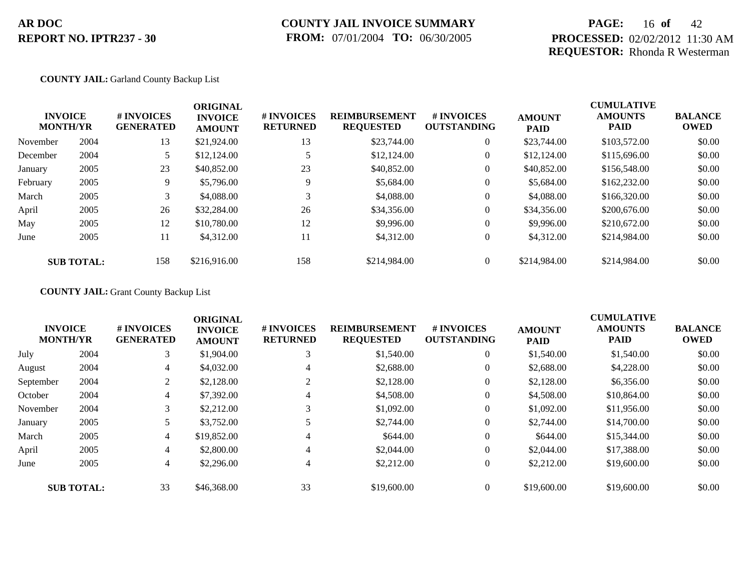**COUNTY JAIL:** Garland County Backup List

| INVOICE MONTH/YR | | # INVOICES GENERATED | ORIGINAL INVOICE AMOUNT | # INVOICES RETURNED | REIMBURSEMENT REQUESTED | # INVOICES OUTSTANDING | AMOUNT PAID | CUMULATIVE AMOUNTS PAID | BALANCE OWED |
|---|---|---|---|---|---|---|---|---|---|
| November | 2004 | 13 | $21,924.00 | 13 | $23,744.00 | 0 | $23,744.00 | $103,572.00 | $0.00 |
| December | 2004 | 5 | $12,124.00 | 5 | $12,124.00 | 0 | $12,124.00 | $115,696.00 | $0.00 |
| January | 2005 | 23 | $40,852.00 | 23 | $40,852.00 | 0 | $40,852.00 | $156,548.00 | $0.00 |
| February | 2005 | 9 | $5,796.00 | 9 | $5,684.00 | 0 | $5,684.00 | $162,232.00 | $0.00 |
| March | 2005 | 3 | $4,088.00 | 3 | $4,088.00 | 0 | $4,088.00 | $166,320.00 | $0.00 |
| April | 2005 | 26 | $32,284.00 | 26 | $34,356.00 | 0 | $34,356.00 | $200,676.00 | $0.00 |
| May | 2005 | 12 | $10,780.00 | 12 | $9,996.00 | 0 | $9,996.00 | $210,672.00 | $0.00 |
| June | 2005 | 11 | $4,312.00 | 11 | $4,312.00 | 0 | $4,312.00 | $214,984.00 | $0.00 |
| **SUB TOTAL:** | | 158 | $216,916.00 | 158 | $214,984.00 | 0 | $214,984.00 | $214,984.00 | $0.00 |

**COUNTY JAIL:** Grant County Backup List

| INVOICE MONTH/YR | | # INVOICES GENERATED | ORIGINAL INVOICE AMOUNT | # INVOICES RETURNED | REIMBURSEMENT REQUESTED | # INVOICES OUTSTANDING | AMOUNT PAID | CUMULATIVE AMOUNTS PAID | BALANCE OWED |
|---|---|---|---|---|---|---|---|---|---|
| July | 2004 | 3 | $1,904.00 | 3 | $1,540.00 | 0 | $1,540.00 | $1,540.00 | $0.00 |
| August | 2004 | 4 | $4,032.00 | 4 | $2,688.00 | 0 | $2,688.00 | $4,228.00 | $0.00 |
| September | 2004 | 2 | $2,128.00 | 2 | $2,128.00 | 0 | $2,128.00 | $6,356.00 | $0.00 |
| October | 2004 | 4 | $7,392.00 | 4 | $4,508.00 | 0 | $4,508.00 | $10,864.00 | $0.00 |
| November | 2004 | 3 | $2,212.00 | 3 | $1,092.00 | 0 | $1,092.00 | $11,956.00 | $0.00 |
| January | 2005 | 5 | $3,752.00 | 5 | $2,744.00 | 0 | $2,744.00 | $14,700.00 | $0.00 |
| March | 2005 | 4 | $19,852.00 | 4 | $644.00 | 0 | $644.00 | $15,344.00 | $0.00 |
| April | 2005 | 4 | $2,800.00 | 4 | $2,044.00 | 0 | $2,044.00 | $17,388.00 | $0.00 |
| June | 2005 | 4 | $2,296.00 | 4 | $2,212.00 | 0 | $2,212.00 | $19,600.00 | $0.00 |
| **SUB TOTAL:** | | 33 | $46,368.00 | 33 | $19,600.00 | 0 | $19,600.00 | $19,600.00 | $0.00 |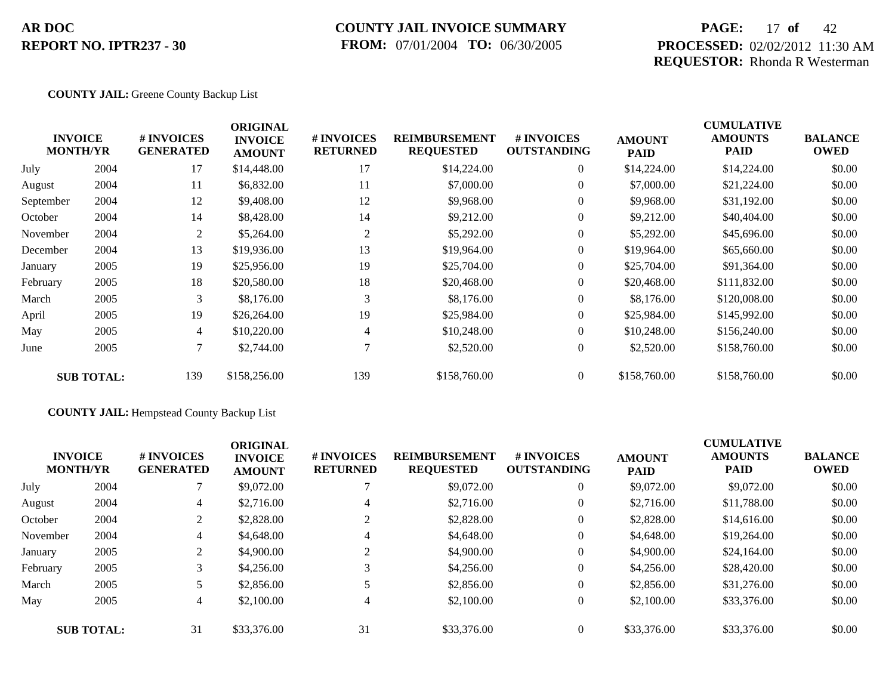AR DOC
REPORT NO. IPTR237 - 30

COUNTY JAIL INVOICE SUMMARY
FROM: 07/01/2004 TO: 06/30/2005

PROCESSED: 02/02/2012 11:30 AM
REQUESTOR: Rhonda R Westerman

**COUNTY JAIL:** Greene County Backup List

| INVOICE MONTH/YR | | # INVOICES GENERATED | ORIGINAL INVOICE AMOUNT | # INVOICES RETURNED | REIMBURSEMENT REQUESTED | # INVOICES OUTSTANDING | AMOUNT PAID | CUMULATIVE AMOUNTS PAID | BALANCE OWED |
|---|---|---|---|---|---|---|---|---|---|
| July | 2004 | 17 | $14,448.00 | 17 | $14,224.00 | 0 | $14,224.00 | $14,224.00 | $0.00 |
| August | 2004 | 11 | $6,832.00 | 11 | $7,000.00 | 0 | $7,000.00 | $21,224.00 | $0.00 |
| September | 2004 | 12 | $9,408.00 | 12 | $9,968.00 | 0 | $9,968.00 | $31,192.00 | $0.00 |
| October | 2004 | 14 | $8,428.00 | 14 | $9,212.00 | 0 | $9,212.00 | $40,404.00 | $0.00 |
| November | 2004 | 2 | $5,264.00 | 2 | $5,292.00 | 0 | $5,292.00 | $45,696.00 | $0.00 |
| December | 2004 | 13 | $19,936.00 | 13 | $19,964.00 | 0 | $19,964.00 | $65,660.00 | $0.00 |
| January | 2005 | 19 | $25,956.00 | 19 | $25,704.00 | 0 | $25,704.00 | $91,364.00 | $0.00 |
| February | 2005 | 18 | $20,580.00 | 18 | $20,468.00 | 0 | $20,468.00 | $111,832.00 | $0.00 |
| March | 2005 | 3 | $8,176.00 | 3 | $8,176.00 | 0 | $8,176.00 | $120,008.00 | $0.00 |
| April | 2005 | 19 | $26,264.00 | 19 | $25,984.00 | 0 | $25,984.00 | $145,992.00 | $0.00 |
| May | 2005 | 4 | $10,220.00 | 4 | $10,248.00 | 0 | $10,248.00 | $156,240.00 | $0.00 |
| June | 2005 | 7 | $2,744.00 | 7 | $2,520.00 | 0 | $2,520.00 | $158,760.00 | $0.00 |
| **SUB TOTAL:** | | 139 | $158,256.00 | 139 | $158,760.00 | 0 | $158,760.00 | $158,760.00 | $0.00 |

**COUNTY JAIL:** Hempstead County Backup List

| INVOICE MONTH/YR | | # INVOICES GENERATED | ORIGINAL INVOICE AMOUNT | # INVOICES RETURNED | REIMBURSEMENT REQUESTED | # INVOICES OUTSTANDING | AMOUNT PAID | CUMULATIVE AMOUNTS PAID | BALANCE OWED |
|---|---|---|---|---|---|---|---|---|---|
| July | 2004 | 7 | $9,072.00 | 7 | $9,072.00 | 0 | $9,072.00 | $9,072.00 | $0.00 |
| August | 2004 | 4 | $2,716.00 | 4 | $2,716.00 | 0 | $2,716.00 | $11,788.00 | $0.00 |
| October | 2004 | 2 | $2,828.00 | 2 | $2,828.00 | 0 | $2,828.00 | $14,616.00 | $0.00 |
| November | 2004 | 4 | $4,648.00 | 4 | $4,648.00 | 0 | $4,648.00 | $19,264.00 | $0.00 |
| January | 2005 | 2 | $4,900.00 | 2 | $4,900.00 | 0 | $4,900.00 | $24,164.00 | $0.00 |
| February | 2005 | 3 | $4,256.00 | 3 | $4,256.00 | 0 | $4,256.00 | $28,420.00 | $0.00 |
| March | 2005 | 5 | $2,856.00 | 5 | $2,856.00 | 0 | $2,856.00 | $31,276.00 | $0.00 |
| May | 2005 | 4 | $2,100.00 | 4 | $2,100.00 | 0 | $2,100.00 | $33,376.00 | $0.00 |
| **SUB TOTAL:** | | 31 | $33,376.00 | 31 | $33,376.00 | 0 | $33,376.00 | $33,376.00 | $0.00 |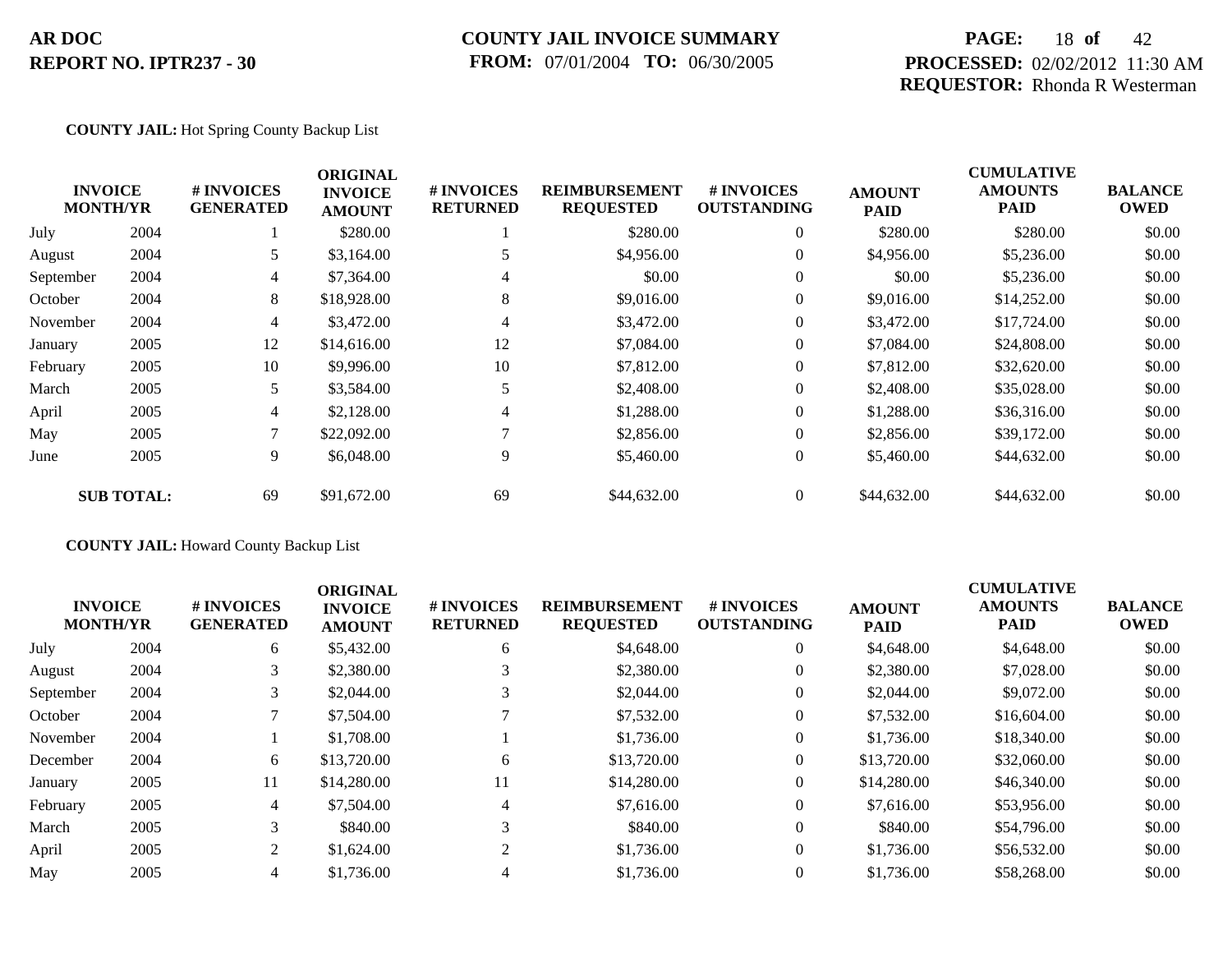**COUNTY JAIL:** Hot Spring County Backup List

| INVOICE MONTH/YR | | # INVOICES GENERATED | ORIGINAL INVOICE AMOUNT | # INVOICES RETURNED | REIMBURSEMENT REQUESTED | # INVOICES OUTSTANDING | AMOUNT PAID | CUMULATIVE AMOUNTS PAID | BALANCE OWED |
|---|---|---|---|---|---|---|---|---|---|
| July | 2004 | 1 | $280.00 | 1 | $280.00 | 0 | $280.00 | $280.00 | $0.00 |
| August | 2004 | 5 | $3,164.00 | 5 | $4,956.00 | 0 | $4,956.00 | $5,236.00 | $0.00 |
| September | 2004 | 4 | $7,364.00 | 4 | $0.00 | 0 | $0.00 | $5,236.00 | $0.00 |
| October | 2004 | 8 | $18,928.00 | 8 | $9,016.00 | 0 | $9,016.00 | $14,252.00 | $0.00 |
| November | 2004 | 4 | $3,472.00 | 4 | $3,472.00 | 0 | $3,472.00 | $17,724.00 | $0.00 |
| January | 2005 | 12 | $14,616.00 | 12 | $7,084.00 | 0 | $7,084.00 | $24,808.00 | $0.00 |
| February | 2005 | 10 | $9,996.00 | 10 | $7,812.00 | 0 | $7,812.00 | $32,620.00 | $0.00 |
| March | 2005 | 5 | $3,584.00 | 5 | $2,408.00 | 0 | $2,408.00 | $35,028.00 | $0.00 |
| April | 2005 | 4 | $2,128.00 | 4 | $1,288.00 | 0 | $1,288.00 | $36,316.00 | $0.00 |
| May | 2005 | 7 | $22,092.00 | 7 | $2,856.00 | 0 | $2,856.00 | $39,172.00 | $0.00 |
| June | 2005 | 9 | $6,048.00 | 9 | $5,460.00 | 0 | $5,460.00 | $44,632.00 | $0.00 |
| **SUB TOTAL:** | | 69 | $91,672.00 | 69 | $44,632.00 | 0 | $44,632.00 | $44,632.00 | $0.00 |

**COUNTY JAIL:** Howard County Backup List

| INVOICE MONTH/YR | | # INVOICES GENERATED | ORIGINAL INVOICE AMOUNT | # INVOICES RETURNED | REIMBURSEMENT REQUESTED | # INVOICES OUTSTANDING | AMOUNT PAID | CUMULATIVE AMOUNTS PAID | BALANCE OWED |
|---|---|---|---|---|---|---|---|---|---|
| July | 2004 | 6 | $5,432.00 | 6 | $4,648.00 | 0 | $4,648.00 | $4,648.00 | $0.00 |
| August | 2004 | 3 | $2,380.00 | 3 | $2,380.00 | 0 | $2,380.00 | $7,028.00 | $0.00 |
| September | 2004 | 3 | $2,044.00 | 3 | $2,044.00 | 0 | $2,044.00 | $9,072.00 | $0.00 |
| October | 2004 | 7 | $7,504.00 | 7 | $7,532.00 | 0 | $7,532.00 | $16,604.00 | $0.00 |
| November | 2004 | 1 | $1,708.00 | 1 | $1,736.00 | 0 | $1,736.00 | $18,340.00 | $0.00 |
| December | 2004 | 6 | $13,720.00 | 6 | $13,720.00 | 0 | $13,720.00 | $32,060.00 | $0.00 |
| January | 2005 | 11 | $14,280.00 | 11 | $14,280.00 | 0 | $14,280.00 | $46,340.00 | $0.00 |
| February | 2005 | 4 | $7,504.00 | 4 | $7,616.00 | 0 | $7,616.00 | $53,956.00 | $0.00 |
| March | 2005 | 3 | $840.00 | 3 | $840.00 | 0 | $840.00 | $54,796.00 | $0.00 |
| April | 2005 | 2 | $1,624.00 | 2 | $1,736.00 | 0 | $1,736.00 | $56,532.00 | $0.00 |
| May | 2005 | 4 | $1,736.00 | 4 | $1,736.00 | 0 | $1,736.00 | $58,268.00 | $0.00 |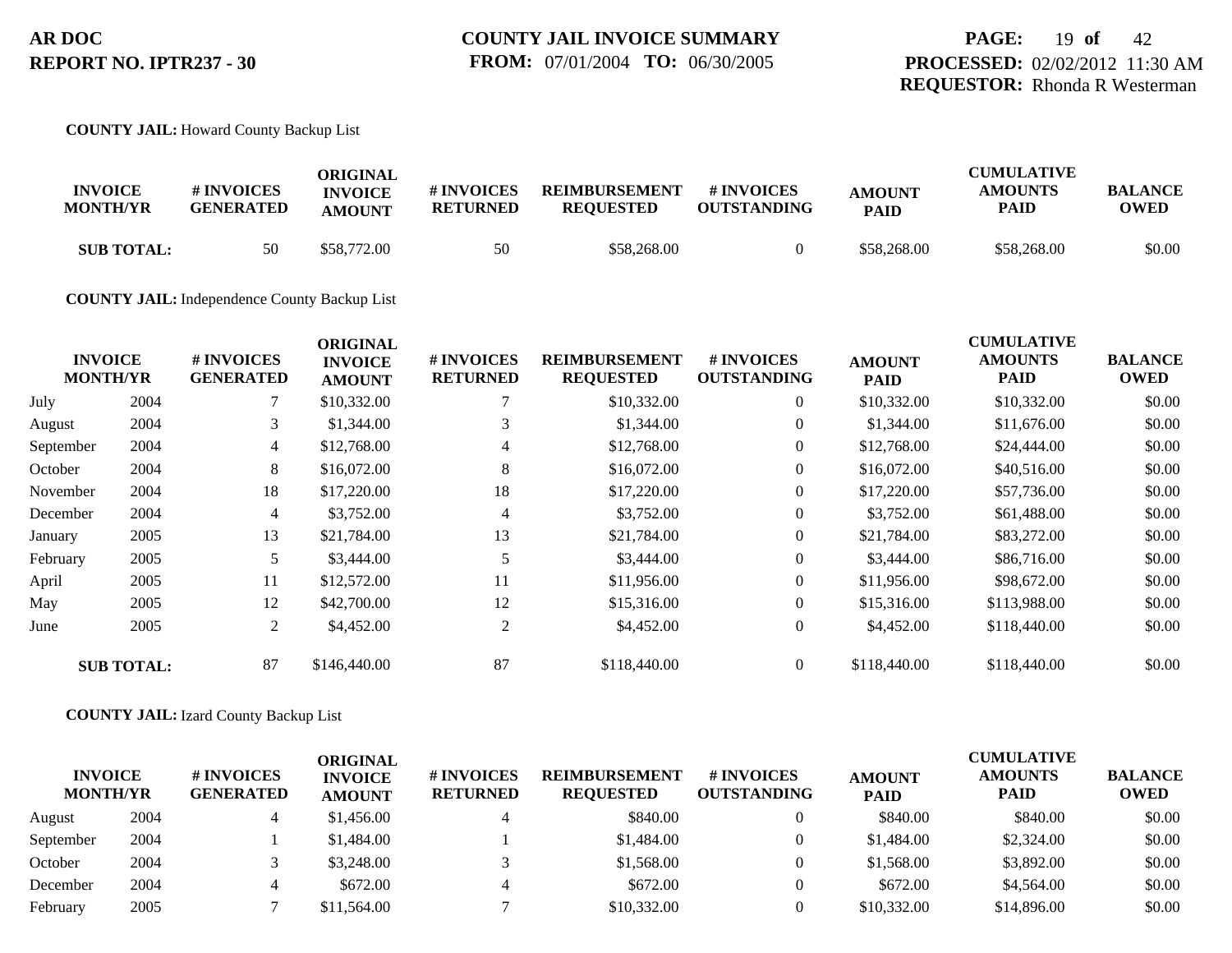**COUNTY JAIL:** Howard County Backup List

| INVOICE MONTH/YR | | # INVOICES GENERATED | ORIGINAL INVOICE AMOUNT | # INVOICES RETURNED | REIMBURSEMENT REQUESTED | # INVOICES OUTSTANDING | AMOUNT PAID | CUMULATIVE AMOUNTS PAID | BALANCE OWED |
|---|---|---|---|---|---|---|---|---|---|
| **SUB TOTAL:** | | 50 | $58,772.00 | 50 | $58,268.00 | 0 | $58,268.00 | $58,268.00 | $0.00 |

**COUNTY JAIL:** Independence County Backup List

| INVOICE MONTH/YR | | # INVOICES GENERATED | ORIGINAL INVOICE AMOUNT | # INVOICES RETURNED | REIMBURSEMENT REQUESTED | # INVOICES OUTSTANDING | AMOUNT PAID | CUMULATIVE AMOUNTS PAID | BALANCE OWED |
|---|---|---|---|---|---|---|---|---|---|
| July | 2004 | 7 | $10,332.00 | 7 | $10,332.00 | 0 | $10,332.00 | $10,332.00 | $0.00 |
| August | 2004 | 3 | $1,344.00 | 3 | $1,344.00 | 0 | $1,344.00 | $11,676.00 | $0.00 |
| September | 2004 | 4 | $12,768.00 | 4 | $12,768.00 | 0 | $12,768.00 | $24,444.00 | $0.00 |
| October | 2004 | 8 | $16,072.00 | 8 | $16,072.00 | 0 | $16,072.00 | $40,516.00 | $0.00 |
| November | 2004 | 18 | $17,220.00 | 18 | $17,220.00 | 0 | $17,220.00 | $57,736.00 | $0.00 |
| December | 2004 | 4 | $3,752.00 | 4 | $3,752.00 | 0 | $3,752.00 | $61,488.00 | $0.00 |
| January | 2005 | 13 | $21,784.00 | 13 | $21,784.00 | 0 | $21,784.00 | $83,272.00 | $0.00 |
| February | 2005 | 5 | $3,444.00 | 5 | $3,444.00 | 0 | $3,444.00 | $86,716.00 | $0.00 |
| April | 2005 | 11 | $12,572.00 | 11 | $11,956.00 | 0 | $11,956.00 | $98,672.00 | $0.00 |
| May | 2005 | 12 | $42,700.00 | 12 | $15,316.00 | 0 | $15,316.00 | $113,988.00 | $0.00 |
| June | 2005 | 2 | $4,452.00 | 2 | $4,452.00 | 0 | $4,452.00 | $118,440.00 | $0.00 |
| **SUB TOTAL:** | | 87 | $146,440.00 | 87 | $118,440.00 | 0 | $118,440.00 | $118,440.00 | $0.00 |

**COUNTY JAIL:** Izard County Backup List

| INVOICE MONTH/YR | | # INVOICES GENERATED | ORIGINAL INVOICE AMOUNT | # INVOICES RETURNED | REIMBURSEMENT REQUESTED | # INVOICES OUTSTANDING | AMOUNT PAID | CUMULATIVE AMOUNTS PAID | BALANCE OWED |
|---|---|---|---|---|---|---|---|---|---|
| August | 2004 | 4 | $1,456.00 | 4 | $840.00 | 0 | $840.00 | $840.00 | $0.00 |
| September | 2004 | 1 | $1,484.00 | 1 | $1,484.00 | 0 | $1,484.00 | $2,324.00 | $0.00 |
| October | 2004 | 3 | $3,248.00 | 3 | $1,568.00 | 0 | $1,568.00 | $3,892.00 | $0.00 |
| December | 2004 | 4 | $672.00 | 4 | $672.00 | 0 | $672.00 | $4,564.00 | $0.00 |
| February | 2005 | 7 | $11,564.00 | 7 | $10,332.00 | 0 | $10,332.00 | $14,896.00 | $0.00 |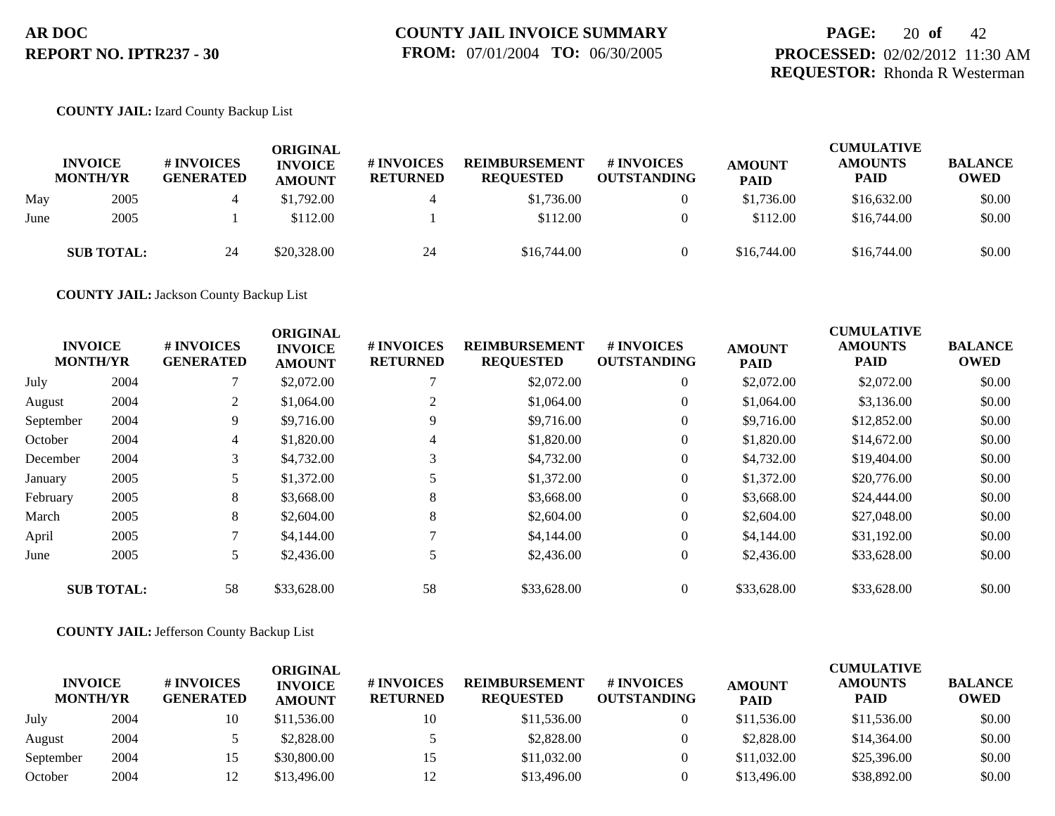**COUNTY JAIL:** Izard County Backup List

| INVOICE MONTH/YR | | # INVOICES GENERATED | ORIGINAL INVOICE AMOUNT | # INVOICES RETURNED | REIMBURSEMENT REQUESTED | # INVOICES OUTSTANDING | AMOUNT PAID | CUMULATIVE AMOUNTS PAID | BALANCE OWED |
|---|---|---|---|---|---|---|---|---|---|
| May | 2005 | 4 | $1,792.00 | 4 | $1,736.00 | 0 | $1,736.00 | $16,632.00 | $0.00 |
| June | 2005 | 1 | $112.00 | 1 | $112.00 | 0 | $112.00 | $16,744.00 | $0.00 |
| **SUB TOTAL:** | | 24 | $20,328.00 | 24 | $16,744.00 | 0 | $16,744.00 | $16,744.00 | $0.00 |

**COUNTY JAIL:** Jackson County Backup List

| INVOICE MONTH/YR | | # INVOICES GENERATED | ORIGINAL INVOICE AMOUNT | # INVOICES RETURNED | REIMBURSEMENT REQUESTED | # INVOICES OUTSTANDING | AMOUNT PAID | CUMULATIVE AMOUNTS PAID | BALANCE OWED |
|---|---|---|---|---|---|---|---|---|---|
| July | 2004 | 7 | $2,072.00 | 7 | $2,072.00 | 0 | $2,072.00 | $2,072.00 | $0.00 |
| August | 2004 | 2 | $1,064.00 | 2 | $1,064.00 | 0 | $1,064.00 | $3,136.00 | $0.00 |
| September | 2004 | 9 | $9,716.00 | 9 | $9,716.00 | 0 | $9,716.00 | $12,852.00 | $0.00 |
| October | 2004 | 4 | $1,820.00 | 4 | $1,820.00 | 0 | $1,820.00 | $14,672.00 | $0.00 |
| December | 2004 | 3 | $4,732.00 | 3 | $4,732.00 | 0 | $4,732.00 | $19,404.00 | $0.00 |
| January | 2005 | 5 | $1,372.00 | 5 | $1,372.00 | 0 | $1,372.00 | $20,776.00 | $0.00 |
| February | 2005 | 8 | $3,668.00 | 8 | $3,668.00 | 0 | $3,668.00 | $24,444.00 | $0.00 |
| March | 2005 | 8 | $2,604.00 | 8 | $2,604.00 | 0 | $2,604.00 | $27,048.00 | $0.00 |
| April | 2005 | 7 | $4,144.00 | 7 | $4,144.00 | 0 | $4,144.00 | $31,192.00 | $0.00 |
| June | 2005 | 5 | $2,436.00 | 5 | $2,436.00 | 0 | $2,436.00 | $33,628.00 | $0.00 |
| **SUB TOTAL:** | | 58 | $33,628.00 | 58 | $33,628.00 | 0 | $33,628.00 | $33,628.00 | $0.00 |

**COUNTY JAIL:** Jefferson County Backup List

| INVOICE MONTH/YR | | # INVOICES GENERATED | ORIGINAL INVOICE AMOUNT | # INVOICES RETURNED | REIMBURSEMENT REQUESTED | # INVOICES OUTSTANDING | AMOUNT PAID | CUMULATIVE AMOUNTS PAID | BALANCE OWED |
|---|---|---|---|---|---|---|---|---|---|
| July | 2004 | 10 | $11,536.00 | 10 | $11,536.00 | 0 | $11,536.00 | $11,536.00 | $0.00 |
| August | 2004 | 5 | $2,828.00 | 5 | $2,828.00 | 0 | $2,828.00 | $14,364.00 | $0.00 |
| September | 2004 | 15 | $30,800.00 | 15 | $11,032.00 | 0 | $11,032.00 | $25,396.00 | $0.00 |
| October | 2004 | 12 | $13,496.00 | 12 | $13,496.00 | 0 | $13,496.00 | $38,892.00 | $0.00 |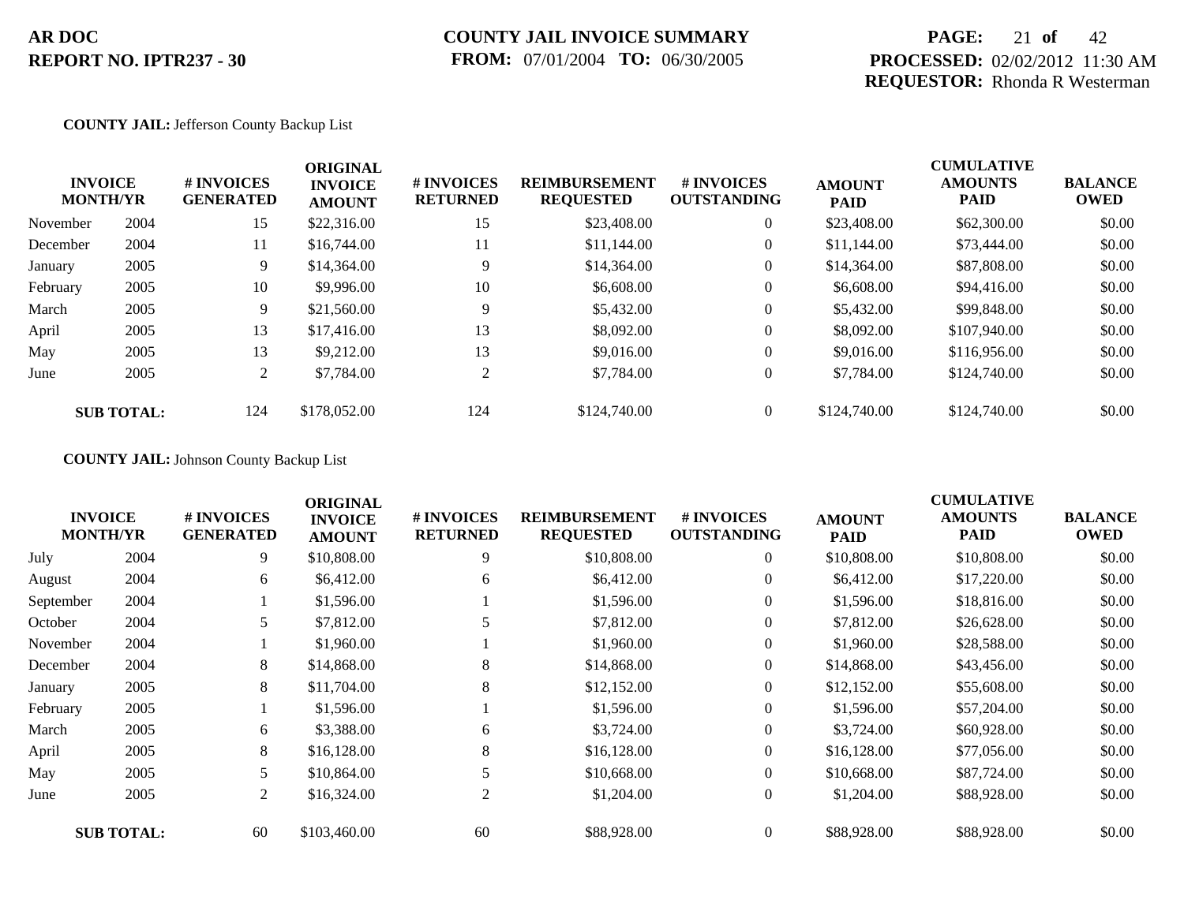**AR DOC**
**REPORT NO. IPTR237 - 30**

**COUNTY JAIL INVOICE SUMMARY**
**FROM:** 07/01/2004 **TO:** 06/30/2005

**PROCESSED:** 02/02/2012 11:30 AM
**REQUESTOR:** Rhonda R Westerman

**COUNTY JAIL:** Jefferson County Backup List

| INVOICE MONTH/YR | | # INVOICES GENERATED | ORIGINAL INVOICE AMOUNT | # INVOICES RETURNED | REIMBURSEMENT REQUESTED | # INVOICES OUTSTANDING | AMOUNT PAID | CUMULATIVE AMOUNTS PAID | BALANCE OWED |
|---|---|---|---|---|---|---|---|---|---|
| November | 2004 | 15 | $22,316.00 | 15 | $23,408.00 | 0 | $23,408.00 | $62,300.00 | $0.00 |
| December | 2004 | 11 | $16,744.00 | 11 | $11,144.00 | 0 | $11,144.00 | $73,444.00 | $0.00 |
| January | 2005 | 9 | $14,364.00 | 9 | $14,364.00 | 0 | $14,364.00 | $87,808.00 | $0.00 |
| February | 2005 | 10 | $9,996.00 | 10 | $6,608.00 | 0 | $6,608.00 | $94,416.00 | $0.00 |
| March | 2005 | 9 | $21,560.00 | 9 | $5,432.00 | 0 | $5,432.00 | $99,848.00 | $0.00 |
| April | 2005 | 13 | $17,416.00 | 13 | $8,092.00 | 0 | $8,092.00 | $107,940.00 | $0.00 |
| May | 2005 | 13 | $9,212.00 | 13 | $9,016.00 | 0 | $9,016.00 | $116,956.00 | $0.00 |
| June | 2005 | 2 | $7,784.00 | 2 | $7,784.00 | 0 | $7,784.00 | $124,740.00 | $0.00 |
| **SUB TOTAL:** | | 124 | $178,052.00 | 124 | $124,740.00 | 0 | $124,740.00 | $124,740.00 | $0.00 |

**COUNTY JAIL:** Johnson County Backup List

| INVOICE MONTH/YR | | # INVOICES GENERATED | ORIGINAL INVOICE AMOUNT | # INVOICES RETURNED | REIMBURSEMENT REQUESTED | # INVOICES OUTSTANDING | AMOUNT PAID | CUMULATIVE AMOUNTS PAID | BALANCE OWED |
|---|---|---|---|---|---|---|---|---|---|
| July | 2004 | 9 | $10,808.00 | 9 | $10,808.00 | 0 | $10,808.00 | $10,808.00 | $0.00 |
| August | 2004 | 6 | $6,412.00 | 6 | $6,412.00 | 0 | $6,412.00 | $17,220.00 | $0.00 |
| September | 2004 | 1 | $1,596.00 | 1 | $1,596.00 | 0 | $1,596.00 | $18,816.00 | $0.00 |
| October | 2004 | 5 | $7,812.00 | 5 | $7,812.00 | 0 | $7,812.00 | $26,628.00 | $0.00 |
| November | 2004 | 1 | $1,960.00 | 1 | $1,960.00 | 0 | $1,960.00 | $28,588.00 | $0.00 |
| December | 2004 | 8 | $14,868.00 | 8 | $14,868.00 | 0 | $14,868.00 | $43,456.00 | $0.00 |
| January | 2005 | 8 | $11,704.00 | 8 | $12,152.00 | 0 | $12,152.00 | $55,608.00 | $0.00 |
| February | 2005 | 1 | $1,596.00 | 1 | $1,596.00 | 0 | $1,596.00 | $57,204.00 | $0.00 |
| March | 2005 | 6 | $3,388.00 | 6 | $3,724.00 | 0 | $3,724.00 | $60,928.00 | $0.00 |
| April | 2005 | 8 | $16,128.00 | 8 | $16,128.00 | 0 | $16,128.00 | $77,056.00 | $0.00 |
| May | 2005 | 5 | $10,864.00 | 5 | $10,668.00 | 0 | $10,668.00 | $87,724.00 | $0.00 |
| June | 2005 | 2 | $16,324.00 | 2 | $1,204.00 | 0 | $1,204.00 | $88,928.00 | $0.00 |
| **SUB TOTAL:** | | 60 | $103,460.00 | 60 | $88,928.00 | 0 | $88,928.00 | $88,928.00 | $0.00 |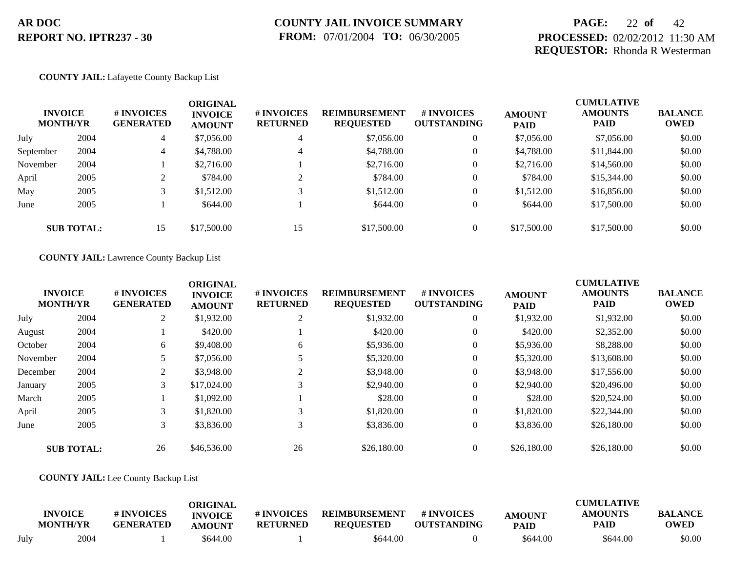**COUNTY JAIL:** Lafayette County Backup List

| INVOICE MONTH/YR | | # INVOICES GENERATED | ORIGINAL INVOICE AMOUNT | # INVOICES RETURNED | REIMBURSEMENT REQUESTED | # INVOICES OUTSTANDING | AMOUNT PAID | CUMULATIVE AMOUNTS PAID | BALANCE OWED |
|---|---|---|---|---|---|---|---|---|---|
| July | 2004 | 4 | $7,056.00 | 4 | $7,056.00 | 0 | $7,056.00 | $7,056.00 | $0.00 |
| September | 2004 | 4 | $4,788.00 | 4 | $4,788.00 | 0 | $4,788.00 | $11,844.00 | $0.00 |
| November | 2004 | 1 | $2,716.00 | 1 | $2,716.00 | 0 | $2,716.00 | $14,560.00 | $0.00 |
| April | 2005 | 2 | $784.00 | 2 | $784.00 | 0 | $784.00 | $15,344.00 | $0.00 |
| May | 2005 | 3 | $1,512.00 | 3 | $1,512.00 | 0 | $1,512.00 | $16,856.00 | $0.00 |
| June | 2005 | 1 | $644.00 | 1 | $644.00 | 0 | $644.00 | $17,500.00 | $0.00 |
| **SUB TOTAL:** | | 15 | $17,500.00 | 15 | $17,500.00 | 0 | $17,500.00 | $17,500.00 | $0.00 |

**COUNTY JAIL:** Lawrence County Backup List

| INVOICE MONTH/YR | | # INVOICES GENERATED | ORIGINAL INVOICE AMOUNT | # INVOICES RETURNED | REIMBURSEMENT REQUESTED | # INVOICES OUTSTANDING | AMOUNT PAID | CUMULATIVE AMOUNTS PAID | BALANCE OWED |
|---|---|---|---|---|---|---|---|---|---|
| July | 2004 | 2 | $1,932.00 | 2 | $1,932.00 | 0 | $1,932.00 | $1,932.00 | $0.00 |
| August | 2004 | 1 | $420.00 | 1 | $420.00 | 0 | $420.00 | $2,352.00 | $0.00 |
| October | 2004 | 6 | $9,408.00 | 6 | $5,936.00 | 0 | $5,936.00 | $8,288.00 | $0.00 |
| November | 2004 | 5 | $7,056.00 | 5 | $5,320.00 | 0 | $5,320.00 | $13,608.00 | $0.00 |
| December | 2004 | 2 | $3,948.00 | 2 | $3,948.00 | 0 | $3,948.00 | $17,556.00 | $0.00 |
| January | 2005 | 3 | $17,024.00 | 3 | $2,940.00 | 0 | $2,940.00 | $20,496.00 | $0.00 |
| March | 2005 | 1 | $1,092.00 | 1 | $28.00 | 0 | $28.00 | $20,524.00 | $0.00 |
| April | 2005 | 3 | $1,820.00 | 3 | $1,820.00 | 0 | $1,820.00 | $22,344.00 | $0.00 |
| June | 2005 | 3 | $3,836.00 | 3 | $3,836.00 | 0 | $3,836.00 | $26,180.00 | $0.00 |
| **SUB TOTAL:** | | 26 | $46,536.00 | 26 | $26,180.00 | 0 | $26,180.00 | $26,180.00 | $0.00 |

**COUNTY JAIL:** Lee County Backup List

| INVOICE MONTH/YR | | # INVOICES GENERATED | ORIGINAL INVOICE AMOUNT | # INVOICES RETURNED | REIMBURSEMENT REQUESTED | # INVOICES OUTSTANDING | AMOUNT PAID | CUMULATIVE AMOUNTS PAID | BALANCE OWED |
|---|---|---|---|---|---|---|---|---|---|
| July | 2004 | 1 | $644.00 | 1 | $644.00 | 0 | $644.00 | $644.00 | $0.00 |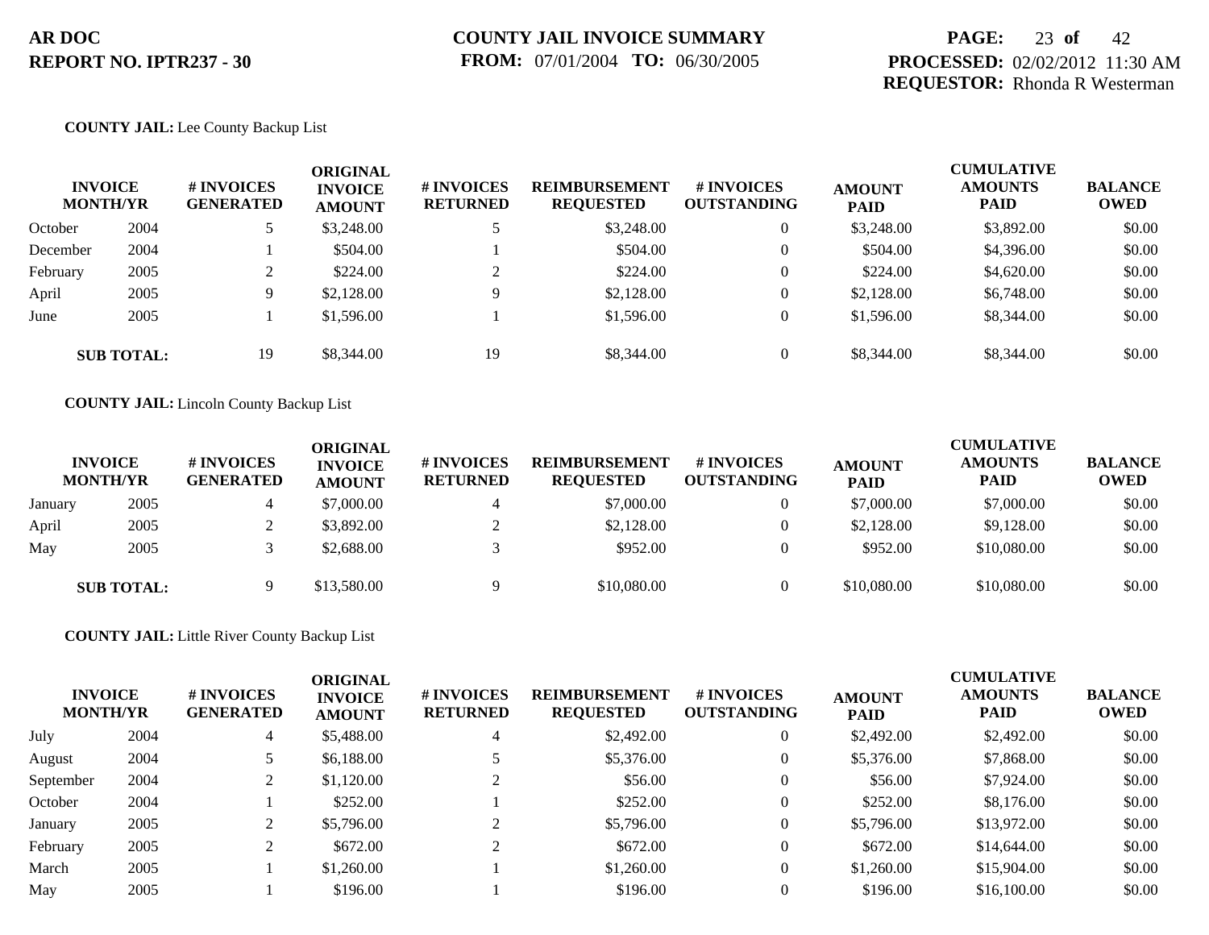**AR DOC**
**REPORT NO. IPTR237 - 30**

**COUNTY JAIL INVOICE SUMMARY**
**FROM:** 07/01/2004 **TO:** 06/30/2005

**PROCESSED:** 02/02/2012 11:30 AM
**REQUESTOR:** Rhonda R Westerman

**COUNTY JAIL:** Lee County Backup List

| INVOICE MONTH/YR | | # INVOICES GENERATED | ORIGINAL INVOICE AMOUNT | # INVOICES RETURNED | REIMBURSEMENT REQUESTED | # INVOICES OUTSTANDING | AMOUNT PAID | CUMULATIVE AMOUNTS PAID | BALANCE OWED |
|---|---|---|---|---|---|---|---|---|---|
| October | 2004 | 5 | $3,248.00 | 5 | $3,248.00 | 0 | $3,248.00 | $3,892.00 | $0.00 |
| December | 2004 | 1 | $504.00 | 1 | $504.00 | 0 | $504.00 | $4,396.00 | $0.00 |
| February | 2005 | 2 | $224.00 | 2 | $224.00 | 0 | $224.00 | $4,620.00 | $0.00 |
| April | 2005 | 9 | $2,128.00 | 9 | $2,128.00 | 0 | $2,128.00 | $6,748.00 | $0.00 |
| June | 2005 | 1 | $1,596.00 | 1 | $1,596.00 | 0 | $1,596.00 | $8,344.00 | $0.00 |
| **SUB TOTAL:** | | 19 | $8,344.00 | 19 | $8,344.00 | 0 | $8,344.00 | $8,344.00 | $0.00 |

**COUNTY JAIL:** Lincoln County Backup List

| INVOICE MONTH/YR | | # INVOICES GENERATED | ORIGINAL INVOICE AMOUNT | # INVOICES RETURNED | REIMBURSEMENT REQUESTED | # INVOICES OUTSTANDING | AMOUNT PAID | CUMULATIVE AMOUNTS PAID | BALANCE OWED |
|---|---|---|---|---|---|---|---|---|---|
| January | 2005 | 4 | $7,000.00 | 4 | $7,000.00 | 0 | $7,000.00 | $7,000.00 | $0.00 |
| April | 2005 | 2 | $3,892.00 | 2 | $2,128.00 | 0 | $2,128.00 | $9,128.00 | $0.00 |
| May | 2005 | 3 | $2,688.00 | 3 | $952.00 | 0 | $952.00 | $10,080.00 | $0.00 |
| **SUB TOTAL:** | | 9 | $13,580.00 | 9 | $10,080.00 | 0 | $10,080.00 | $10,080.00 | $0.00 |

**COUNTY JAIL:** Little River County Backup List

| INVOICE MONTH/YR | | # INVOICES GENERATED | ORIGINAL INVOICE AMOUNT | # INVOICES RETURNED | REIMBURSEMENT REQUESTED | # INVOICES OUTSTANDING | AMOUNT PAID | CUMULATIVE AMOUNTS PAID | BALANCE OWED |
|---|---|---|---|---|---|---|---|---|---|
| July | 2004 | 4 | $5,488.00 | 4 | $2,492.00 | 0 | $2,492.00 | $2,492.00 | $0.00 |
| August | 2004 | 5 | $6,188.00 | 5 | $5,376.00 | 0 | $5,376.00 | $7,868.00 | $0.00 |
| September | 2004 | 2 | $1,120.00 | 2 | $56.00 | 0 | $56.00 | $7,924.00 | $0.00 |
| October | 2004 | 1 | $252.00 | 1 | $252.00 | 0 | $252.00 | $8,176.00 | $0.00 |
| January | 2005 | 2 | $5,796.00 | 2 | $5,796.00 | 0 | $5,796.00 | $13,972.00 | $0.00 |
| February | 2005 | 2 | $672.00 | 2 | $672.00 | 0 | $672.00 | $14,644.00 | $0.00 |
| March | 2005 | 1 | $1,260.00 | 1 | $1,260.00 | 0 | $1,260.00 | $15,904.00 | $0.00 |
| May | 2005 | 1 | $196.00 | 1 | $196.00 | 0 | $196.00 | $16,100.00 | $0.00 |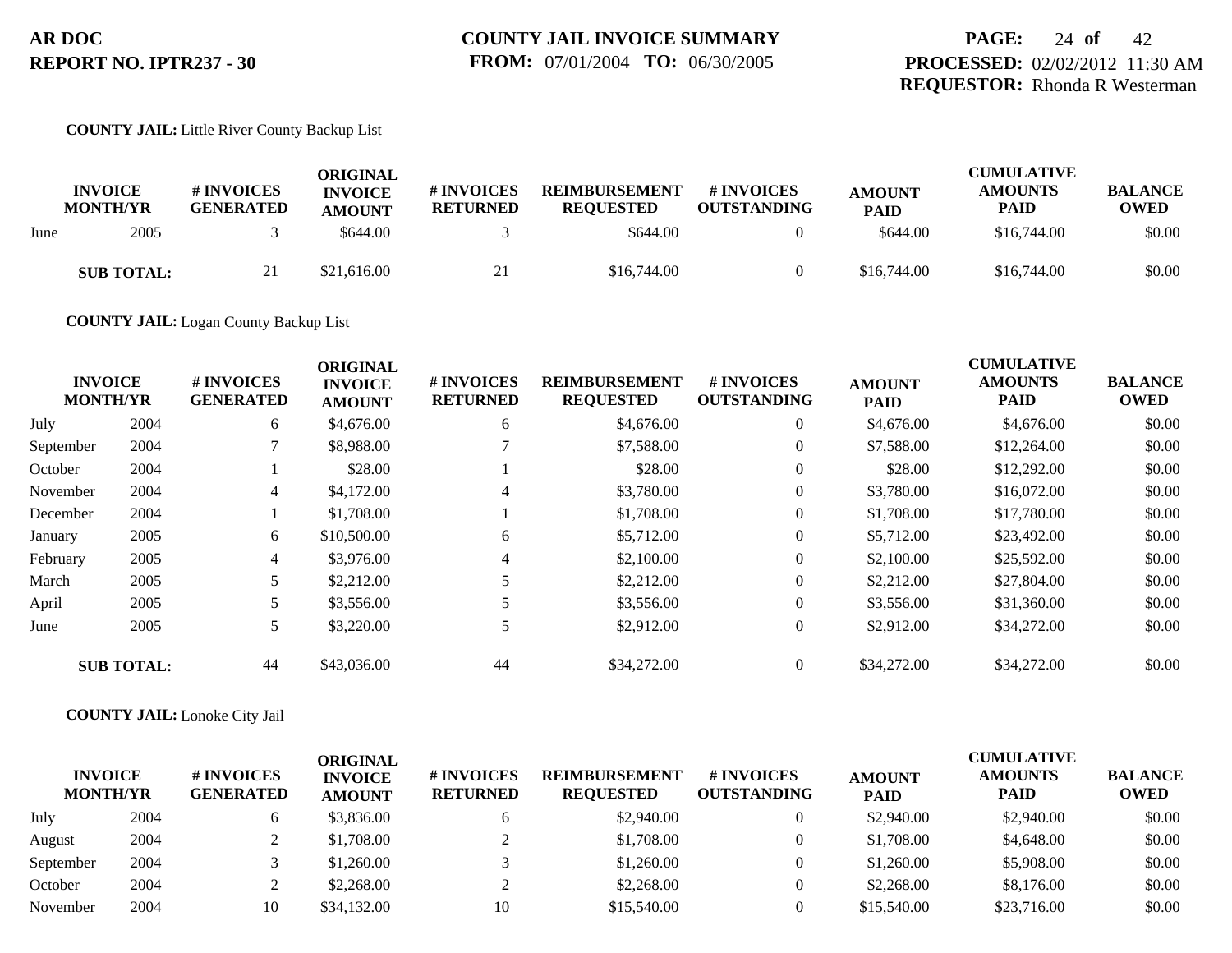**COUNTY JAIL:** Little River County Backup List

| INVOICE MONTH/YR | | # INVOICES GENERATED | ORIGINAL INVOICE AMOUNT | # INVOICES RETURNED | REIMBURSEMENT REQUESTED | # INVOICES OUTSTANDING | AMOUNT PAID | CUMULATIVE AMOUNTS PAID | BALANCE OWED |
|---|---|---|---|---|---|---|---|---|---|
| June | 2005 | 3 | $644.00 | 3 | $644.00 | 0 | $644.00 | $16,744.00 | $0.00 |
| **SUB TOTAL:** | | 21 | $21,616.00 | 21 | $16,744.00 | 0 | $16,744.00 | $16,744.00 | $0.00 |

**COUNTY JAIL:** Logan County Backup List

| INVOICE MONTH/YR | | # INVOICES GENERATED | ORIGINAL INVOICE AMOUNT | # INVOICES RETURNED | REIMBURSEMENT REQUESTED | # INVOICES OUTSTANDING | AMOUNT PAID | CUMULATIVE AMOUNTS PAID | BALANCE OWED |
|---|---|---|---|---|---|---|---|---|---|
| July | 2004 | 6 | $4,676.00 | 6 | $4,676.00 | 0 | $4,676.00 | $4,676.00 | $0.00 |
| September | 2004 | 7 | $8,988.00 | 7 | $7,588.00 | 0 | $7,588.00 | $12,264.00 | $0.00 |
| October | 2004 | 1 | $28.00 | 1 | $28.00 | 0 | $28.00 | $12,292.00 | $0.00 |
| November | 2004 | 4 | $4,172.00 | 4 | $3,780.00 | 0 | $3,780.00 | $16,072.00 | $0.00 |
| December | 2004 | 1 | $1,708.00 | 1 | $1,708.00 | 0 | $1,708.00 | $17,780.00 | $0.00 |
| January | 2005 | 6 | $10,500.00 | 6 | $5,712.00 | 0 | $5,712.00 | $23,492.00 | $0.00 |
| February | 2005 | 4 | $3,976.00 | 4 | $2,100.00 | 0 | $2,100.00 | $25,592.00 | $0.00 |
| March | 2005 | 5 | $2,212.00 | 5 | $2,212.00 | 0 | $2,212.00 | $27,804.00 | $0.00 |
| April | 2005 | 5 | $3,556.00 | 5 | $3,556.00 | 0 | $3,556.00 | $31,360.00 | $0.00 |
| June | 2005 | 5 | $3,220.00 | 5 | $2,912.00 | 0 | $2,912.00 | $34,272.00 | $0.00 |
| **SUB TOTAL:** | | 44 | $43,036.00 | 44 | $34,272.00 | 0 | $34,272.00 | $34,272.00 | $0.00 |

**COUNTY JAIL:** Lonoke City Jail

| INVOICE MONTH/YR | | # INVOICES GENERATED | ORIGINAL INVOICE AMOUNT | # INVOICES RETURNED | REIMBURSEMENT REQUESTED | # INVOICES OUTSTANDING | AMOUNT PAID | CUMULATIVE AMOUNTS PAID | BALANCE OWED |
|---|---|---|---|---|---|---|---|---|---|
| July | 2004 | 6 | $3,836.00 | 6 | $2,940.00 | 0 | $2,940.00 | $2,940.00 | $0.00 |
| August | 2004 | 2 | $1,708.00 | 2 | $1,708.00 | 0 | $1,708.00 | $4,648.00 | $0.00 |
| September | 2004 | 3 | $1,260.00 | 3 | $1,260.00 | 0 | $1,260.00 | $5,908.00 | $0.00 |
| October | 2004 | 2 | $2,268.00 | 2 | $2,268.00 | 0 | $2,268.00 | $8,176.00 | $0.00 |
| November | 2004 | 10 | $34,132.00 | 10 | $15,540.00 | 0 | $15,540.00 | $23,716.00 | $0.00 |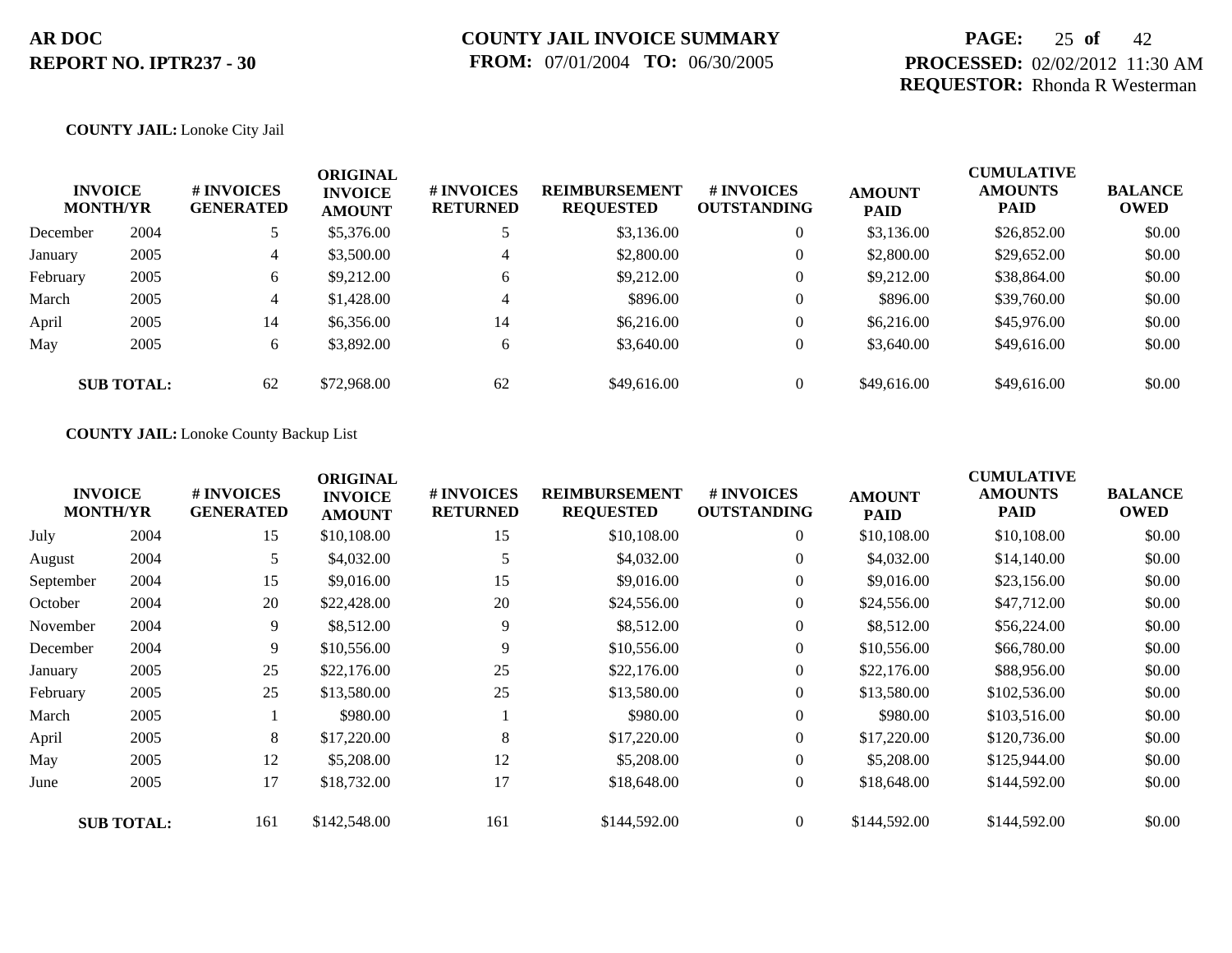**COUNTY JAIL:** Lonoke City Jail

| INVOICE MONTH/YR | | # INVOICES GENERATED | ORIGINAL INVOICE AMOUNT | # INVOICES RETURNED | REIMBURSEMENT REQUESTED | # INVOICES OUTSTANDING | AMOUNT PAID | CUMULATIVE AMOUNTS PAID | BALANCE OWED |
|---|---|---|---|---|---|---|---|---|---|
| December | 2004 | 5 | $5,376.00 | 5 | $3,136.00 | 0 | $3,136.00 | $26,852.00 | $0.00 |
| January | 2005 | 4 | $3,500.00 | 4 | $2,800.00 | 0 | $2,800.00 | $29,652.00 | $0.00 |
| February | 2005 | 6 | $9,212.00 | 6 | $9,212.00 | 0 | $9,212.00 | $38,864.00 | $0.00 |
| March | 2005 | 4 | $1,428.00 | 4 | $896.00 | 0 | $896.00 | $39,760.00 | $0.00 |
| April | 2005 | 14 | $6,356.00 | 14 | $6,216.00 | 0 | $6,216.00 | $45,976.00 | $0.00 |
| May | 2005 | 6 | $3,892.00 | 6 | $3,640.00 | 0 | $3,640.00 | $49,616.00 | $0.00 |
| **SUB TOTAL:** | | 62 | $72,968.00 | 62 | $49,616.00 | 0 | $49,616.00 | $49,616.00 | $0.00 |

**COUNTY JAIL:** Lonoke County Backup List

| INVOICE MONTH/YR | | # INVOICES GENERATED | ORIGINAL INVOICE AMOUNT | # INVOICES RETURNED | REIMBURSEMENT REQUESTED | # INVOICES OUTSTANDING | AMOUNT PAID | CUMULATIVE AMOUNTS PAID | BALANCE OWED |
|---|---|---|---|---|---|---|---|---|---|
| July | 2004 | 15 | $10,108.00 | 15 | $10,108.00 | 0 | $10,108.00 | $10,108.00 | $0.00 |
| August | 2004 | 5 | $4,032.00 | 5 | $4,032.00 | 0 | $4,032.00 | $14,140.00 | $0.00 |
| September | 2004 | 15 | $9,016.00 | 15 | $9,016.00 | 0 | $9,016.00 | $23,156.00 | $0.00 |
| October | 2004 | 20 | $22,428.00 | 20 | $24,556.00 | 0 | $24,556.00 | $47,712.00 | $0.00 |
| November | 2004 | 9 | $8,512.00 | 9 | $8,512.00 | 0 | $8,512.00 | $56,224.00 | $0.00 |
| December | 2004 | 9 | $10,556.00 | 9 | $10,556.00 | 0 | $10,556.00 | $66,780.00 | $0.00 |
| January | 2005 | 25 | $22,176.00 | 25 | $22,176.00 | 0 | $22,176.00 | $88,956.00 | $0.00 |
| February | 2005 | 25 | $13,580.00 | 25 | $13,580.00 | 0 | $13,580.00 | $102,536.00 | $0.00 |
| March | 2005 | 1 | $980.00 | 1 | $980.00 | 0 | $980.00 | $103,516.00 | $0.00 |
| April | 2005 | 8 | $17,220.00 | 8 | $17,220.00 | 0 | $17,220.00 | $120,736.00 | $0.00 |
| May | 2005 | 12 | $5,208.00 | 12 | $5,208.00 | 0 | $5,208.00 | $125,944.00 | $0.00 |
| June | 2005 | 17 | $18,732.00 | 17 | $18,648.00 | 0 | $18,648.00 | $144,592.00 | $0.00 |
| **SUB TOTAL:** | | 161 | $142,548.00 | 161 | $144,592.00 | 0 | $144,592.00 | $144,592.00 | $0.00 |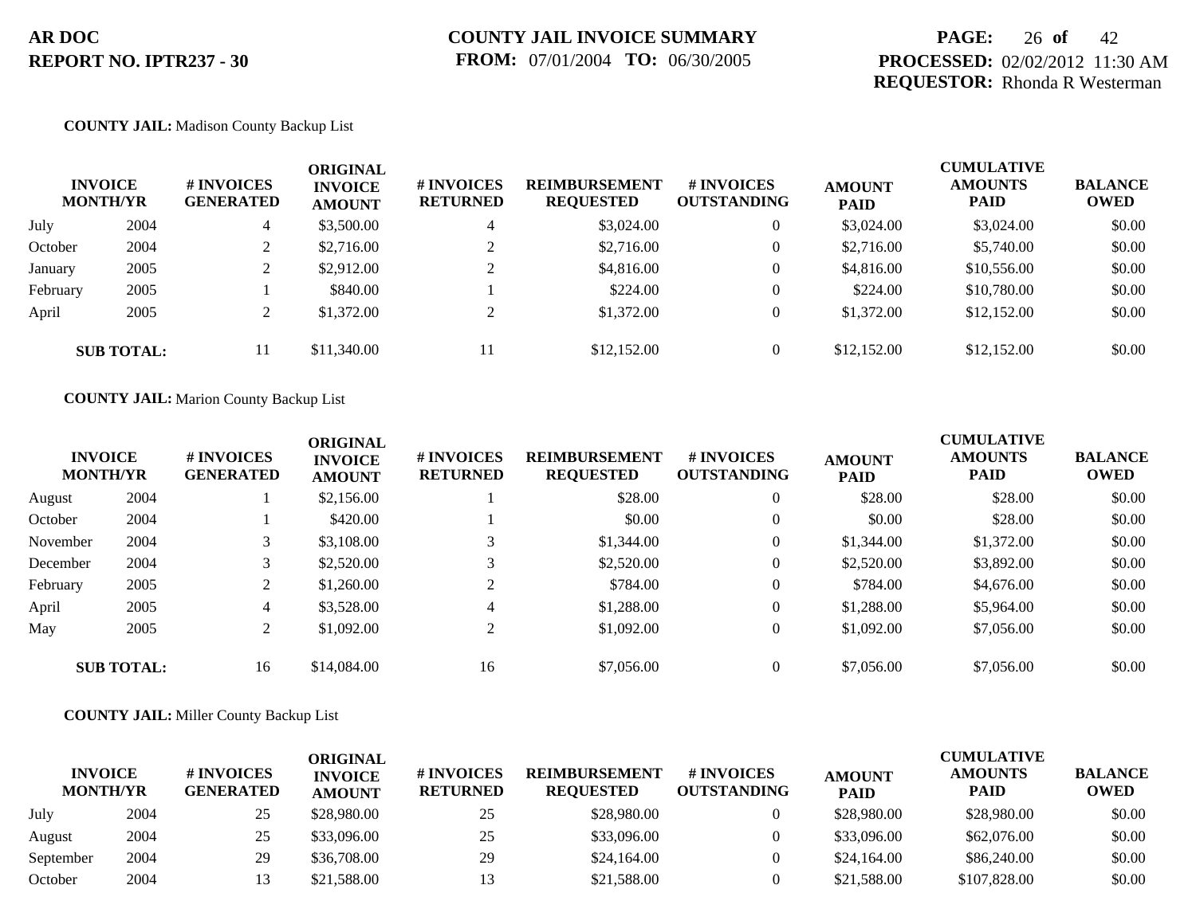**AR DOC**
**REPORT NO. IPTR237 - 30**

**COUNTY JAIL INVOICE SUMMARY**
**FROM:** 07/01/2004 **TO:** 06/30/2005

**PROCESSED:** 02/02/2012 11:30 AM
**REQUESTOR:** Rhonda R Westerman

**COUNTY JAIL:** Madison County Backup List

| INVOICE MONTH/YR | | # INVOICES GENERATED | ORIGINAL INVOICE AMOUNT | # INVOICES RETURNED | REIMBURSEMENT REQUESTED | # INVOICES OUTSTANDING | AMOUNT PAID | CUMULATIVE AMOUNTS PAID | BALANCE OWED |
|---|---|---|---|---|---|---|---|---|---|
| July | 2004 | 4 | $3,500.00 | 4 | $3,024.00 | 0 | $3,024.00 | $3,024.00 | $0.00 |
| October | 2004 | 2 | $2,716.00 | 2 | $2,716.00 | 0 | $2,716.00 | $5,740.00 | $0.00 |
| January | 2005 | 2 | $2,912.00 | 2 | $4,816.00 | 0 | $4,816.00 | $10,556.00 | $0.00 |
| February | 2005 | 1 | $840.00 | 1 | $224.00 | 0 | $224.00 | $10,780.00 | $0.00 |
| April | 2005 | 2 | $1,372.00 | 2 | $1,372.00 | 0 | $1,372.00 | $12,152.00 | $0.00 |
| **SUB TOTAL:** | | 11 | $11,340.00 | 11 | $12,152.00 | 0 | $12,152.00 | $12,152.00 | $0.00 |

**COUNTY JAIL:** Marion County Backup List

| INVOICE MONTH/YR | | # INVOICES GENERATED | ORIGINAL INVOICE AMOUNT | # INVOICES RETURNED | REIMBURSEMENT REQUESTED | # INVOICES OUTSTANDING | AMOUNT PAID | CUMULATIVE AMOUNTS PAID | BALANCE OWED |
|---|---|---|---|---|---|---|---|---|---|
| August | 2004 | 1 | $2,156.00 | 1 | $28.00 | 0 | $28.00 | $28.00 | $0.00 |
| October | 2004 | 1 | $420.00 | 1 | $0.00 | 0 | $0.00 | $28.00 | $0.00 |
| November | 2004 | 3 | $3,108.00 | 3 | $1,344.00 | 0 | $1,344.00 | $1,372.00 | $0.00 |
| December | 2004 | 3 | $2,520.00 | 3 | $2,520.00 | 0 | $2,520.00 | $3,892.00 | $0.00 |
| February | 2005 | 2 | $1,260.00 | 2 | $784.00 | 0 | $784.00 | $4,676.00 | $0.00 |
| April | 2005 | 4 | $3,528.00 | 4 | $1,288.00 | 0 | $1,288.00 | $5,964.00 | $0.00 |
| May | 2005 | 2 | $1,092.00 | 2 | $1,092.00 | 0 | $1,092.00 | $7,056.00 | $0.00 |
| **SUB TOTAL:** | | 16 | $14,084.00 | 16 | $7,056.00 | 0 | $7,056.00 | $7,056.00 | $0.00 |

**COUNTY JAIL:** Miller County Backup List

| INVOICE MONTH/YR | | # INVOICES GENERATED | ORIGINAL INVOICE AMOUNT | # INVOICES RETURNED | REIMBURSEMENT REQUESTED | # INVOICES OUTSTANDING | AMOUNT PAID | CUMULATIVE AMOUNTS PAID | BALANCE OWED |
|---|---|---|---|---|---|---|---|---|---|
| July | 2004 | 25 | $28,980.00 | 25 | $28,980.00 | 0 | $28,980.00 | $28,980.00 | $0.00 |
| August | 2004 | 25 | $33,096.00 | 25 | $33,096.00 | 0 | $33,096.00 | $62,076.00 | $0.00 |
| September | 2004 | 29 | $36,708.00 | 29 | $24,164.00 | 0 | $24,164.00 | $86,240.00 | $0.00 |
| October | 2004 | 13 | $21,588.00 | 13 | $21,588.00 | 0 | $21,588.00 | $107,828.00 | $0.00 |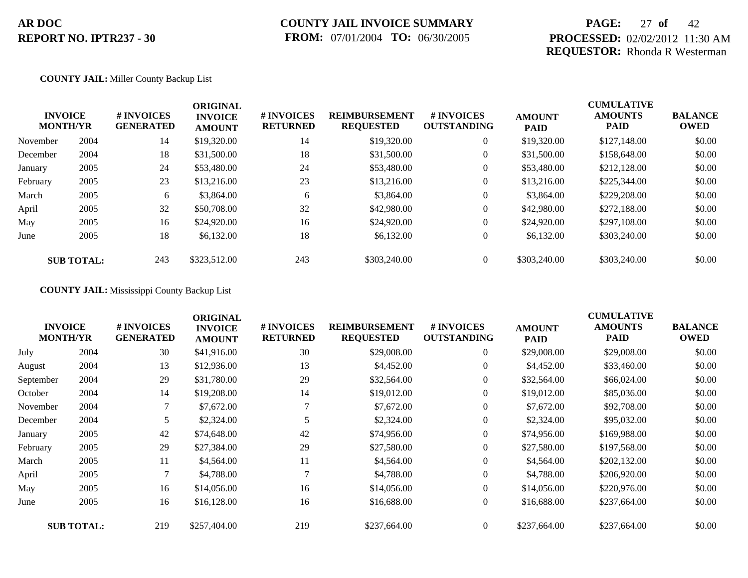**AR DOC**
**REPORT NO. IPTR237 - 30**

**COUNTY JAIL INVOICE SUMMARY**
**FROM:** 07/01/2004 **TO:** 06/30/2005

**PROCESSED:** 02/02/2012 11:30 AM
**REQUESTOR:** Rhonda R Westerman

**COUNTY JAIL:** Miller County Backup List

| INVOICE MONTH/YR | | # INVOICES GENERATED | ORIGINAL INVOICE AMOUNT | # INVOICES RETURNED | REIMBURSEMENT REQUESTED | # INVOICES OUTSTANDING | AMOUNT PAID | CUMULATIVE AMOUNTS PAID | BALANCE OWED |
|---|---|---|---|---|---|---|---|---|---|
| November | 2004 | 14 | $19,320.00 | 14 | $19,320.00 | 0 | $19,320.00 | $127,148.00 | $0.00 |
| December | 2004 | 18 | $31,500.00 | 18 | $31,500.00 | 0 | $31,500.00 | $158,648.00 | $0.00 |
| January | 2005 | 24 | $53,480.00 | 24 | $53,480.00 | 0 | $53,480.00 | $212,128.00 | $0.00 |
| February | 2005 | 23 | $13,216.00 | 23 | $13,216.00 | 0 | $13,216.00 | $225,344.00 | $0.00 |
| March | 2005 | 6 | $3,864.00 | 6 | $3,864.00 | 0 | $3,864.00 | $229,208.00 | $0.00 |
| April | 2005 | 32 | $50,708.00 | 32 | $42,980.00 | 0 | $42,980.00 | $272,188.00 | $0.00 |
| May | 2005 | 16 | $24,920.00 | 16 | $24,920.00 | 0 | $24,920.00 | $297,108.00 | $0.00 |
| June | 2005 | 18 | $6,132.00 | 18 | $6,132.00 | 0 | $6,132.00 | $303,240.00 | $0.00 |
| **SUB TOTAL:** | | 243 | $323,512.00 | 243 | $303,240.00 | 0 | $303,240.00 | $303,240.00 | $0.00 |

**COUNTY JAIL:** Mississippi County Backup List

| INVOICE MONTH/YR | | # INVOICES GENERATED | ORIGINAL INVOICE AMOUNT | # INVOICES RETURNED | REIMBURSEMENT REQUESTED | # INVOICES OUTSTANDING | AMOUNT PAID | CUMULATIVE AMOUNTS PAID | BALANCE OWED |
|---|---|---|---|---|---|---|---|---|---|
| July | 2004 | 30 | $41,916.00 | 30 | $29,008.00 | 0 | $29,008.00 | $29,008.00 | $0.00 |
| August | 2004 | 13 | $12,936.00 | 13 | $4,452.00 | 0 | $4,452.00 | $33,460.00 | $0.00 |
| September | 2004 | 29 | $31,780.00 | 29 | $32,564.00 | 0 | $32,564.00 | $66,024.00 | $0.00 |
| October | 2004 | 14 | $19,208.00 | 14 | $19,012.00 | 0 | $19,012.00 | $85,036.00 | $0.00 |
| November | 2004 | 7 | $7,672.00 | 7 | $7,672.00 | 0 | $7,672.00 | $92,708.00 | $0.00 |
| December | 2004 | 5 | $2,324.00 | 5 | $2,324.00 | 0 | $2,324.00 | $95,032.00 | $0.00 |
| January | 2005 | 42 | $74,648.00 | 42 | $74,956.00 | 0 | $74,956.00 | $169,988.00 | $0.00 |
| February | 2005 | 29 | $27,384.00 | 29 | $27,580.00 | 0 | $27,580.00 | $197,568.00 | $0.00 |
| March | 2005 | 11 | $4,564.00 | 11 | $4,564.00 | 0 | $4,564.00 | $202,132.00 | $0.00 |
| April | 2005 | 7 | $4,788.00 | 7 | $4,788.00 | 0 | $4,788.00 | $206,920.00 | $0.00 |
| May | 2005 | 16 | $14,056.00 | 16 | $14,056.00 | 0 | $14,056.00 | $220,976.00 | $0.00 |
| June | 2005 | 16 | $16,128.00 | 16 | $16,688.00 | 0 | $16,688.00 | $237,664.00 | $0.00 |
| **SUB TOTAL:** | | 219 | $257,404.00 | 219 | $237,664.00 | 0 | $237,664.00 | $237,664.00 | $0.00 |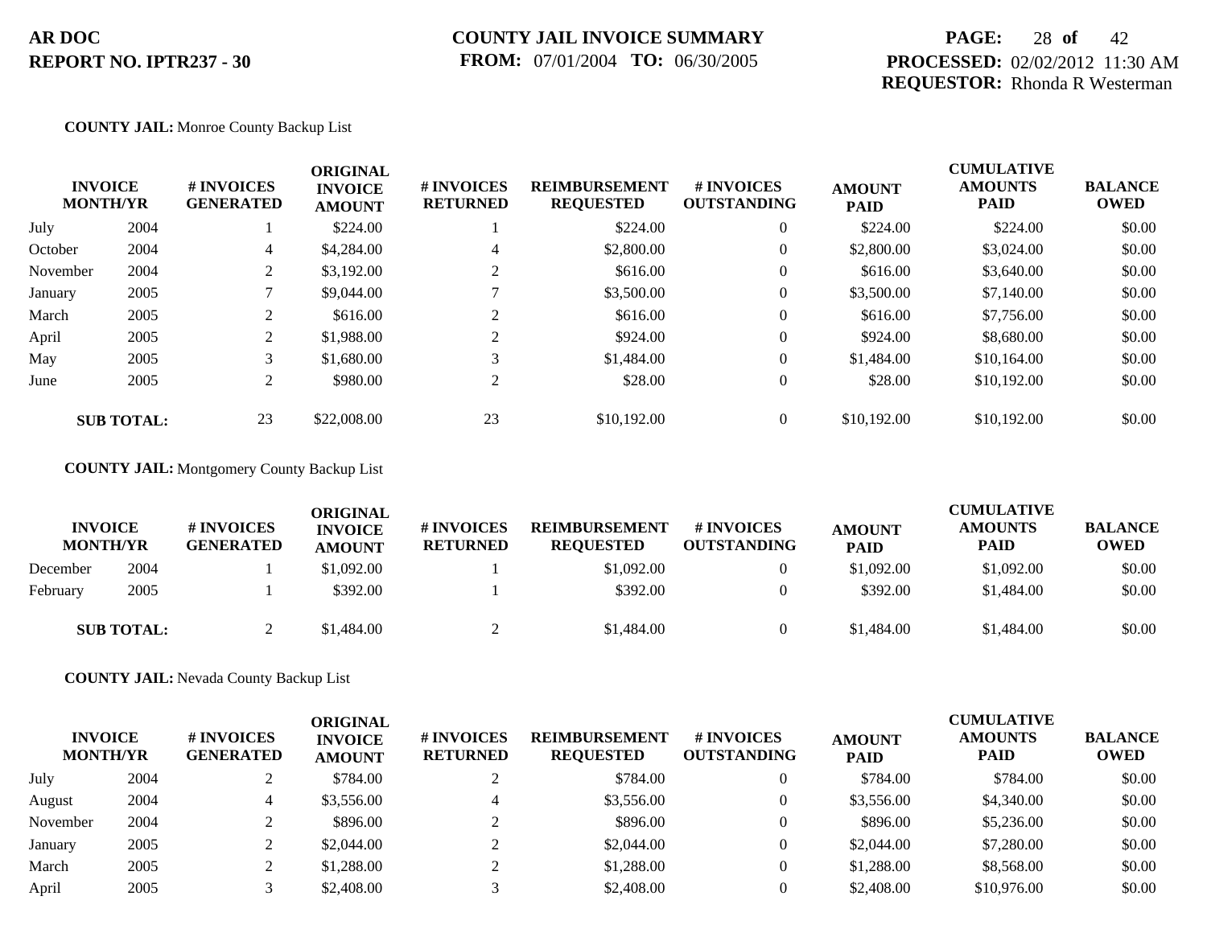**COUNTY JAIL:** Monroe County Backup List

| INVOICE MONTH/YR | | # INVOICES GENERATED | ORIGINAL INVOICE AMOUNT | # INVOICES RETURNED | REIMBURSEMENT REQUESTED | # INVOICES OUTSTANDING | AMOUNT PAID | CUMULATIVE AMOUNTS PAID | BALANCE OWED |
|---|---|---|---|---|---|---|---|---|---|
| July | 2004 | 1 | $224.00 | 1 | $224.00 | 0 | $224.00 | $224.00 | $0.00 |
| October | 2004 | 4 | $4,284.00 | 4 | $2,800.00 | 0 | $2,800.00 | $3,024.00 | $0.00 |
| November | 2004 | 2 | $3,192.00 | 2 | $616.00 | 0 | $616.00 | $3,640.00 | $0.00 |
| January | 2005 | 7 | $9,044.00 | 7 | $3,500.00 | 0 | $3,500.00 | $7,140.00 | $0.00 |
| March | 2005 | 2 | $616.00 | 2 | $616.00 | 0 | $616.00 | $7,756.00 | $0.00 |
| April | 2005 | 2 | $1,988.00 | 2 | $924.00 | 0 | $924.00 | $8,680.00 | $0.00 |
| May | 2005 | 3 | $1,680.00 | 3 | $1,484.00 | 0 | $1,484.00 | $10,164.00 | $0.00 |
| June | 2005 | 2 | $980.00 | 2 | $28.00 | 0 | $28.00 | $10,192.00 | $0.00 |
| **SUB TOTAL:** | | 23 | $22,008.00 | 23 | $10,192.00 | 0 | $10,192.00 | $10,192.00 | $0.00 |

**COUNTY JAIL:** Montgomery County Backup List

| INVOICE MONTH/YR | | # INVOICES GENERATED | ORIGINAL INVOICE AMOUNT | # INVOICES RETURNED | REIMBURSEMENT REQUESTED | # INVOICES OUTSTANDING | AMOUNT PAID | CUMULATIVE AMOUNTS PAID | BALANCE OWED |
|---|---|---|---|---|---|---|---|---|---|
| December | 2004 | 1 | $1,092.00 | 1 | $1,092.00 | 0 | $1,092.00 | $1,092.00 | $0.00 |
| February | 2005 | 1 | $392.00 | 1 | $392.00 | 0 | $392.00 | $1,484.00 | $0.00 |
| **SUB TOTAL:** | | 2 | $1,484.00 | 2 | $1,484.00 | 0 | $1,484.00 | $1,484.00 | $0.00 |

**COUNTY JAIL:** Nevada County Backup List

| INVOICE MONTH/YR | | # INVOICES GENERATED | ORIGINAL INVOICE AMOUNT | # INVOICES RETURNED | REIMBURSEMENT REQUESTED | # INVOICES OUTSTANDING | AMOUNT PAID | CUMULATIVE AMOUNTS PAID | BALANCE OWED |
|---|---|---|---|---|---|---|---|---|---|
| July | 2004 | 2 | $784.00 | 2 | $784.00 | 0 | $784.00 | $784.00 | $0.00 |
| August | 2004 | 4 | $3,556.00 | 4 | $3,556.00 | 0 | $3,556.00 | $4,340.00 | $0.00 |
| November | 2004 | 2 | $896.00 | 2 | $896.00 | 0 | $896.00 | $5,236.00 | $0.00 |
| January | 2005 | 2 | $2,044.00 | 2 | $2,044.00 | 0 | $2,044.00 | $7,280.00 | $0.00 |
| March | 2005 | 2 | $1,288.00 | 2 | $1,288.00 | 0 | $1,288.00 | $8,568.00 | $0.00 |
| April | 2005 | 3 | $2,408.00 | 3 | $2,408.00 | 0 | $2,408.00 | $10,976.00 | $0.00 |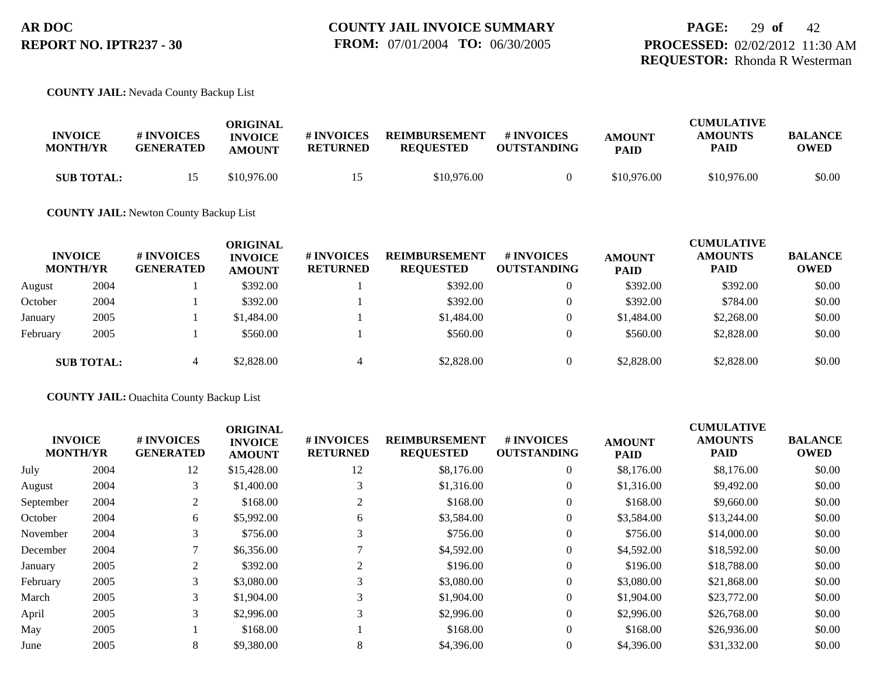**AR DOC**
**REPORT NO. IPTR237 - 30**

**COUNTY JAIL INVOICE SUMMARY**
**FROM:** 07/01/2004 **TO:** 06/30/2005

**PROCESSED:** 02/02/2012 11:30 AM
**REQUESTOR:** Rhonda R Westerman

**COUNTY JAIL:** Nevada County Backup List

| INVOICE MONTH/YR | | # INVOICES GENERATED | ORIGINAL INVOICE AMOUNT | # INVOICES RETURNED | REIMBURSEMENT REQUESTED | # INVOICES OUTSTANDING | AMOUNT PAID | CUMULATIVE AMOUNTS PAID | BALANCE OWED |
|---|---|---|---|---|---|---|---|---|---|
| **SUB TOTAL:** | | 15 | $10,976.00 | 15 | $10,976.00 | 0 | $10,976.00 | $10,976.00 | $0.00 |

**COUNTY JAIL:** Newton County Backup List

| INVOICE MONTH/YR | | # INVOICES GENERATED | ORIGINAL INVOICE AMOUNT | # INVOICES RETURNED | REIMBURSEMENT REQUESTED | # INVOICES OUTSTANDING | AMOUNT PAID | CUMULATIVE AMOUNTS PAID | BALANCE OWED |
|---|---|---|---|---|---|---|---|---|---|
| August | 2004 | 1 | $392.00 | 1 | $392.00 | 0 | $392.00 | $392.00 | $0.00 |
| October | 2004 | 1 | $392.00 | 1 | $392.00 | 0 | $392.00 | $784.00 | $0.00 |
| January | 2005 | 1 | $1,484.00 | 1 | $1,484.00 | 0 | $1,484.00 | $2,268.00 | $0.00 |
| February | 2005 | 1 | $560.00 | 1 | $560.00 | 0 | $560.00 | $2,828.00 | $0.00 |
| **SUB TOTAL:** | | 4 | $2,828.00 | 4 | $2,828.00 | 0 | $2,828.00 | $2,828.00 | $0.00 |

**COUNTY JAIL:** Ouachita County Backup List

| INVOICE MONTH/YR | | # INVOICES GENERATED | ORIGINAL INVOICE AMOUNT | # INVOICES RETURNED | REIMBURSEMENT REQUESTED | # INVOICES OUTSTANDING | AMOUNT PAID | CUMULATIVE AMOUNTS PAID | BALANCE OWED |
|---|---|---|---|---|---|---|---|---|---|
| July | 2004 | 12 | $15,428.00 | 12 | $8,176.00 | 0 | $8,176.00 | $8,176.00 | $0.00 |
| August | 2004 | 3 | $1,400.00 | 3 | $1,316.00 | 0 | $1,316.00 | $9,492.00 | $0.00 |
| September | 2004 | 2 | $168.00 | 2 | $168.00 | 0 | $168.00 | $9,660.00 | $0.00 |
| October | 2004 | 6 | $5,992.00 | 6 | $3,584.00 | 0 | $3,584.00 | $13,244.00 | $0.00 |
| November | 2004 | 3 | $756.00 | 3 | $756.00 | 0 | $756.00 | $14,000.00 | $0.00 |
| December | 2004 | 7 | $6,356.00 | 7 | $4,592.00 | 0 | $4,592.00 | $18,592.00 | $0.00 |
| January | 2005 | 2 | $392.00 | 2 | $196.00 | 0 | $196.00 | $18,788.00 | $0.00 |
| February | 2005 | 3 | $3,080.00 | 3 | $3,080.00 | 0 | $3,080.00 | $21,868.00 | $0.00 |
| March | 2005 | 3 | $1,904.00 | 3 | $1,904.00 | 0 | $1,904.00 | $23,772.00 | $0.00 |
| April | 2005 | 3 | $2,996.00 | 3 | $2,996.00 | 0 | $2,996.00 | $26,768.00 | $0.00 |
| May | 2005 | 1 | $168.00 | 1 | $168.00 | 0 | $168.00 | $26,936.00 | $0.00 |
| June | 2005 | 8 | $9,380.00 | 8 | $4,396.00 | 0 | $4,396.00 | $31,332.00 | $0.00 |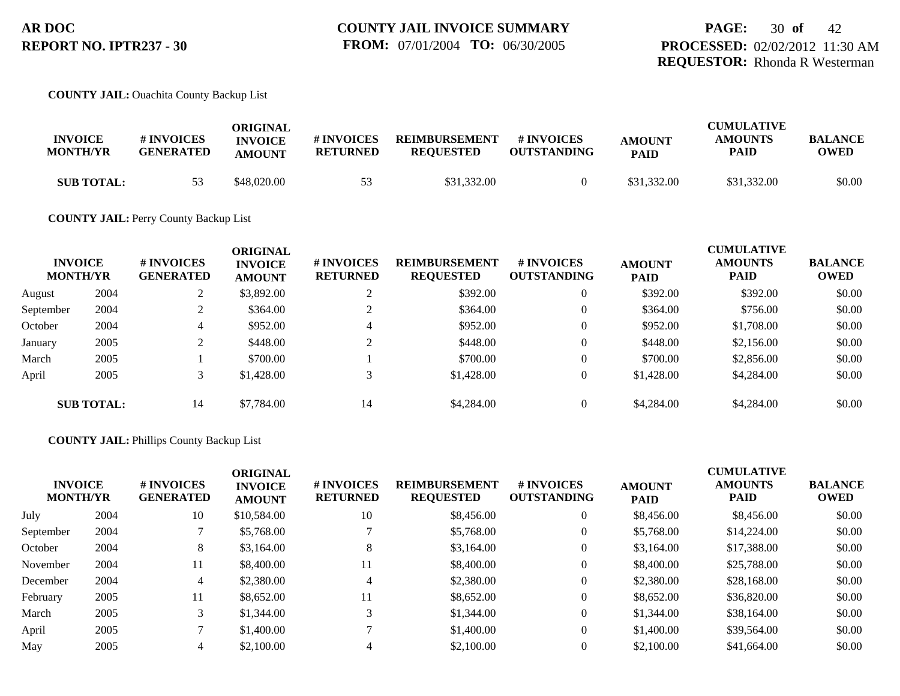**COUNTY JAIL:** Ouachita County Backup List

| INVOICE MONTH/YR | | # INVOICES GENERATED | ORIGINAL INVOICE AMOUNT | # INVOICES RETURNED | REIMBURSEMENT REQUESTED | # INVOICES OUTSTANDING | AMOUNT PAID | CUMULATIVE AMOUNTS PAID | BALANCE OWED |
|---|---|---|---|---|---|---|---|---|---|
| **SUB TOTAL:** | | 53 | $48,020.00 | 53 | $31,332.00 | 0 | $31,332.00 | $31,332.00 | $0.00 |

**COUNTY JAIL:** Perry County Backup List

| INVOICE MONTH/YR | | # INVOICES GENERATED | ORIGINAL INVOICE AMOUNT | # INVOICES RETURNED | REIMBURSEMENT REQUESTED | # INVOICES OUTSTANDING | AMOUNT PAID | CUMULATIVE AMOUNTS PAID | BALANCE OWED |
|---|---|---|---|---|---|---|---|---|---|
| August | 2004 | 2 | $3,892.00 | 2 | $392.00 | 0 | $392.00 | $392.00 | $0.00 |
| September | 2004 | 2 | $364.00 | 2 | $364.00 | 0 | $364.00 | $756.00 | $0.00 |
| October | 2004 | 4 | $952.00 | 4 | $952.00 | 0 | $952.00 | $1,708.00 | $0.00 |
| January | 2005 | 2 | $448.00 | 2 | $448.00 | 0 | $448.00 | $2,156.00 | $0.00 |
| March | 2005 | 1 | $700.00 | 1 | $700.00 | 0 | $700.00 | $2,856.00 | $0.00 |
| April | 2005 | 3 | $1,428.00 | 3 | $1,428.00 | 0 | $1,428.00 | $4,284.00 | $0.00 |
| **SUB TOTAL:** | | 14 | $7,784.00 | 14 | $4,284.00 | 0 | $4,284.00 | $4,284.00 | $0.00 |

**COUNTY JAIL:** Phillips County Backup List

| INVOICE MONTH/YR | | # INVOICES GENERATED | ORIGINAL INVOICE AMOUNT | # INVOICES RETURNED | REIMBURSEMENT REQUESTED | # INVOICES OUTSTANDING | AMOUNT PAID | CUMULATIVE AMOUNTS PAID | BALANCE OWED |
|---|---|---|---|---|---|---|---|---|---|
| July | 2004 | 10 | $10,584.00 | 10 | $8,456.00 | 0 | $8,456.00 | $8,456.00 | $0.00 |
| September | 2004 | 7 | $5,768.00 | 7 | $5,768.00 | 0 | $5,768.00 | $14,224.00 | $0.00 |
| October | 2004 | 8 | $3,164.00 | 8 | $3,164.00 | 0 | $3,164.00 | $17,388.00 | $0.00 |
| November | 2004 | 11 | $8,400.00 | 11 | $8,400.00 | 0 | $8,400.00 | $25,788.00 | $0.00 |
| December | 2004 | 4 | $2,380.00 | 4 | $2,380.00 | 0 | $2,380.00 | $28,168.00 | $0.00 |
| February | 2005 | 11 | $8,652.00 | 11 | $8,652.00 | 0 | $8,652.00 | $36,820.00 | $0.00 |
| March | 2005 | 3 | $1,344.00 | 3 | $1,344.00 | 0 | $1,344.00 | $38,164.00 | $0.00 |
| April | 2005 | 7 | $1,400.00 | 7 | $1,400.00 | 0 | $1,400.00 | $39,564.00 | $0.00 |
| May | 2005 | 4 | $2,100.00 | 4 | $2,100.00 | 0 | $2,100.00 | $41,664.00 | $0.00 |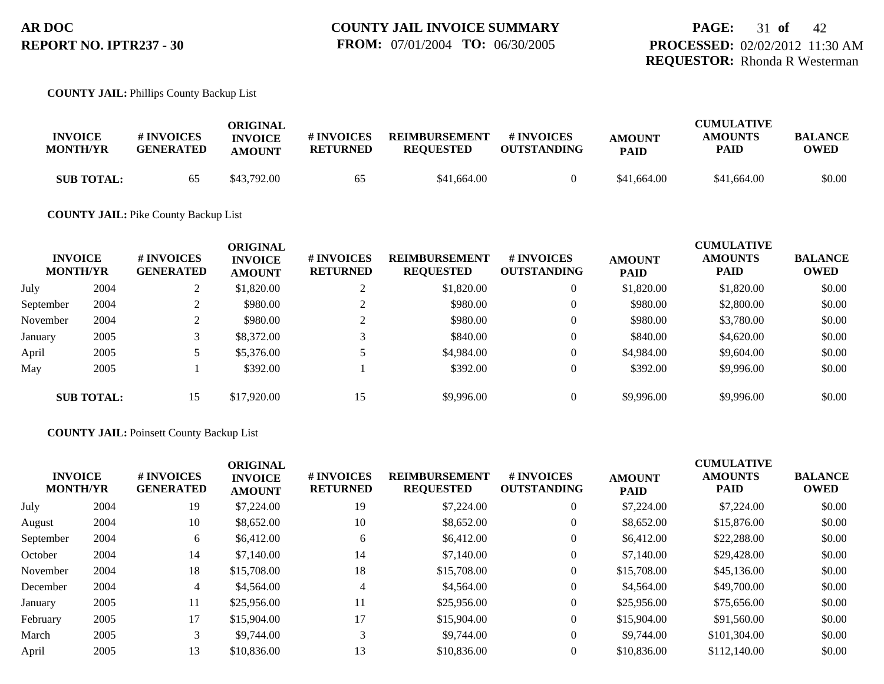**COUNTY JAIL:** Phillips County Backup List

| INVOICE MONTH/YR | | # INVOICES GENERATED | ORIGINAL INVOICE AMOUNT | # INVOICES RETURNED | REIMBURSEMENT REQUESTED | # INVOICES OUTSTANDING | AMOUNT PAID | CUMULATIVE AMOUNTS PAID | BALANCE OWED |
|---|---|---|---|---|---|---|---|---|---|
| **SUB TOTAL:** | | 65 | $43,792.00 | 65 | $41,664.00 | 0 | $41,664.00 | $41,664.00 | $0.00 |

**COUNTY JAIL:** Pike County Backup List

| INVOICE MONTH/YR | | # INVOICES GENERATED | ORIGINAL INVOICE AMOUNT | # INVOICES RETURNED | REIMBURSEMENT REQUESTED | # INVOICES OUTSTANDING | AMOUNT PAID | CUMULATIVE AMOUNTS PAID | BALANCE OWED |
|---|---|---|---|---|---|---|---|---|---|
| July | 2004 | 2 | $1,820.00 | 2 | $1,820.00 | 0 | $1,820.00 | $1,820.00 | $0.00 |
| September | 2004 | 2 | $980.00 | 2 | $980.00 | 0 | $980.00 | $2,800.00 | $0.00 |
| November | 2004 | 2 | $980.00 | 2 | $980.00 | 0 | $980.00 | $3,780.00 | $0.00 |
| January | 2005 | 3 | $8,372.00 | 3 | $840.00 | 0 | $840.00 | $4,620.00 | $0.00 |
| April | 2005 | 5 | $5,376.00 | 5 | $4,984.00 | 0 | $4,984.00 | $9,604.00 | $0.00 |
| May | 2005 | 1 | $392.00 | 1 | $392.00 | 0 | $392.00 | $9,996.00 | $0.00 |
| **SUB TOTAL:** | | 15 | $17,920.00 | 15 | $9,996.00 | 0 | $9,996.00 | $9,996.00 | $0.00 |

**COUNTY JAIL:** Poinsett County Backup List

| INVOICE MONTH/YR | | # INVOICES GENERATED | ORIGINAL INVOICE AMOUNT | # INVOICES RETURNED | REIMBURSEMENT REQUESTED | # INVOICES OUTSTANDING | AMOUNT PAID | CUMULATIVE AMOUNTS PAID | BALANCE OWED |
|---|---|---|---|---|---|---|---|---|---|
| July | 2004 | 19 | $7,224.00 | 19 | $7,224.00 | 0 | $7,224.00 | $7,224.00 | $0.00 |
| August | 2004 | 10 | $8,652.00 | 10 | $8,652.00 | 0 | $8,652.00 | $15,876.00 | $0.00 |
| September | 2004 | 6 | $6,412.00 | 6 | $6,412.00 | 0 | $6,412.00 | $22,288.00 | $0.00 |
| October | 2004 | 14 | $7,140.00 | 14 | $7,140.00 | 0 | $7,140.00 | $29,428.00 | $0.00 |
| November | 2004 | 18 | $15,708.00 | 18 | $15,708.00 | 0 | $15,708.00 | $45,136.00 | $0.00 |
| December | 2004 | 4 | $4,564.00 | 4 | $4,564.00 | 0 | $4,564.00 | $49,700.00 | $0.00 |
| January | 2005 | 11 | $25,956.00 | 11 | $25,956.00 | 0 | $25,956.00 | $75,656.00 | $0.00 |
| February | 2005 | 17 | $15,904.00 | 17 | $15,904.00 | 0 | $15,904.00 | $91,560.00 | $0.00 |
| March | 2005 | 3 | $9,744.00 | 3 | $9,744.00 | 0 | $9,744.00 | $101,304.00 | $0.00 |
| April | 2005 | 13 | $10,836.00 | 13 | $10,836.00 | 0 | $10,836.00 | $112,140.00 | $0.00 |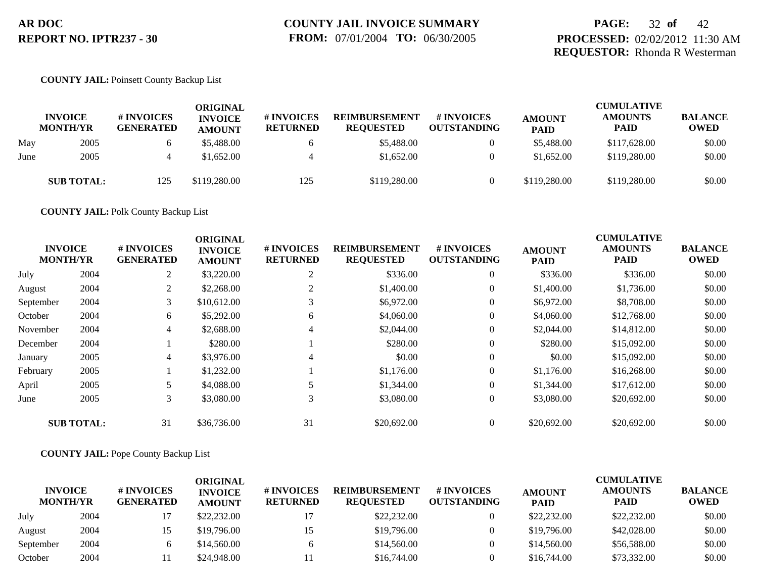**COUNTY JAIL:** Poinsett County Backup List

| INVOICE MONTH/YR | | # INVOICES GENERATED | ORIGINAL INVOICE AMOUNT | # INVOICES RETURNED | REIMBURSEMENT REQUESTED | # INVOICES OUTSTANDING | AMOUNT PAID | CUMULATIVE AMOUNTS PAID | BALANCE OWED |
|---|---|---|---|---|---|---|---|---|---|
| May | 2005 | 6 | $5,488.00 | 6 | $5,488.00 | 0 | $5,488.00 | $117,628.00 | $0.00 |
| June | 2005 | 4 | $1,652.00 | 4 | $1,652.00 | 0 | $1,652.00 | $119,280.00 | $0.00 |
| **SUB TOTAL:** | | 125 | $119,280.00 | 125 | $119,280.00 | 0 | $119,280.00 | $119,280.00 | $0.00 |

**COUNTY JAIL:** Polk County Backup List

| INVOICE MONTH/YR | | # INVOICES GENERATED | ORIGINAL INVOICE AMOUNT | # INVOICES RETURNED | REIMBURSEMENT REQUESTED | # INVOICES OUTSTANDING | AMOUNT PAID | CUMULATIVE AMOUNTS PAID | BALANCE OWED |
|---|---|---|---|---|---|---|---|---|---|
| July | 2004 | 2 | $3,220.00 | 2 | $336.00 | 0 | $336.00 | $336.00 | $0.00 |
| August | 2004 | 2 | $2,268.00 | 2 | $1,400.00 | 0 | $1,400.00 | $1,736.00 | $0.00 |
| September | 2004 | 3 | $10,612.00 | 3 | $6,972.00 | 0 | $6,972.00 | $8,708.00 | $0.00 |
| October | 2004 | 6 | $5,292.00 | 6 | $4,060.00 | 0 | $4,060.00 | $12,768.00 | $0.00 |
| November | 2004 | 4 | $2,688.00 | 4 | $2,044.00 | 0 | $2,044.00 | $14,812.00 | $0.00 |
| December | 2004 | 1 | $280.00 | 1 | $280.00 | 0 | $280.00 | $15,092.00 | $0.00 |
| January | 2005 | 4 | $3,976.00 | 4 | $0.00 | 0 | $0.00 | $15,092.00 | $0.00 |
| February | 2005 | 1 | $1,232.00 | 1 | $1,176.00 | 0 | $1,176.00 | $16,268.00 | $0.00 |
| April | 2005 | 5 | $4,088.00 | 5 | $1,344.00 | 0 | $1,344.00 | $17,612.00 | $0.00 |
| June | 2005 | 3 | $3,080.00 | 3 | $3,080.00 | 0 | $3,080.00 | $20,692.00 | $0.00 |
| **SUB TOTAL:** | | 31 | $36,736.00 | 31 | $20,692.00 | 0 | $20,692.00 | $20,692.00 | $0.00 |

**COUNTY JAIL:** Pope County Backup List

| INVOICE MONTH/YR | | # INVOICES GENERATED | ORIGINAL INVOICE AMOUNT | # INVOICES RETURNED | REIMBURSEMENT REQUESTED | # INVOICES OUTSTANDING | AMOUNT PAID | CUMULATIVE AMOUNTS PAID | BALANCE OWED |
|---|---|---|---|---|---|---|---|---|---|
| July | 2004 | 17 | $22,232.00 | 17 | $22,232.00 | 0 | $22,232.00 | $22,232.00 | $0.00 |
| August | 2004 | 15 | $19,796.00 | 15 | $19,796.00 | 0 | $19,796.00 | $42,028.00 | $0.00 |
| September | 2004 | 6 | $14,560.00 | 6 | $14,560.00 | 0 | $14,560.00 | $56,588.00 | $0.00 |
| October | 2004 | 11 | $24,948.00 | 11 | $16,744.00 | 0 | $16,744.00 | $73,332.00 | $0.00 |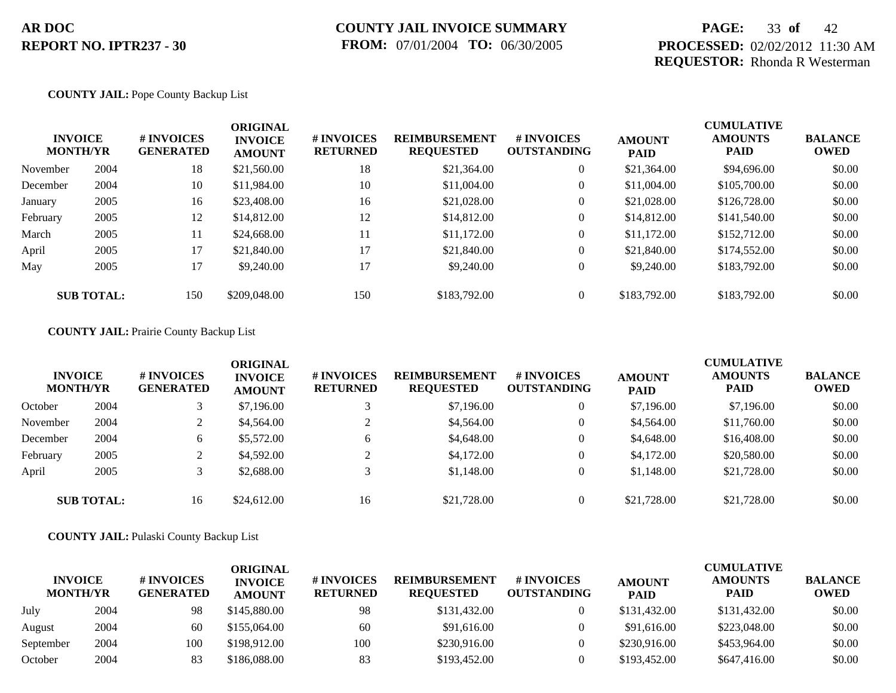**COUNTY JAIL:** Pope County Backup List

| INVOICE MONTH/YR | | # INVOICES GENERATED | ORIGINAL INVOICE AMOUNT | # INVOICES RETURNED | REIMBURSEMENT REQUESTED | # INVOICES OUTSTANDING | AMOUNT PAID | CUMULATIVE AMOUNTS PAID | BALANCE OWED |
|---|---|---|---|---|---|---|---|---|---|
| November | 2004 | 18 | $21,560.00 | 18 | $21,364.00 | 0 | $21,364.00 | $94,696.00 | $0.00 |
| December | 2004 | 10 | $11,984.00 | 10 | $11,004.00 | 0 | $11,004.00 | $105,700.00 | $0.00 |
| January | 2005 | 16 | $23,408.00 | 16 | $21,028.00 | 0 | $21,028.00 | $126,728.00 | $0.00 |
| February | 2005 | 12 | $14,812.00 | 12 | $14,812.00 | 0 | $14,812.00 | $141,540.00 | $0.00 |
| March | 2005 | 11 | $24,668.00 | 11 | $11,172.00 | 0 | $11,172.00 | $152,712.00 | $0.00 |
| April | 2005 | 17 | $21,840.00 | 17 | $21,840.00 | 0 | $21,840.00 | $174,552.00 | $0.00 |
| May | 2005 | 17 | $9,240.00 | 17 | $9,240.00 | 0 | $9,240.00 | $183,792.00 | $0.00 |
| **SUB TOTAL:** | | 150 | $209,048.00 | 150 | $183,792.00 | 0 | $183,792.00 | $183,792.00 | $0.00 |

**COUNTY JAIL:** Prairie County Backup List

| INVOICE MONTH/YR | | # INVOICES GENERATED | ORIGINAL INVOICE AMOUNT | # INVOICES RETURNED | REIMBURSEMENT REQUESTED | # INVOICES OUTSTANDING | AMOUNT PAID | CUMULATIVE AMOUNTS PAID | BALANCE OWED |
|---|---|---|---|---|---|---|---|---|---|
| October | 2004 | 3 | $7,196.00 | 3 | $7,196.00 | 0 | $7,196.00 | $7,196.00 | $0.00 |
| November | 2004 | 2 | $4,564.00 | 2 | $4,564.00 | 0 | $4,564.00 | $11,760.00 | $0.00 |
| December | 2004 | 6 | $5,572.00 | 6 | $4,648.00 | 0 | $4,648.00 | $16,408.00 | $0.00 |
| February | 2005 | 2 | $4,592.00 | 2 | $4,172.00 | 0 | $4,172.00 | $20,580.00 | $0.00 |
| April | 2005 | 3 | $2,688.00 | 3 | $1,148.00 | 0 | $1,148.00 | $21,728.00 | $0.00 |
| **SUB TOTAL:** | | 16 | $24,612.00 | 16 | $21,728.00 | 0 | $21,728.00 | $21,728.00 | $0.00 |

**COUNTY JAIL:** Pulaski County Backup List

| INVOICE MONTH/YR | | # INVOICES GENERATED | ORIGINAL INVOICE AMOUNT | # INVOICES RETURNED | REIMBURSEMENT REQUESTED | # INVOICES OUTSTANDING | AMOUNT PAID | CUMULATIVE AMOUNTS PAID | BALANCE OWED |
|---|---|---|---|---|---|---|---|---|---|
| July | 2004 | 98 | $145,880.00 | 98 | $131,432.00 | 0 | $131,432.00 | $131,432.00 | $0.00 |
| August | 2004 | 60 | $155,064.00 | 60 | $91,616.00 | 0 | $91,616.00 | $223,048.00 | $0.00 |
| September | 2004 | 100 | $198,912.00 | 100 | $230,916.00 | 0 | $230,916.00 | $453,964.00 | $0.00 |
| October | 2004 | 83 | $186,088.00 | 83 | $193,452.00 | 0 | $193,452.00 | $647,416.00 | $0.00 |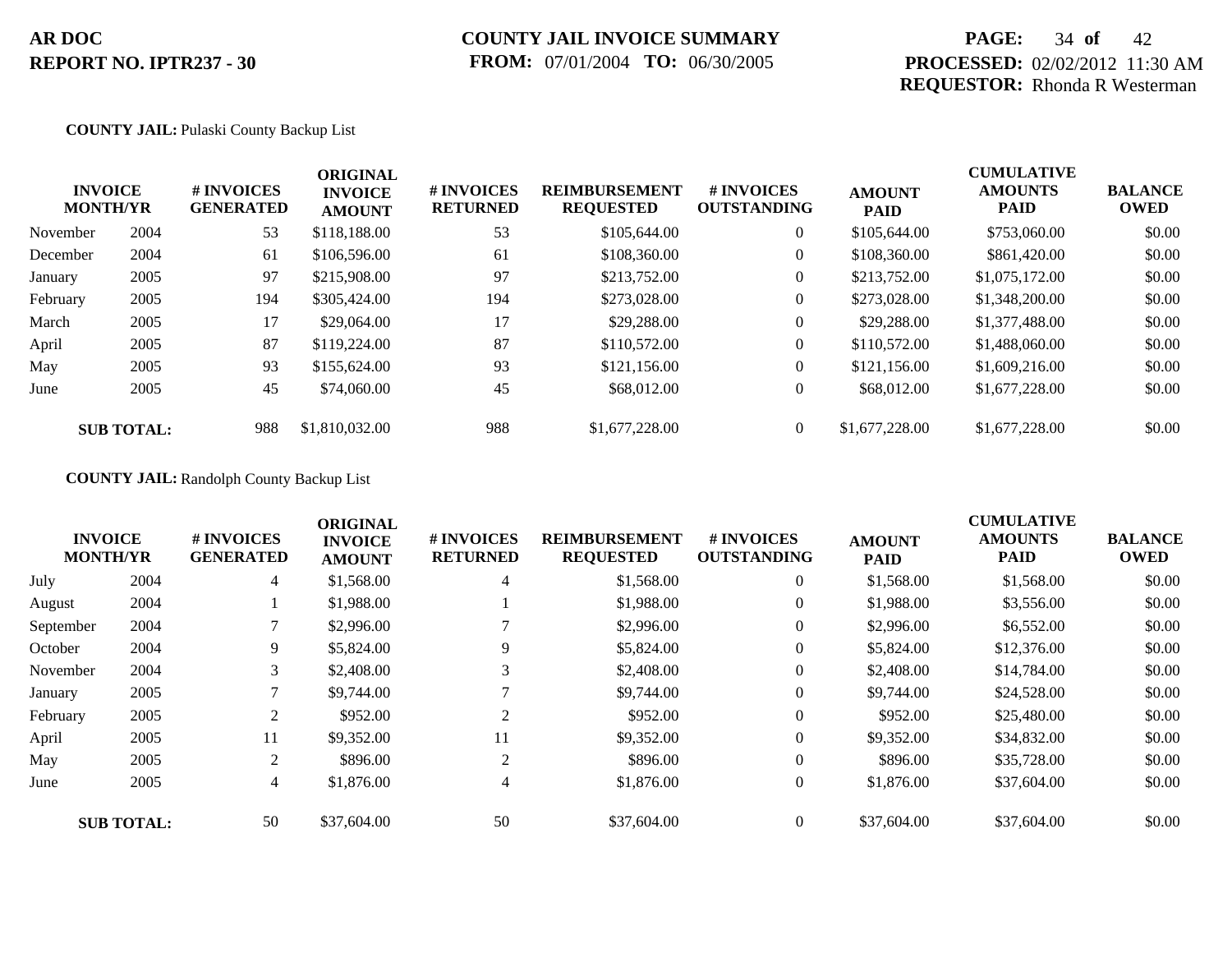AR DOC
REPORT NO. IPTR237 - 30

# COUNTY JAIL INVOICE SUMMARY

**FROM:** 07/01/2004 **TO:** 06/30/2005

**PROCESSED:** 02/02/2012 11:30 AM
**REQUESTOR:** Rhonda R Westerman

**COUNTY JAIL:** Pulaski County Backup List

| INVOICE MONTH/YR | | # INVOICES GENERATED | ORIGINAL INVOICE AMOUNT | # INVOICES RETURNED | REIMBURSEMENT REQUESTED | # INVOICES OUTSTANDING | AMOUNT PAID | CUMULATIVE AMOUNTS PAID | BALANCE OWED |
|---|---|---|---|---|---|---|---|---|---|
| November | 2004 | 53 | $118,188.00 | 53 | $105,644.00 | 0 | $105,644.00 | $753,060.00 | $0.00 |
| December | 2004 | 61 | $106,596.00 | 61 | $108,360.00 | 0 | $108,360.00 | $861,420.00 | $0.00 |
| January | 2005 | 97 | $215,908.00 | 97 | $213,752.00 | 0 | $213,752.00 | $1,075,172.00 | $0.00 |
| February | 2005 | 194 | $305,424.00 | 194 | $273,028.00 | 0 | $273,028.00 | $1,348,200.00 | $0.00 |
| March | 2005 | 17 | $29,064.00 | 17 | $29,288.00 | 0 | $29,288.00 | $1,377,488.00 | $0.00 |
| April | 2005 | 87 | $119,224.00 | 87 | $110,572.00 | 0 | $110,572.00 | $1,488,060.00 | $0.00 |
| May | 2005 | 93 | $155,624.00 | 93 | $121,156.00 | 0 | $121,156.00 | $1,609,216.00 | $0.00 |
| June | 2005 | 45 | $74,060.00 | 45 | $68,012.00 | 0 | $68,012.00 | $1,677,228.00 | $0.00 |
| **SUB TOTAL:** | | 988 | $1,810,032.00 | 988 | $1,677,228.00 | 0 | $1,677,228.00 | $1,677,228.00 | $0.00 |

**COUNTY JAIL:** Randolph County Backup List

| INVOICE MONTH/YR | | # INVOICES GENERATED | ORIGINAL INVOICE AMOUNT | # INVOICES RETURNED | REIMBURSEMENT REQUESTED | # INVOICES OUTSTANDING | AMOUNT PAID | CUMULATIVE AMOUNTS PAID | BALANCE OWED |
|---|---|---|---|---|---|---|---|---|---|
| July | 2004 | 4 | $1,568.00 | 4 | $1,568.00 | 0 | $1,568.00 | $1,568.00 | $0.00 |
| August | 2004 | 1 | $1,988.00 | 1 | $1,988.00 | 0 | $1,988.00 | $3,556.00 | $0.00 |
| September | 2004 | 7 | $2,996.00 | 7 | $2,996.00 | 0 | $2,996.00 | $6,552.00 | $0.00 |
| October | 2004 | 9 | $5,824.00 | 9 | $5,824.00 | 0 | $5,824.00 | $12,376.00 | $0.00 |
| November | 2004 | 3 | $2,408.00 | 3 | $2,408.00 | 0 | $2,408.00 | $14,784.00 | $0.00 |
| January | 2005 | 7 | $9,744.00 | 7 | $9,744.00 | 0 | $9,744.00 | $24,528.00 | $0.00 |
| February | 2005 | 2 | $952.00 | 2 | $952.00 | 0 | $952.00 | $25,480.00 | $0.00 |
| April | 2005 | 11 | $9,352.00 | 11 | $9,352.00 | 0 | $9,352.00 | $34,832.00 | $0.00 |
| May | 2005 | 2 | $896.00 | 2 | $896.00 | 0 | $896.00 | $35,728.00 | $0.00 |
| June | 2005 | 4 | $1,876.00 | 4 | $1,876.00 | 0 | $1,876.00 | $37,604.00 | $0.00 |
| **SUB TOTAL:** | | 50 | $37,604.00 | 50 | $37,604.00 | 0 | $37,604.00 | $37,604.00 | $0.00 |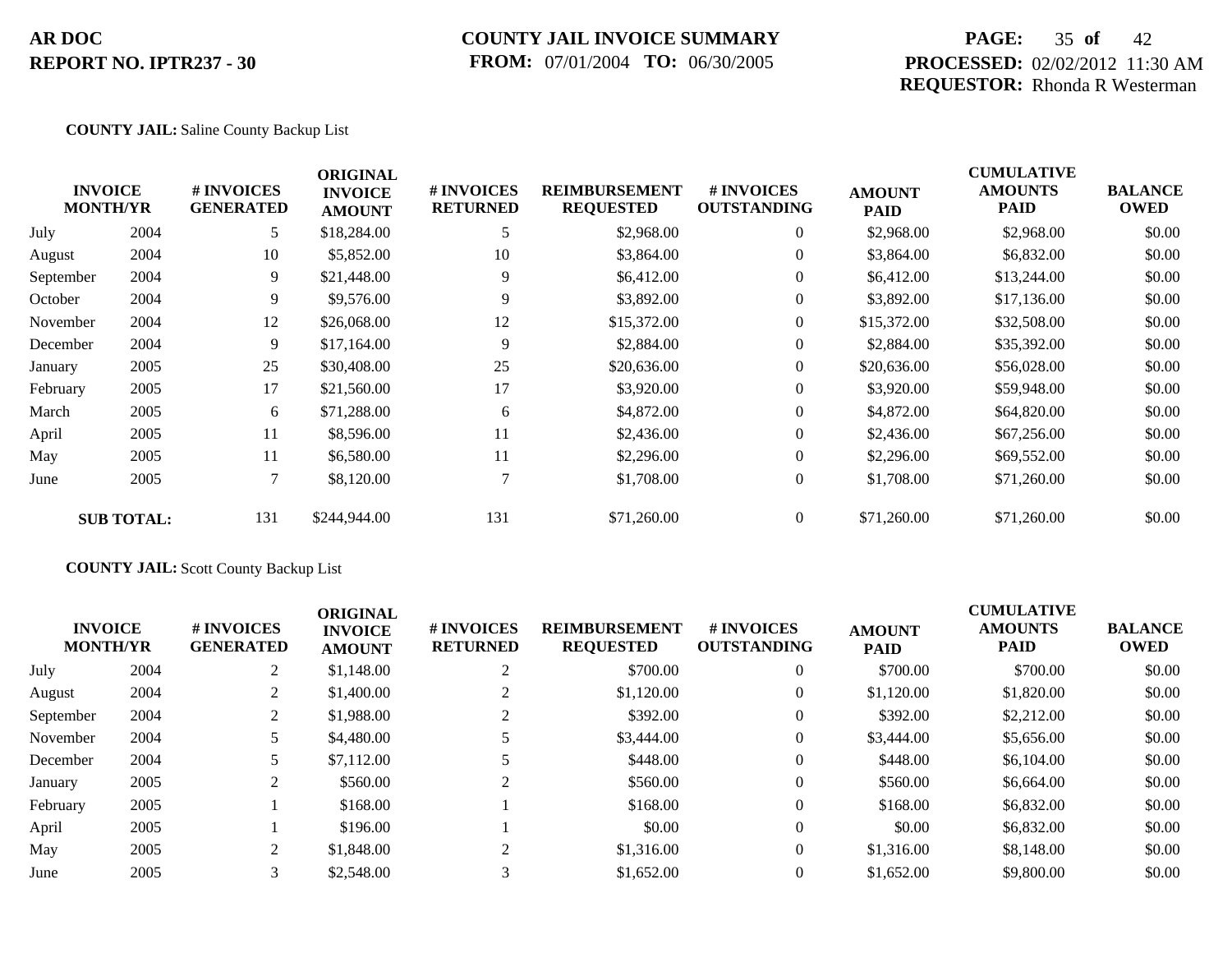**AR DOC**
**REPORT NO. IPTR237 - 30**

**COUNTY JAIL INVOICE SUMMARY**
**FROM:** 07/01/2004 **TO:** 06/30/2005

**PROCESSED:** 02/02/2012 11:30 AM
**REQUESTOR:** Rhonda R Westerman

**COUNTY JAIL:** Saline County Backup List

| INVOICE MONTH/YR | | # INVOICES GENERATED | ORIGINAL INVOICE AMOUNT | # INVOICES RETURNED | REIMBURSEMENT REQUESTED | # INVOICES OUTSTANDING | AMOUNT PAID | CUMULATIVE AMOUNTS PAID | BALANCE OWED |
|---|---|---|---|---|---|---|---|---|---|
| July | 2004 | 5 | $18,284.00 | 5 | $2,968.00 | 0 | $2,968.00 | $2,968.00 | $0.00 |
| August | 2004 | 10 | $5,852.00 | 10 | $3,864.00 | 0 | $3,864.00 | $6,832.00 | $0.00 |
| September | 2004 | 9 | $21,448.00 | 9 | $6,412.00 | 0 | $6,412.00 | $13,244.00 | $0.00 |
| October | 2004 | 9 | $9,576.00 | 9 | $3,892.00 | 0 | $3,892.00 | $17,136.00 | $0.00 |
| November | 2004 | 12 | $26,068.00 | 12 | $15,372.00 | 0 | $15,372.00 | $32,508.00 | $0.00 |
| December | 2004 | 9 | $17,164.00 | 9 | $2,884.00 | 0 | $2,884.00 | $35,392.00 | $0.00 |
| January | 2005 | 25 | $30,408.00 | 25 | $20,636.00 | 0 | $20,636.00 | $56,028.00 | $0.00 |
| February | 2005 | 17 | $21,560.00 | 17 | $3,920.00 | 0 | $3,920.00 | $59,948.00 | $0.00 |
| March | 2005 | 6 | $71,288.00 | 6 | $4,872.00 | 0 | $4,872.00 | $64,820.00 | $0.00 |
| April | 2005 | 11 | $8,596.00 | 11 | $2,436.00 | 0 | $2,436.00 | $67,256.00 | $0.00 |
| May | 2005 | 11 | $6,580.00 | 11 | $2,296.00 | 0 | $2,296.00 | $69,552.00 | $0.00 |
| June | 2005 | 7 | $8,120.00 | 7 | $1,708.00 | 0 | $1,708.00 | $71,260.00 | $0.00 |
| **SUB TOTAL:** | | 131 | $244,944.00 | 131 | $71,260.00 | 0 | $71,260.00 | $71,260.00 | $0.00 |

**COUNTY JAIL:** Scott County Backup List

| INVOICE MONTH/YR | | # INVOICES GENERATED | ORIGINAL INVOICE AMOUNT | # INVOICES RETURNED | REIMBURSEMENT REQUESTED | # INVOICES OUTSTANDING | AMOUNT PAID | CUMULATIVE AMOUNTS PAID | BALANCE OWED |
|---|---|---|---|---|---|---|---|---|---|
| July | 2004 | 2 | $1,148.00 | 2 | $700.00 | 0 | $700.00 | $700.00 | $0.00 |
| August | 2004 | 2 | $1,400.00 | 2 | $1,120.00 | 0 | $1,120.00 | $1,820.00 | $0.00 |
| September | 2004 | 2 | $1,988.00 | 2 | $392.00 | 0 | $392.00 | $2,212.00 | $0.00 |
| November | 2004 | 5 | $4,480.00 | 5 | $3,444.00 | 0 | $3,444.00 | $5,656.00 | $0.00 |
| December | 2004 | 5 | $7,112.00 | 5 | $448.00 | 0 | $448.00 | $6,104.00 | $0.00 |
| January | 2005 | 2 | $560.00 | 2 | $560.00 | 0 | $560.00 | $6,664.00 | $0.00 |
| February | 2005 | 1 | $168.00 | 1 | $168.00 | 0 | $168.00 | $6,832.00 | $0.00 |
| April | 2005 | 1 | $196.00 | 1 | $0.00 | 0 | $0.00 | $6,832.00 | $0.00 |
| May | 2005 | 2 | $1,848.00 | 2 | $1,316.00 | 0 | $1,316.00 | $8,148.00 | $0.00 |
| June | 2005 | 3 | $2,548.00 | 3 | $1,652.00 | 0 | $1,652.00 | $9,800.00 | $0.00 |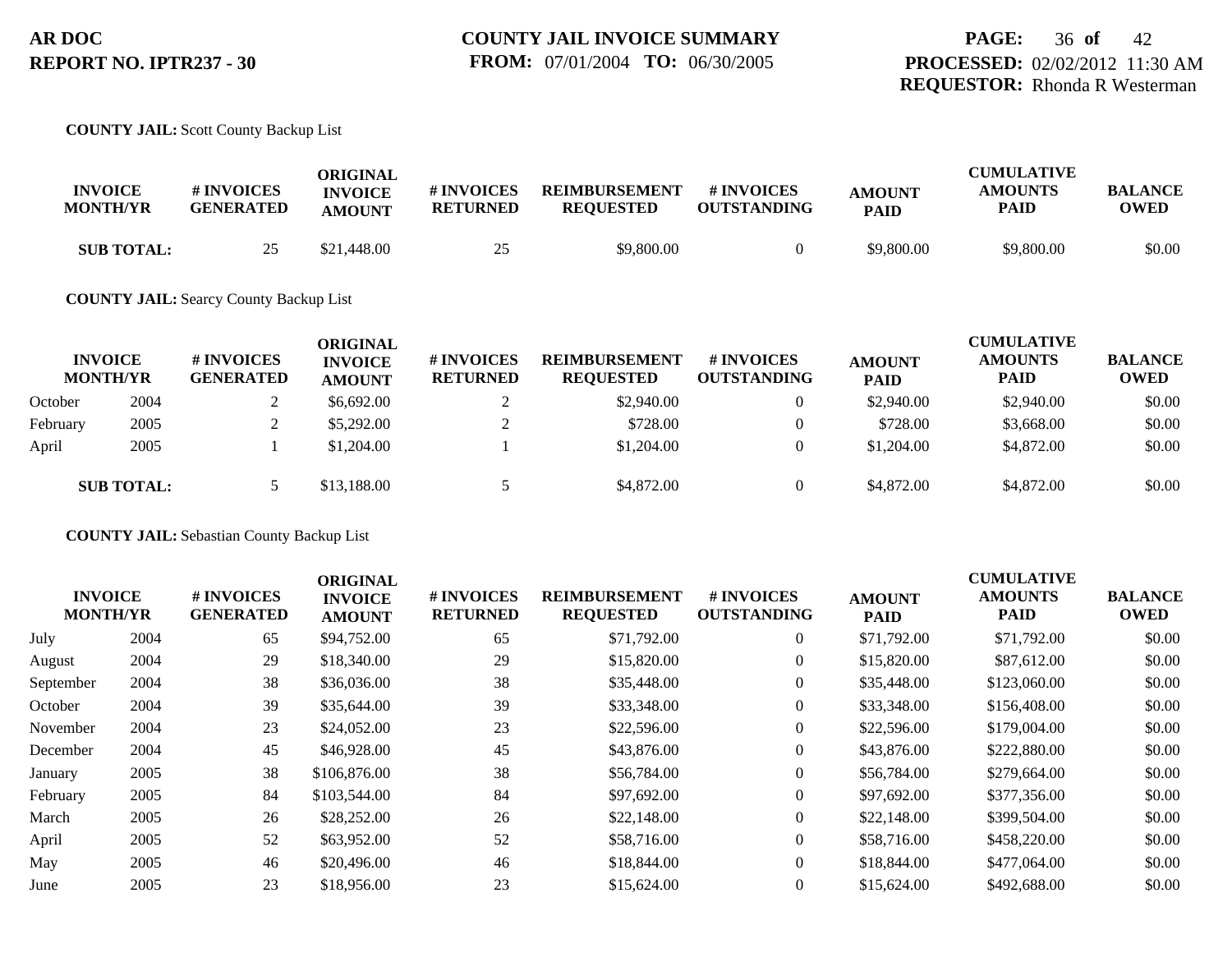**COUNTY JAIL:** Scott County Backup List

| INVOICE MONTH/YR | | # INVOICES GENERATED | ORIGINAL INVOICE AMOUNT | # INVOICES RETURNED | REIMBURSEMENT REQUESTED | # INVOICES OUTSTANDING | AMOUNT PAID | CUMULATIVE AMOUNTS PAID | BALANCE OWED |
|---|---|---|---|---|---|---|---|---|---|
| **SUB TOTAL:** | | 25 | $21,448.00 | 25 | $9,800.00 | 0 | $9,800.00 | $9,800.00 | $0.00 |

**COUNTY JAIL:** Searcy County Backup List

| INVOICE MONTH/YR | | # INVOICES GENERATED | ORIGINAL INVOICE AMOUNT | # INVOICES RETURNED | REIMBURSEMENT REQUESTED | # INVOICES OUTSTANDING | AMOUNT PAID | CUMULATIVE AMOUNTS PAID | BALANCE OWED |
|---|---|---|---|---|---|---|---|---|---|
| October | 2004 | 2 | $6,692.00 | 2 | $2,940.00 | 0 | $2,940.00 | $2,940.00 | $0.00 |
| February | 2005 | 2 | $5,292.00 | 2 | $728.00 | 0 | $728.00 | $3,668.00 | $0.00 |
| April | 2005 | 1 | $1,204.00 | 1 | $1,204.00 | 0 | $1,204.00 | $4,872.00 | $0.00 |
| **SUB TOTAL:** | | 5 | $13,188.00 | 5 | $4,872.00 | 0 | $4,872.00 | $4,872.00 | $0.00 |

**COUNTY JAIL:** Sebastian County Backup List

| INVOICE MONTH/YR | | # INVOICES GENERATED | ORIGINAL INVOICE AMOUNT | # INVOICES RETURNED | REIMBURSEMENT REQUESTED | # INVOICES OUTSTANDING | AMOUNT PAID | CUMULATIVE AMOUNTS PAID | BALANCE OWED |
|---|---|---|---|---|---|---|---|---|---|
| July | 2004 | 65 | $94,752.00 | 65 | $71,792.00 | 0 | $71,792.00 | $71,792.00 | $0.00 |
| August | 2004 | 29 | $18,340.00 | 29 | $15,820.00 | 0 | $15,820.00 | $87,612.00 | $0.00 |
| September | 2004 | 38 | $36,036.00 | 38 | $35,448.00 | 0 | $35,448.00 | $123,060.00 | $0.00 |
| October | 2004 | 39 | $35,644.00 | 39 | $33,348.00 | 0 | $33,348.00 | $156,408.00 | $0.00 |
| November | 2004 | 23 | $24,052.00 | 23 | $22,596.00 | 0 | $22,596.00 | $179,004.00 | $0.00 |
| December | 2004 | 45 | $46,928.00 | 45 | $43,876.00 | 0 | $43,876.00 | $222,880.00 | $0.00 |
| January | 2005 | 38 | $106,876.00 | 38 | $56,784.00 | 0 | $56,784.00 | $279,664.00 | $0.00 |
| February | 2005 | 84 | $103,544.00 | 84 | $97,692.00 | 0 | $97,692.00 | $377,356.00 | $0.00 |
| March | 2005 | 26 | $28,252.00 | 26 | $22,148.00 | 0 | $22,148.00 | $399,504.00 | $0.00 |
| April | 2005 | 52 | $63,952.00 | 52 | $58,716.00 | 0 | $58,716.00 | $458,220.00 | $0.00 |
| May | 2005 | 46 | $20,496.00 | 46 | $18,844.00 | 0 | $18,844.00 | $477,064.00 | $0.00 |
| June | 2005 | 23 | $18,956.00 | 23 | $15,624.00 | 0 | $15,624.00 | $492,688.00 | $0.00 |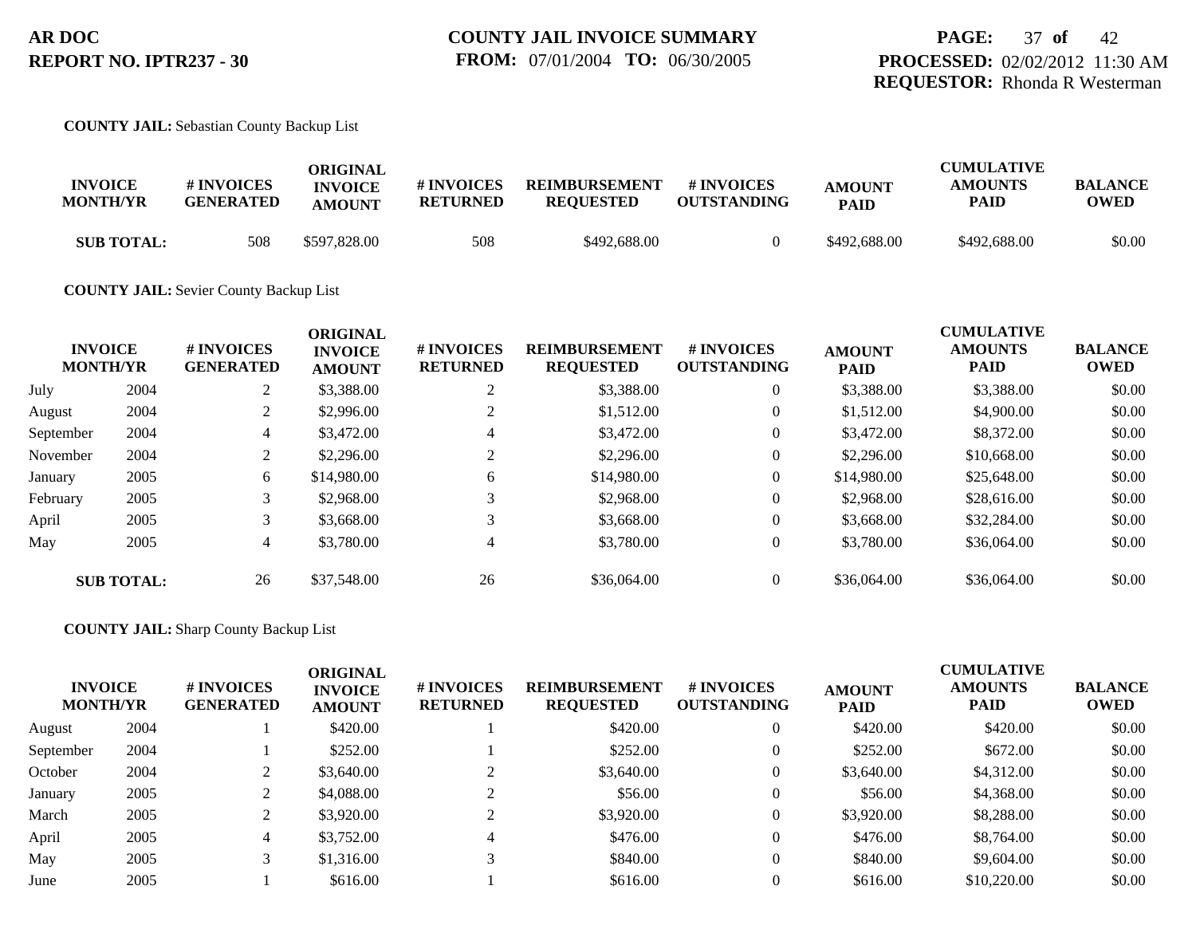**COUNTY JAIL:** Sebastian County Backup List

| INVOICE MONTH/YR | | # INVOICES GENERATED | ORIGINAL INVOICE AMOUNT | # INVOICES RETURNED | REIMBURSEMENT REQUESTED | # INVOICES OUTSTANDING | AMOUNT PAID | CUMULATIVE AMOUNTS PAID | BALANCE OWED |
|---|---|---|---|---|---|---|---|---|---|
| **SUB TOTAL:** | | 508 | $597,828.00 | 508 | $492,688.00 | 0 | $492,688.00 | $492,688.00 | $0.00 |

**COUNTY JAIL:** Sevier County Backup List

| INVOICE MONTH/YR | | # INVOICES GENERATED | ORIGINAL INVOICE AMOUNT | # INVOICES RETURNED | REIMBURSEMENT REQUESTED | # INVOICES OUTSTANDING | AMOUNT PAID | CUMULATIVE AMOUNTS PAID | BALANCE OWED |
|---|---|---|---|---|---|---|---|---|---|
| July | 2004 | 2 | $3,388.00 | 2 | $3,388.00 | 0 | $3,388.00 | $3,388.00 | $0.00 |
| August | 2004 | 2 | $2,996.00 | 2 | $1,512.00 | 0 | $1,512.00 | $4,900.00 | $0.00 |
| September | 2004 | 4 | $3,472.00 | 4 | $3,472.00 | 0 | $3,472.00 | $8,372.00 | $0.00 |
| November | 2004 | 2 | $2,296.00 | 2 | $2,296.00 | 0 | $2,296.00 | $10,668.00 | $0.00 |
| January | 2005 | 6 | $14,980.00 | 6 | $14,980.00 | 0 | $14,980.00 | $25,648.00 | $0.00 |
| February | 2005 | 3 | $2,968.00 | 3 | $2,968.00 | 0 | $2,968.00 | $28,616.00 | $0.00 |
| April | 2005 | 3 | $3,668.00 | 3 | $3,668.00 | 0 | $3,668.00 | $32,284.00 | $0.00 |
| May | 2005 | 4 | $3,780.00 | 4 | $3,780.00 | 0 | $3,780.00 | $36,064.00 | $0.00 |
| **SUB TOTAL:** | | 26 | $37,548.00 | 26 | $36,064.00 | 0 | $36,064.00 | $36,064.00 | $0.00 |

**COUNTY JAIL:** Sharp County Backup List

| INVOICE MONTH/YR | | # INVOICES GENERATED | ORIGINAL INVOICE AMOUNT | # INVOICES RETURNED | REIMBURSEMENT REQUESTED | # INVOICES OUTSTANDING | AMOUNT PAID | CUMULATIVE AMOUNTS PAID | BALANCE OWED |
|---|---|---|---|---|---|---|---|---|---|
| August | 2004 | 1 | $420.00 | 1 | $420.00 | 0 | $420.00 | $420.00 | $0.00 |
| September | 2004 | 1 | $252.00 | 1 | $252.00 | 0 | $252.00 | $672.00 | $0.00 |
| October | 2004 | 2 | $3,640.00 | 2 | $3,640.00 | 0 | $3,640.00 | $4,312.00 | $0.00 |
| January | 2005 | 2 | $4,088.00 | 2 | $56.00 | 0 | $56.00 | $4,368.00 | $0.00 |
| March | 2005 | 2 | $3,920.00 | 2 | $3,920.00 | 0 | $3,920.00 | $8,288.00 | $0.00 |
| April | 2005 | 4 | $3,752.00 | 4 | $476.00 | 0 | $476.00 | $8,764.00 | $0.00 |
| May | 2005 | 3 | $1,316.00 | 3 | $840.00 | 0 | $840.00 | $9,604.00 | $0.00 |
| June | 2005 | 1 | $616.00 | 1 | $616.00 | 0 | $616.00 | $10,220.00 | $0.00 |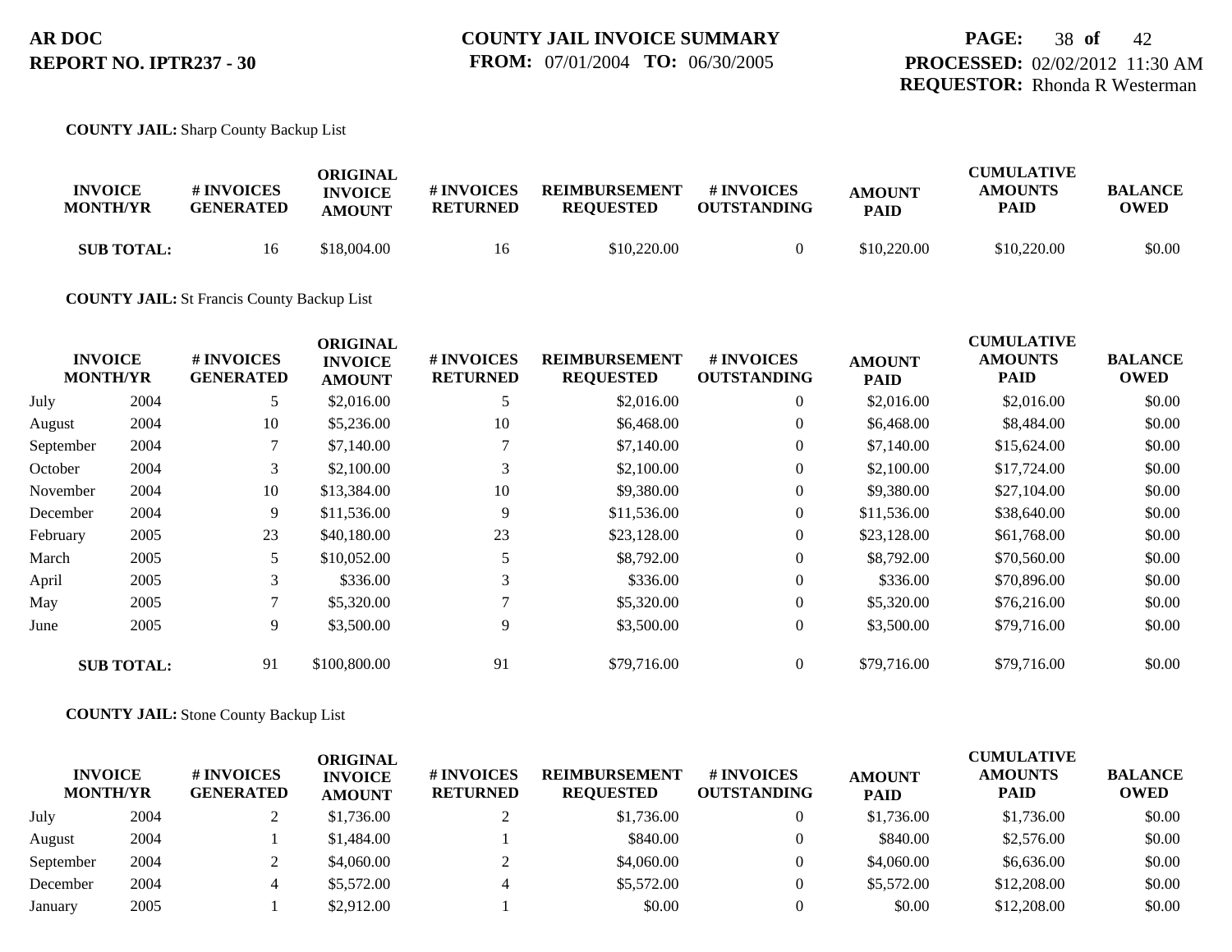**COUNTY JAIL:** Sharp County Backup List

| INVOICE MONTH/YR | | # INVOICES GENERATED | ORIGINAL INVOICE AMOUNT | # INVOICES RETURNED | REIMBURSEMENT REQUESTED | # INVOICES OUTSTANDING | AMOUNT PAID | CUMULATIVE AMOUNTS PAID | BALANCE OWED |
|---|---|---|---|---|---|---|---|---|---|
| **SUB TOTAL:** | | 16 | $18,004.00 | 16 | $10,220.00 | 0 | $10,220.00 | $10,220.00 | $0.00 |

**COUNTY JAIL:** St Francis County Backup List

| INVOICE MONTH/YR | | # INVOICES GENERATED | ORIGINAL INVOICE AMOUNT | # INVOICES RETURNED | REIMBURSEMENT REQUESTED | # INVOICES OUTSTANDING | AMOUNT PAID | CUMULATIVE AMOUNTS PAID | BALANCE OWED |
|---|---|---|---|---|---|---|---|---|---|
| July | 2004 | 5 | $2,016.00 | 5 | $2,016.00 | 0 | $2,016.00 | $2,016.00 | $0.00 |
| August | 2004 | 10 | $5,236.00 | 10 | $6,468.00 | 0 | $6,468.00 | $8,484.00 | $0.00 |
| September | 2004 | 7 | $7,140.00 | 7 | $7,140.00 | 0 | $7,140.00 | $15,624.00 | $0.00 |
| October | 2004 | 3 | $2,100.00 | 3 | $2,100.00 | 0 | $2,100.00 | $17,724.00 | $0.00 |
| November | 2004 | 10 | $13,384.00 | 10 | $9,380.00 | 0 | $9,380.00 | $27,104.00 | $0.00 |
| December | 2004 | 9 | $11,536.00 | 9 | $11,536.00 | 0 | $11,536.00 | $38,640.00 | $0.00 |
| February | 2005 | 23 | $40,180.00 | 23 | $23,128.00 | 0 | $23,128.00 | $61,768.00 | $0.00 |
| March | 2005 | 5 | $10,052.00 | 5 | $8,792.00 | 0 | $8,792.00 | $70,560.00 | $0.00 |
| April | 2005 | 3 | $336.00 | 3 | $336.00 | 0 | $336.00 | $70,896.00 | $0.00 |
| May | 2005 | 7 | $5,320.00 | 7 | $5,320.00 | 0 | $5,320.00 | $76,216.00 | $0.00 |
| June | 2005 | 9 | $3,500.00 | 9 | $3,500.00 | 0 | $3,500.00 | $79,716.00 | $0.00 |
| **SUB TOTAL:** | | 91 | $100,800.00 | 91 | $79,716.00 | 0 | $79,716.00 | $79,716.00 | $0.00 |

**COUNTY JAIL:** Stone County Backup List

| INVOICE MONTH/YR | | # INVOICES GENERATED | ORIGINAL INVOICE AMOUNT | # INVOICES RETURNED | REIMBURSEMENT REQUESTED | # INVOICES OUTSTANDING | AMOUNT PAID | CUMULATIVE AMOUNTS PAID | BALANCE OWED |
|---|---|---|---|---|---|---|---|---|---|
| July | 2004 | 2 | $1,736.00 | 2 | $1,736.00 | 0 | $1,736.00 | $1,736.00 | $0.00 |
| August | 2004 | 1 | $1,484.00 | 1 | $840.00 | 0 | $840.00 | $2,576.00 | $0.00 |
| September | 2004 | 2 | $4,060.00 | 2 | $4,060.00 | 0 | $4,060.00 | $6,636.00 | $0.00 |
| December | 2004 | 4 | $5,572.00 | 4 | $5,572.00 | 0 | $5,572.00 | $12,208.00 | $0.00 |
| January | 2005 | 1 | $2,912.00 | 1 | $0.00 | 0 | $0.00 | $12,208.00 | $0.00 |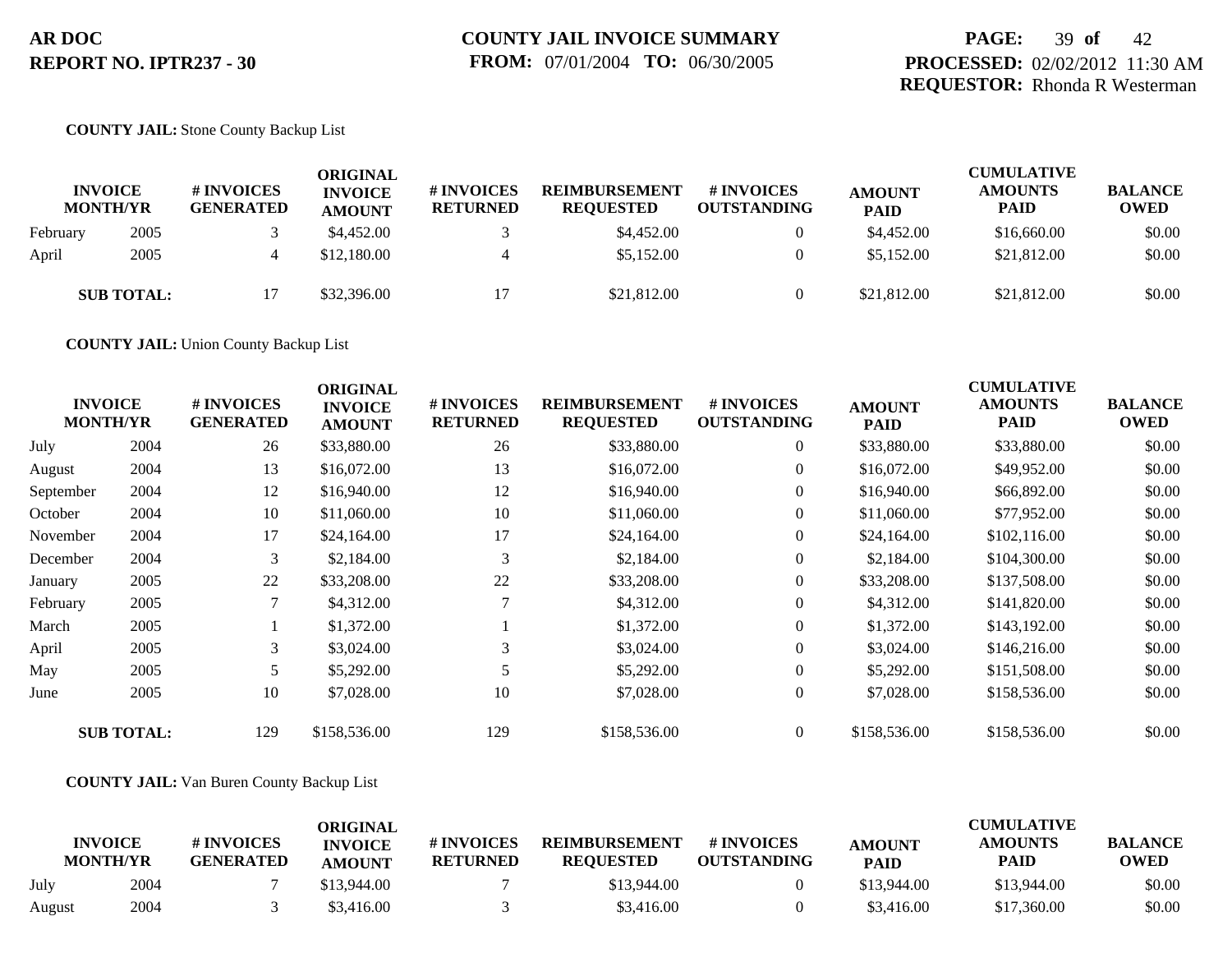**COUNTY JAIL:** Stone County Backup List

| INVOICE MONTH/YR | | # INVOICES GENERATED | ORIGINAL INVOICE AMOUNT | # INVOICES RETURNED | REIMBURSEMENT REQUESTED | # INVOICES OUTSTANDING | AMOUNT PAID | CUMULATIVE AMOUNTS PAID | BALANCE OWED |
|---|---|---|---|---|---|---|---|---|---|
| February | 2005 | 3 | $4,452.00 | 3 | $4,452.00 | 0 | $4,452.00 | $16,660.00 | $0.00 |
| April | 2005 | 4 | $12,180.00 | 4 | $5,152.00 | 0 | $5,152.00 | $21,812.00 | $0.00 |
| **SUB TOTAL:** | | 17 | $32,396.00 | 17 | $21,812.00 | 0 | $21,812.00 | $21,812.00 | $0.00 |

**COUNTY JAIL:** Union County Backup List

| INVOICE MONTH/YR | | # INVOICES GENERATED | ORIGINAL INVOICE AMOUNT | # INVOICES RETURNED | REIMBURSEMENT REQUESTED | # INVOICES OUTSTANDING | AMOUNT PAID | CUMULATIVE AMOUNTS PAID | BALANCE OWED |
|---|---|---|---|---|---|---|---|---|---|
| July | 2004 | 26 | $33,880.00 | 26 | $33,880.00 | 0 | $33,880.00 | $33,880.00 | $0.00 |
| August | 2004 | 13 | $16,072.00 | 13 | $16,072.00 | 0 | $16,072.00 | $49,952.00 | $0.00 |
| September | 2004 | 12 | $16,940.00 | 12 | $16,940.00 | 0 | $16,940.00 | $66,892.00 | $0.00 |
| October | 2004 | 10 | $11,060.00 | 10 | $11,060.00 | 0 | $11,060.00 | $77,952.00 | $0.00 |
| November | 2004 | 17 | $24,164.00 | 17 | $24,164.00 | 0 | $24,164.00 | $102,116.00 | $0.00 |
| December | 2004 | 3 | $2,184.00 | 3 | $2,184.00 | 0 | $2,184.00 | $104,300.00 | $0.00 |
| January | 2005 | 22 | $33,208.00 | 22 | $33,208.00 | 0 | $33,208.00 | $137,508.00 | $0.00 |
| February | 2005 | 7 | $4,312.00 | 7 | $4,312.00 | 0 | $4,312.00 | $141,820.00 | $0.00 |
| March | 2005 | 1 | $1,372.00 | 1 | $1,372.00 | 0 | $1,372.00 | $143,192.00 | $0.00 |
| April | 2005 | 3 | $3,024.00 | 3 | $3,024.00 | 0 | $3,024.00 | $146,216.00 | $0.00 |
| May | 2005 | 5 | $5,292.00 | 5 | $5,292.00 | 0 | $5,292.00 | $151,508.00 | $0.00 |
| June | 2005 | 10 | $7,028.00 | 10 | $7,028.00 | 0 | $7,028.00 | $158,536.00 | $0.00 |
| **SUB TOTAL:** | | 129 | $158,536.00 | 129 | $158,536.00 | 0 | $158,536.00 | $158,536.00 | $0.00 |

**COUNTY JAIL:** Van Buren County Backup List

| INVOICE MONTH/YR | | # INVOICES GENERATED | ORIGINAL INVOICE AMOUNT | # INVOICES RETURNED | REIMBURSEMENT REQUESTED | # INVOICES OUTSTANDING | AMOUNT PAID | CUMULATIVE AMOUNTS PAID | BALANCE OWED |
|---|---|---|---|---|---|---|---|---|---|
| July | 2004 | 7 | $13,944.00 | 7 | $13,944.00 | 0 | $13,944.00 | $13,944.00 | $0.00 |
| August | 2004 | 3 | $3,416.00 | 3 | $3,416.00 | 0 | $3,416.00 | $17,360.00 | $0.00 |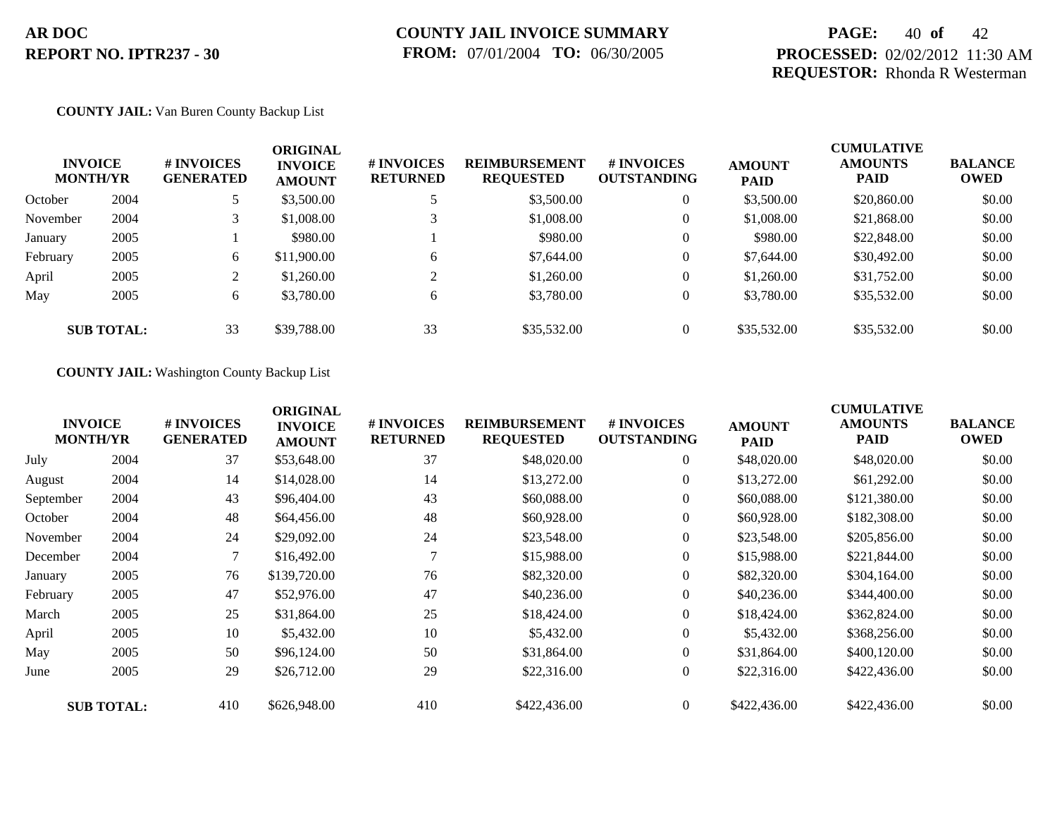**AR DOC**
**REPORT NO. IPTR237 - 30**

**COUNTY JAIL INVOICE SUMMARY**
**FROM:** 07/01/2004 **TO:** 06/30/2005

**PROCESSED:** 02/02/2012 11:30 AM
**REQUESTOR:** Rhonda R Westerman

**COUNTY JAIL:** Van Buren County Backup List

| INVOICE MONTH/YR | | # INVOICES GENERATED | ORIGINAL INVOICE AMOUNT | # INVOICES RETURNED | REIMBURSEMENT REQUESTED | # INVOICES OUTSTANDING | AMOUNT PAID | CUMULATIVE AMOUNTS PAID | BALANCE OWED |
|---|---|---|---|---|---|---|---|---|---|
| October | 2004 | 5 | $3,500.00 | 5 | $3,500.00 | 0 | $3,500.00 | $20,860.00 | $0.00 |
| November | 2004 | 3 | $1,008.00 | 3 | $1,008.00 | 0 | $1,008.00 | $21,868.00 | $0.00 |
| January | 2005 | 1 | $980.00 | 1 | $980.00 | 0 | $980.00 | $22,848.00 | $0.00 |
| February | 2005 | 6 | $11,900.00 | 6 | $7,644.00 | 0 | $7,644.00 | $30,492.00 | $0.00 |
| April | 2005 | 2 | $1,260.00 | 2 | $1,260.00 | 0 | $1,260.00 | $31,752.00 | $0.00 |
| May | 2005 | 6 | $3,780.00 | 6 | $3,780.00 | 0 | $3,780.00 | $35,532.00 | $0.00 |
| **SUB TOTAL:** | | 33 | $39,788.00 | 33 | $35,532.00 | 0 | $35,532.00 | $35,532.00 | $0.00 |

**COUNTY JAIL:** Washington County Backup List

| INVOICE MONTH/YR | | # INVOICES GENERATED | ORIGINAL INVOICE AMOUNT | # INVOICES RETURNED | REIMBURSEMENT REQUESTED | # INVOICES OUTSTANDING | AMOUNT PAID | CUMULATIVE AMOUNTS PAID | BALANCE OWED |
|---|---|---|---|---|---|---|---|---|---|
| July | 2004 | 37 | $53,648.00 | 37 | $48,020.00 | 0 | $48,020.00 | $48,020.00 | $0.00 |
| August | 2004 | 14 | $14,028.00 | 14 | $13,272.00 | 0 | $13,272.00 | $61,292.00 | $0.00 |
| September | 2004 | 43 | $96,404.00 | 43 | $60,088.00 | 0 | $60,088.00 | $121,380.00 | $0.00 |
| October | 2004 | 48 | $64,456.00 | 48 | $60,928.00 | 0 | $60,928.00 | $182,308.00 | $0.00 |
| November | 2004 | 24 | $29,092.00 | 24 | $23,548.00 | 0 | $23,548.00 | $205,856.00 | $0.00 |
| December | 2004 | 7 | $16,492.00 | 7 | $15,988.00 | 0 | $15,988.00 | $221,844.00 | $0.00 |
| January | 2005 | 76 | $139,720.00 | 76 | $82,320.00 | 0 | $82,320.00 | $304,164.00 | $0.00 |
| February | 2005 | 47 | $52,976.00 | 47 | $40,236.00 | 0 | $40,236.00 | $344,400.00 | $0.00 |
| March | 2005 | 25 | $31,864.00 | 25 | $18,424.00 | 0 | $18,424.00 | $362,824.00 | $0.00 |
| April | 2005 | 10 | $5,432.00 | 10 | $5,432.00 | 0 | $5,432.00 | $368,256.00 | $0.00 |
| May | 2005 | 50 | $96,124.00 | 50 | $31,864.00 | 0 | $31,864.00 | $400,120.00 | $0.00 |
| June | 2005 | 29 | $26,712.00 | 29 | $22,316.00 | 0 | $22,316.00 | $422,436.00 | $0.00 |
| **SUB TOTAL:** | | 410 | $626,948.00 | 410 | $422,436.00 | 0 | $422,436.00 | $422,436.00 | $0.00 |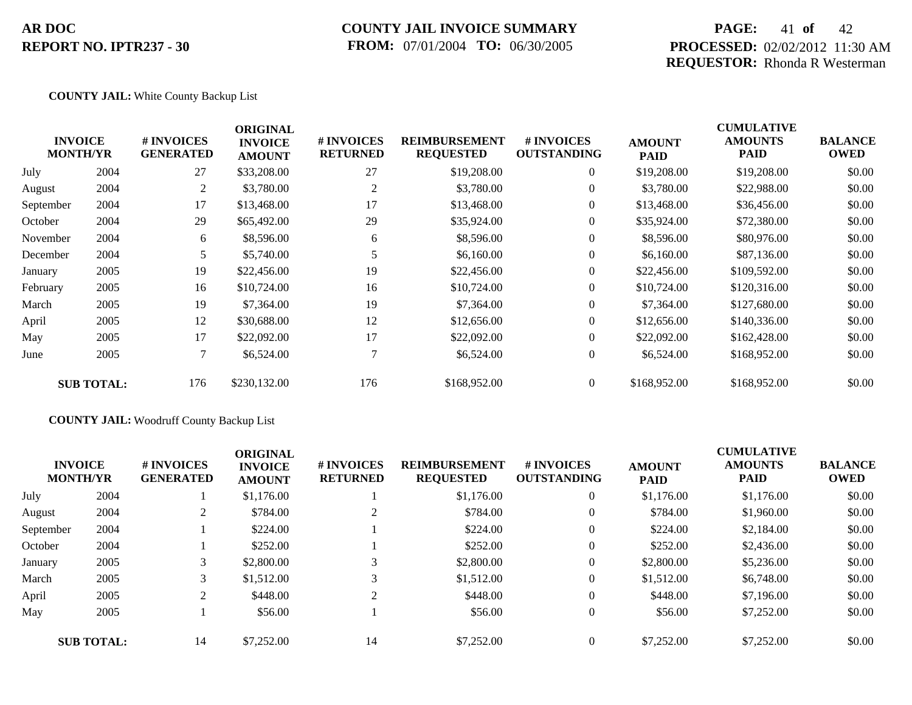**AR DOC**
**REPORT NO. IPTR237 - 30**

**COUNTY JAIL INVOICE SUMMARY**
**FROM:** 07/01/2004 **TO:** 06/30/2005

**PROCESSED:** 02/02/2012 11:30 AM
**REQUESTOR:** Rhonda R Westerman

**COUNTY JAIL:** White County Backup List

| INVOICE MONTH/YR | | # INVOICES GENERATED | ORIGINAL INVOICE AMOUNT | # INVOICES RETURNED | REIMBURSEMENT REQUESTED | # INVOICES OUTSTANDING | AMOUNT PAID | CUMULATIVE AMOUNTS PAID | BALANCE OWED |
|---|---|---|---|---|---|---|---|---|---|
| July | 2004 | 27 | $33,208.00 | 27 | $19,208.00 | 0 | $19,208.00 | $19,208.00 | $0.00 |
| August | 2004 | 2 | $3,780.00 | 2 | $3,780.00 | 0 | $3,780.00 | $22,988.00 | $0.00 |
| September | 2004 | 17 | $13,468.00 | 17 | $13,468.00 | 0 | $13,468.00 | $36,456.00 | $0.00 |
| October | 2004 | 29 | $65,492.00 | 29 | $35,924.00 | 0 | $35,924.00 | $72,380.00 | $0.00 |
| November | 2004 | 6 | $8,596.00 | 6 | $8,596.00 | 0 | $8,596.00 | $80,976.00 | $0.00 |
| December | 2004 | 5 | $5,740.00 | 5 | $6,160.00 | 0 | $6,160.00 | $87,136.00 | $0.00 |
| January | 2005 | 19 | $22,456.00 | 19 | $22,456.00 | 0 | $22,456.00 | $109,592.00 | $0.00 |
| February | 2005 | 16 | $10,724.00 | 16 | $10,724.00 | 0 | $10,724.00 | $120,316.00 | $0.00 |
| March | 2005 | 19 | $7,364.00 | 19 | $7,364.00 | 0 | $7,364.00 | $127,680.00 | $0.00 |
| April | 2005 | 12 | $30,688.00 | 12 | $12,656.00 | 0 | $12,656.00 | $140,336.00 | $0.00 |
| May | 2005 | 17 | $22,092.00 | 17 | $22,092.00 | 0 | $22,092.00 | $162,428.00 | $0.00 |
| June | 2005 | 7 | $6,524.00 | 7 | $6,524.00 | 0 | $6,524.00 | $168,952.00 | $0.00 |
| **SUB TOTAL:** | | 176 | $230,132.00 | 176 | $168,952.00 | 0 | $168,952.00 | $168,952.00 | $0.00 |

**COUNTY JAIL:** Woodruff County Backup List

| INVOICE MONTH/YR | | # INVOICES GENERATED | ORIGINAL INVOICE AMOUNT | # INVOICES RETURNED | REIMBURSEMENT REQUESTED | # INVOICES OUTSTANDING | AMOUNT PAID | CUMULATIVE AMOUNTS PAID | BALANCE OWED |
|---|---|---|---|---|---|---|---|---|---|
| July | 2004 | 1 | $1,176.00 | 1 | $1,176.00 | 0 | $1,176.00 | $1,176.00 | $0.00 |
| August | 2004 | 2 | $784.00 | 2 | $784.00 | 0 | $784.00 | $1,960.00 | $0.00 |
| September | 2004 | 1 | $224.00 | 1 | $224.00 | 0 | $224.00 | $2,184.00 | $0.00 |
| October | 2004 | 1 | $252.00 | 1 | $252.00 | 0 | $252.00 | $2,436.00 | $0.00 |
| January | 2005 | 3 | $2,800.00 | 3 | $2,800.00 | 0 | $2,800.00 | $5,236.00 | $0.00 |
| March | 2005 | 3 | $1,512.00 | 3 | $1,512.00 | 0 | $1,512.00 | $6,748.00 | $0.00 |
| April | 2005 | 2 | $448.00 | 2 | $448.00 | 0 | $448.00 | $7,196.00 | $0.00 |
| May | 2005 | 1 | $56.00 | 1 | $56.00 | 0 | $56.00 | $7,252.00 | $0.00 |
| **SUB TOTAL:** | | 14 | $7,252.00 | 14 | $7,252.00 | 0 | $7,252.00 | $7,252.00 | $0.00 |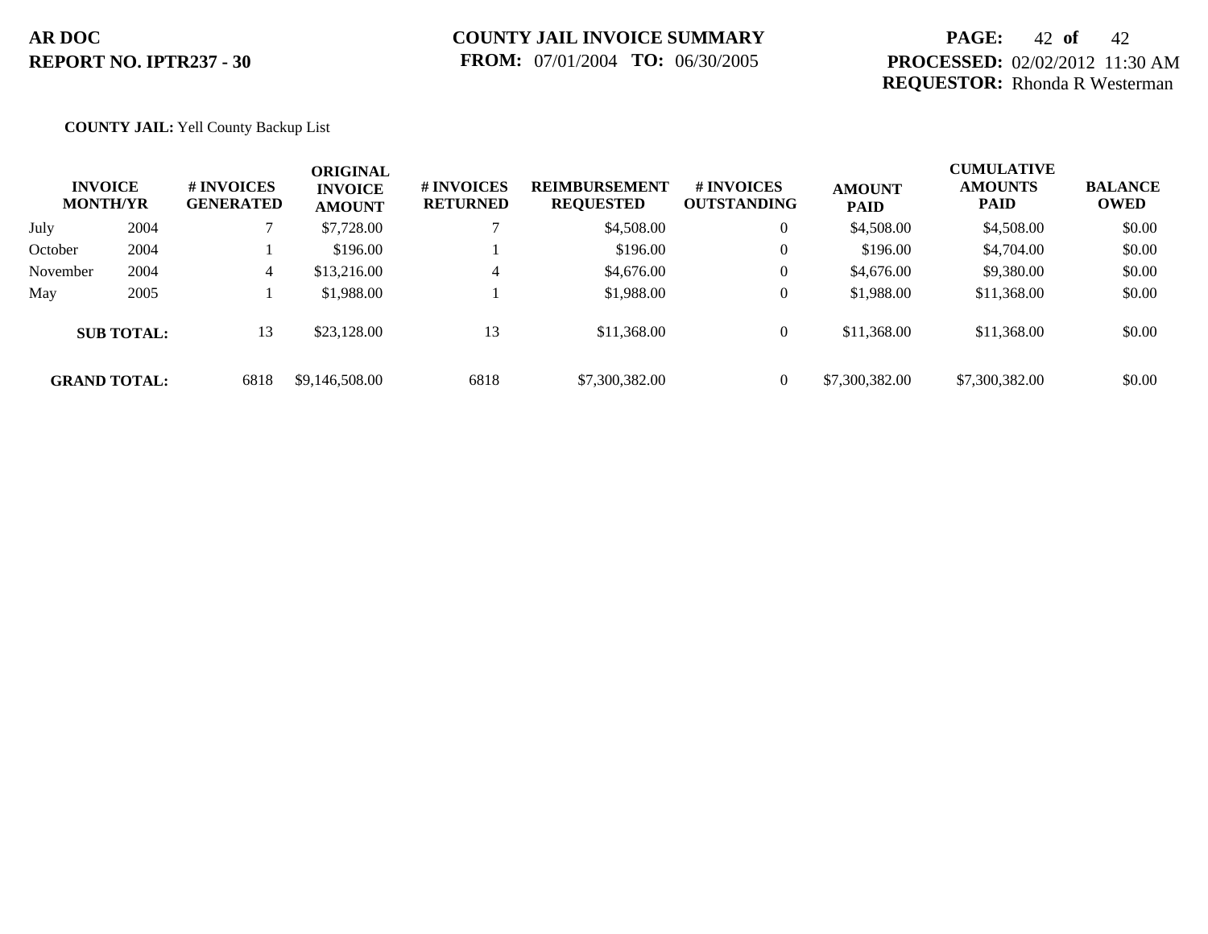**AR DOC**
**REPORT NO. IPTR237 - 30**

**COUNTY JAIL INVOICE SUMMARY**
**FROM:** 07/01/2004 **TO:** 06/30/2005

**PROCESSED:** 02/02/2012 11:30 AM
**REQUESTOR:** Rhonda R Westerman

**COUNTY JAIL:** Yell County Backup List

| INVOICE MONTH/YR | | # INVOICES GENERATED | ORIGINAL INVOICE AMOUNT | # INVOICES RETURNED | REIMBURSEMENT REQUESTED | # INVOICES OUTSTANDING | AMOUNT PAID | CUMULATIVE AMOUNTS PAID | BALANCE OWED |
|---|---|---|---|---|---|---|---|---|---|
| July | 2004 | 7 | $7,728.00 | 7 | $4,508.00 | 0 | $4,508.00 | $4,508.00 | $0.00 |
| October | 2004 | 1 | $196.00 | 1 | $196.00 | 0 | $196.00 | $4,704.00 | $0.00 |
| November | 2004 | 4 | $13,216.00 | 4 | $4,676.00 | 0 | $4,676.00 | $9,380.00 | $0.00 |
| May | 2005 | 1 | $1,988.00 | 1 | $1,988.00 | 0 | $1,988.00 | $11,368.00 | $0.00 |
| **SUB TOTAL:** | | 13 | $23,128.00 | 13 | $11,368.00 | 0 | $11,368.00 | $11,368.00 | $0.00 |
| **GRAND TOTAL:** | | 6818 | $9,146,508.00 | 6818 | $7,300,382.00 | 0 | $7,300,382.00 | $7,300,382.00 | $0.00 |